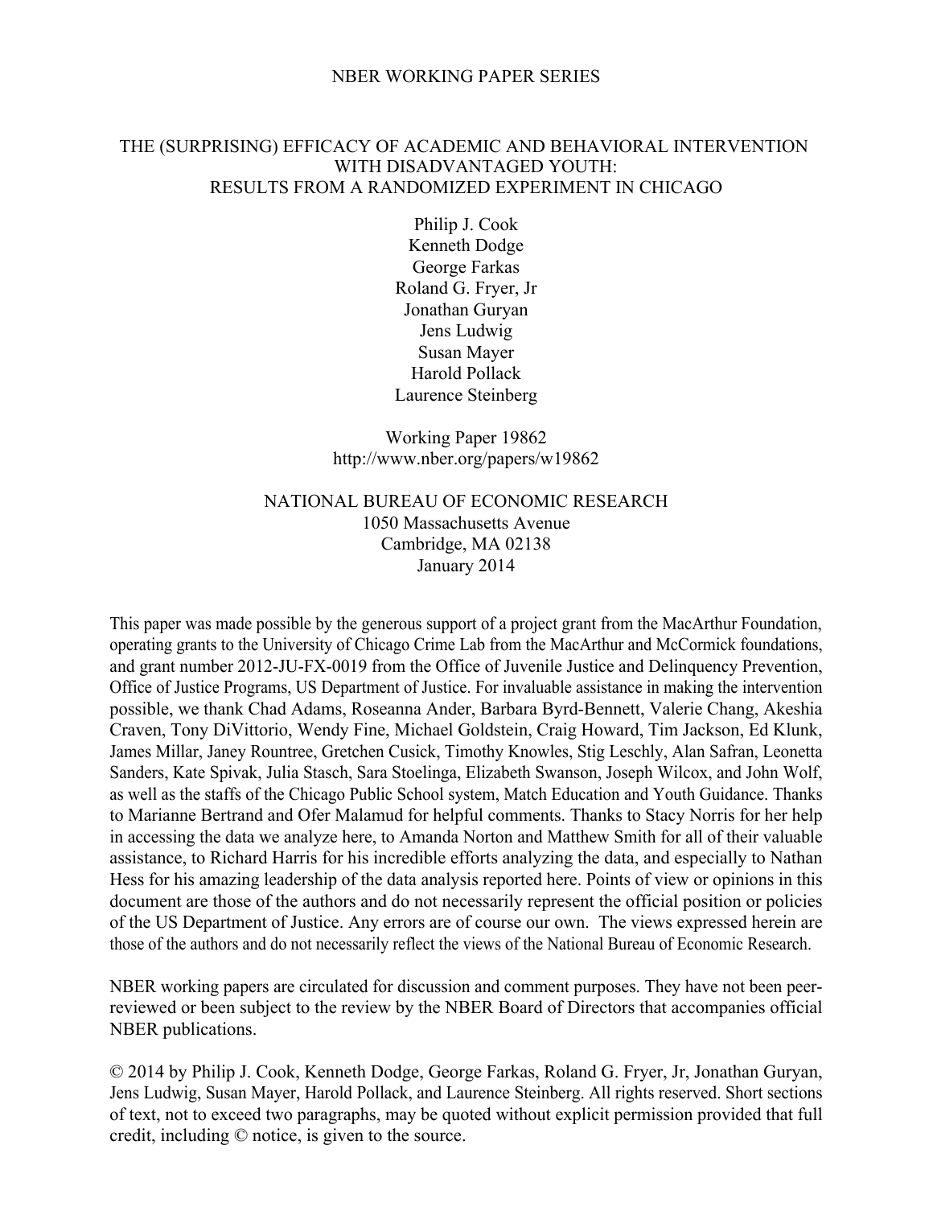NBER WORKING PAPER SERIES

# THE (SURPRISING) EFFICACY OF ACADEMIC AND BEHAVIORAL INTERVENTION WITH DISADVANTAGED YOUTH: RESULTS FROM A RANDOMIZED EXPERIMENT IN CHICAGO

Philip J. Cook
Kenneth Dodge
George Farkas
Roland G. Fryer, Jr
Jonathan Guryan
Jens Ludwig
Susan Mayer
Harold Pollack
Laurence Steinberg

Working Paper 19862
http://www.nber.org/papers/w19862

NATIONAL BUREAU OF ECONOMIC RESEARCH
1050 Massachusetts Avenue
Cambridge, MA 02138
January 2014

This paper was made possible by the generous support of a project grant from the MacArthur Foundation, operating grants to the University of Chicago Crime Lab from the MacArthur and McCormick foundations, and grant number 2012-JU-FX-0019 from the Office of Juvenile Justice and Delinquency Prevention, Office of Justice Programs, US Department of Justice. For invaluable assistance in making the intervention possible, we thank Chad Adams, Roseanna Ander, Barbara Byrd-Bennett, Valerie Chang, Akeshia Craven, Tony DiVittorio, Wendy Fine, Michael Goldstein, Craig Howard, Tim Jackson, Ed Klunk, James Millar, Janey Rountree, Gretchen Cusick, Timothy Knowles, Stig Leschly, Alan Safran, Leonetta Sanders, Kate Spivak, Julia Stasch, Sara Stoelinga, Elizabeth Swanson, Joseph Wilcox, and John Wolf, as well as the staffs of the Chicago Public School system, Match Education and Youth Guidance. Thanks to Marianne Bertrand and Ofer Malamud for helpful comments. Thanks to Stacy Norris for her help in accessing the data we analyze here, to Amanda Norton and Matthew Smith for all of their valuable assistance, to Richard Harris for his incredible efforts analyzing the data, and especially to Nathan Hess for his amazing leadership of the data analysis reported here. Points of view or opinions in this document are those of the authors and do not necessarily represent the official position or policies of the US Department of Justice. Any errors are of course our own. The views expressed herein are those of the authors and do not necessarily reflect the views of the National Bureau of Economic Research.

NBER working papers are circulated for discussion and comment purposes. They have not been peer-reviewed or been subject to the review by the NBER Board of Directors that accompanies official NBER publications.

© 2014 by Philip J. Cook, Kenneth Dodge, George Farkas, Roland G. Fryer, Jr, Jonathan Guryan, Jens Ludwig, Susan Mayer, Harold Pollack, and Laurence Steinberg. All rights reserved. Short sections of text, not to exceed two paragraphs, may be quoted without explicit permission provided that full credit, including © notice, is given to the source.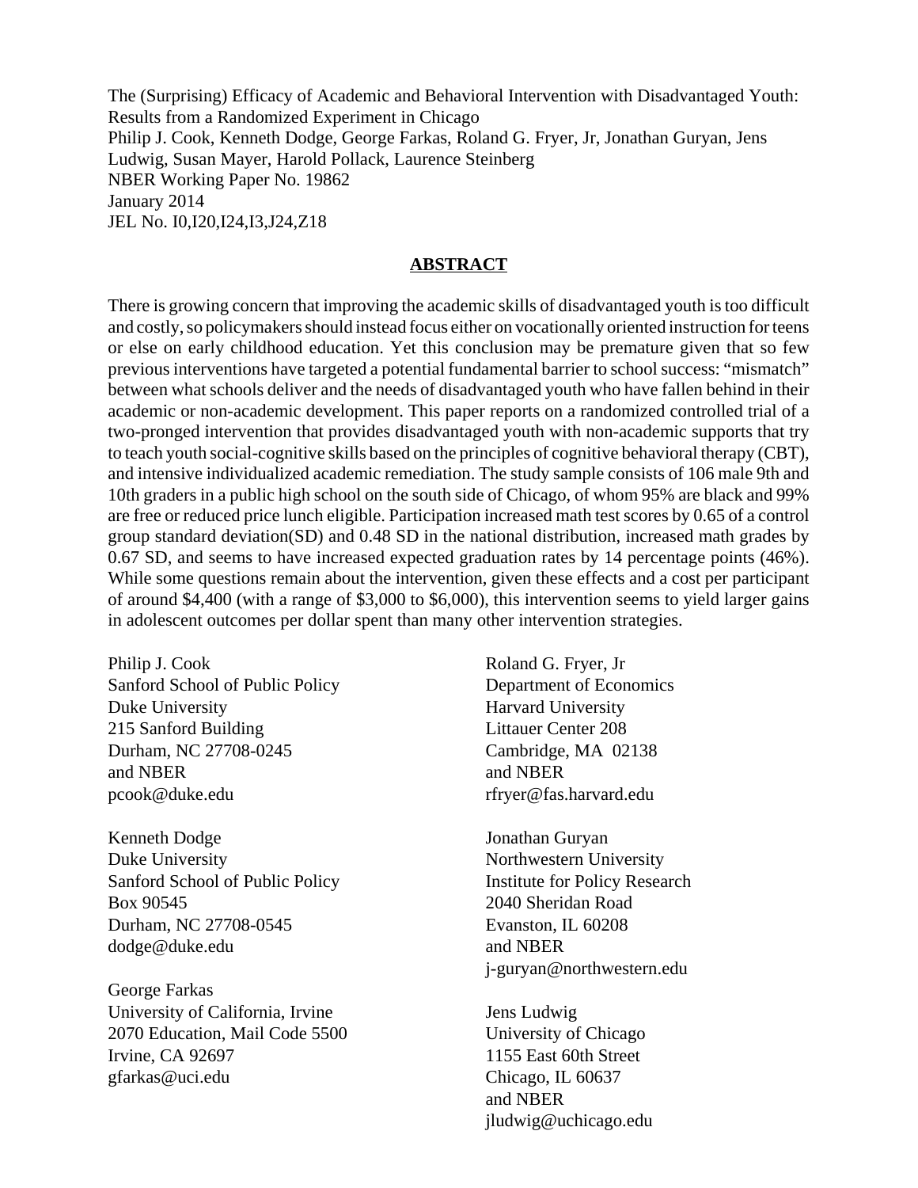The (Surprising) Efficacy of Academic and Behavioral Intervention with Disadvantaged Youth: Results from a Randomized Experiment in Chicago
Philip J. Cook, Kenneth Dodge, George Farkas, Roland G. Fryer, Jr, Jonathan Guryan, Jens Ludwig, Susan Mayer, Harold Pollack, Laurence Steinberg
NBER Working Paper No. 19862
January 2014
JEL No. I0,I20,I24,I3,J24,Z18

## ABSTRACT

There is growing concern that improving the academic skills of disadvantaged youth is too difficult and costly, so policymakers should instead focus either on vocationally oriented instruction for teens or else on early childhood education. Yet this conclusion may be premature given that so few previous interventions have targeted a potential fundamental barrier to school success: "mismatch" between what schools deliver and the needs of disadvantaged youth who have fallen behind in their academic or non-academic development. This paper reports on a randomized controlled trial of a two-pronged intervention that provides disadvantaged youth with non-academic supports that try to teach youth social-cognitive skills based on the principles of cognitive behavioral therapy (CBT), and intensive individualized academic remediation. The study sample consists of 106 male 9th and 10th graders in a public high school on the south side of Chicago, of whom 95% are black and 99% are free or reduced price lunch eligible. Participation increased math test scores by 0.65 of a control group standard deviation(SD) and 0.48 SD in the national distribution, increased math grades by 0.67 SD, and seems to have increased expected graduation rates by 14 percentage points (46%). While some questions remain about the intervention, given these effects and a cost per participant of around $4,400 (with a range of $3,000 to $6,000), this intervention seems to yield larger gains in adolescent outcomes per dollar spent than many other intervention strategies.

Philip J. Cook
Sanford School of Public Policy
Duke University
215 Sanford Building
Durham, NC 27708-0245
and NBER
pcook@duke.edu

Kenneth Dodge
Duke University
Sanford School of Public Policy
Box 90545
Durham, NC 27708-0545
dodge@duke.edu

George Farkas
University of California, Irvine
2070 Education, Mail Code 5500
Irvine, CA 92697
gfarkas@uci.edu

Roland G. Fryer, Jr
Department of Economics
Harvard University
Littauer Center 208
Cambridge, MA 02138
and NBER
rfryer@fas.harvard.edu

Jonathan Guryan
Northwestern University
Institute for Policy Research
2040 Sheridan Road
Evanston, IL 60208
and NBER
j-guryan@northwestern.edu

Jens Ludwig
University of Chicago
1155 East 60th Street
Chicago, IL 60637
and NBER
jludwig@uchicago.edu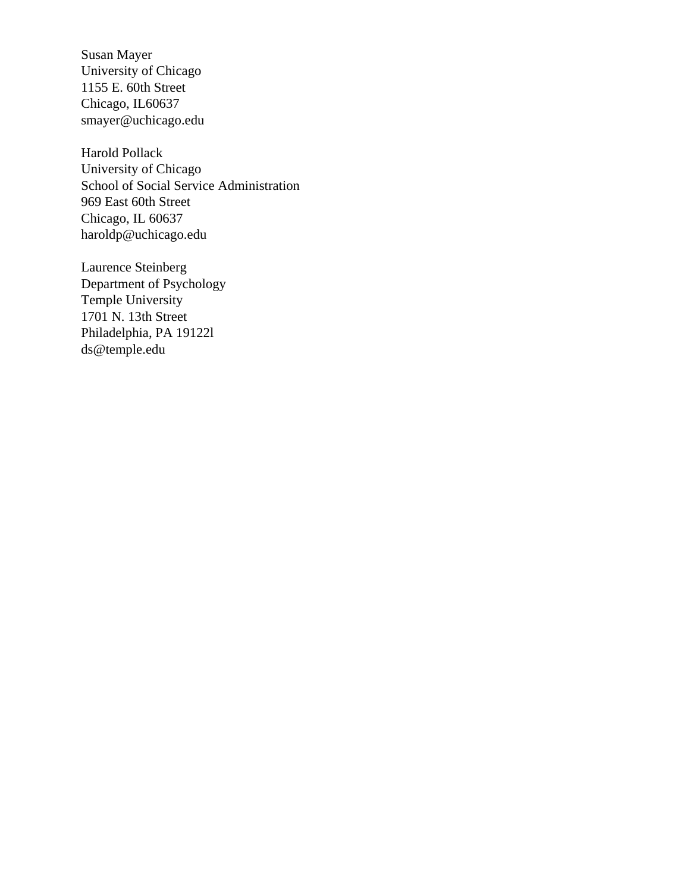Susan Mayer
University of Chicago
1155 E. 60th Street
Chicago, IL60637
smayer@uchicago.edu

Harold Pollack
University of Chicago
School of Social Service Administration
969 East 60th Street
Chicago, IL 60637
haroldp@uchicago.edu

Laurence Steinberg
Department of Psychology
Temple University
1701 N. 13th Street
Philadelphia, PA 19122l
ds@temple.edu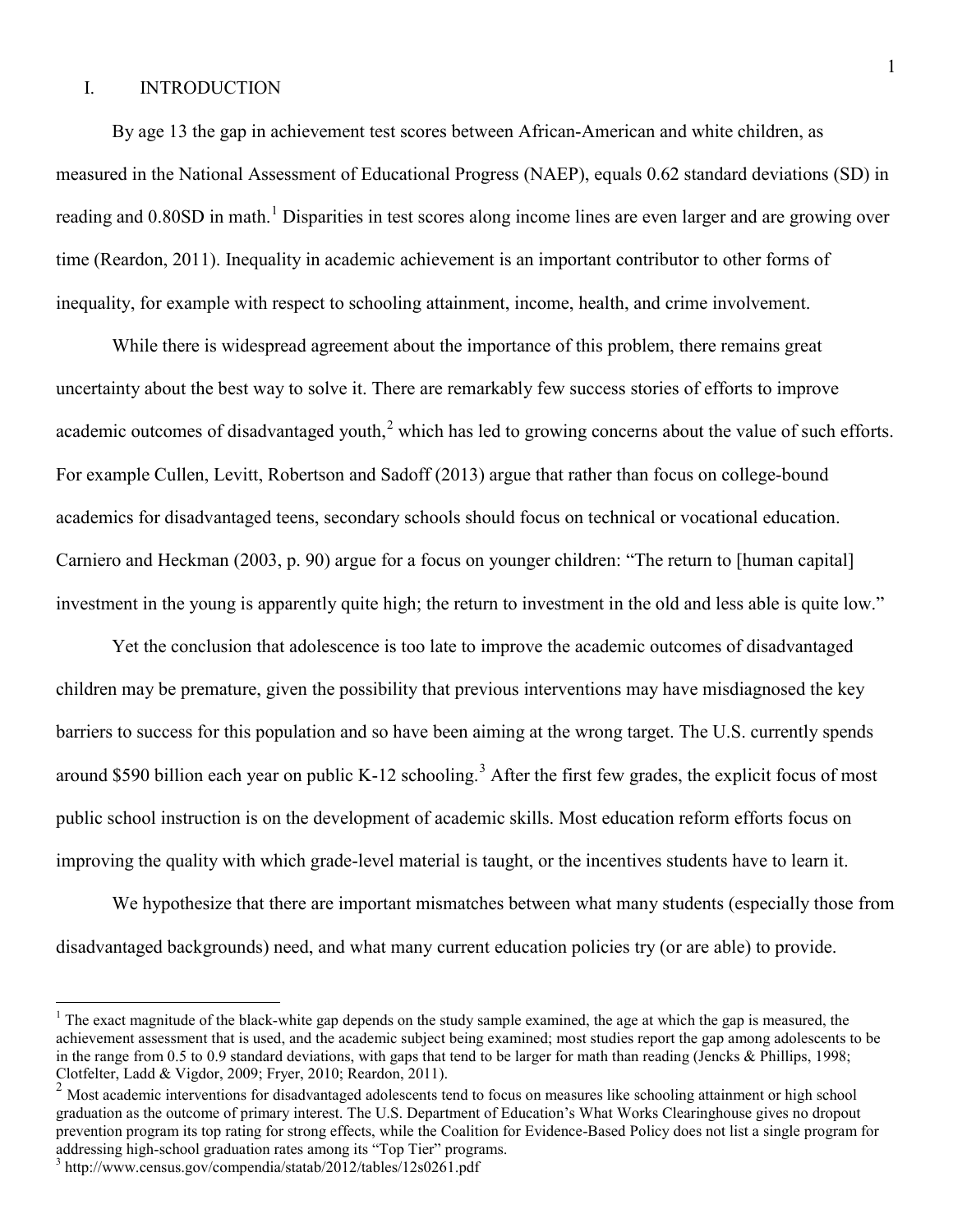## I. INTRODUCTION

By age 13 the gap in achievement test scores between African-American and white children, as measured in the National Assessment of Educational Progress (NAEP), equals 0.62 standard deviations (SD) in reading and 0.80SD in math.[1] Disparities in test scores along income lines are even larger and are growing over time (Reardon, 2011). Inequality in academic achievement is an important contributor to other forms of inequality, for example with respect to schooling attainment, income, health, and crime involvement.

While there is widespread agreement about the importance of this problem, there remains great uncertainty about the best way to solve it. There are remarkably few success stories of efforts to improve academic outcomes of disadvantaged youth,[2] which has led to growing concerns about the value of such efforts. For example Cullen, Levitt, Robertson and Sadoff (2013) argue that rather than focus on college-bound academics for disadvantaged teens, secondary schools should focus on technical or vocational education. Carniero and Heckman (2003, p. 90) argue for a focus on younger children: "The return to [human capital] investment in the young is apparently quite high; the return to investment in the old and less able is quite low."

Yet the conclusion that adolescence is too late to improve the academic outcomes of disadvantaged children may be premature, given the possibility that previous interventions may have misdiagnosed the key barriers to success for this population and so have been aiming at the wrong target. The U.S. currently spends around $590 billion each year on public K-12 schooling.[3] After the first few grades, the explicit focus of most public school instruction is on the development of academic skills. Most education reform efforts focus on improving the quality with which grade-level material is taught, or the incentives students have to learn it.

We hypothesize that there are important mismatches between what many students (especially those from disadvantaged backgrounds) need, and what many current education policies try (or are able) to provide.

---

[1] The exact magnitude of the black-white gap depends on the study sample examined, the age at which the gap is measured, the achievement assessment that is used, and the academic subject being examined; most studies report the gap among adolescents to be in the range from 0.5 to 0.9 standard deviations, with gaps that tend to be larger for math than reading (Jencks & Phillips, 1998; Clotfelter, Ladd & Vigdor, 2009; Fryer, 2010; Reardon, 2011).

[2] Most academic interventions for disadvantaged adolescents tend to focus on measures like schooling attainment or high school graduation as the outcome of primary interest. The U.S. Department of Education's What Works Clearinghouse gives no dropout prevention program its top rating for strong effects, while the Coalition for Evidence-Based Policy does not list a single program for addressing high-school graduation rates among its "Top Tier" programs.

[3] http://www.census.gov/compendia/statab/2012/tables/12s0261.pdf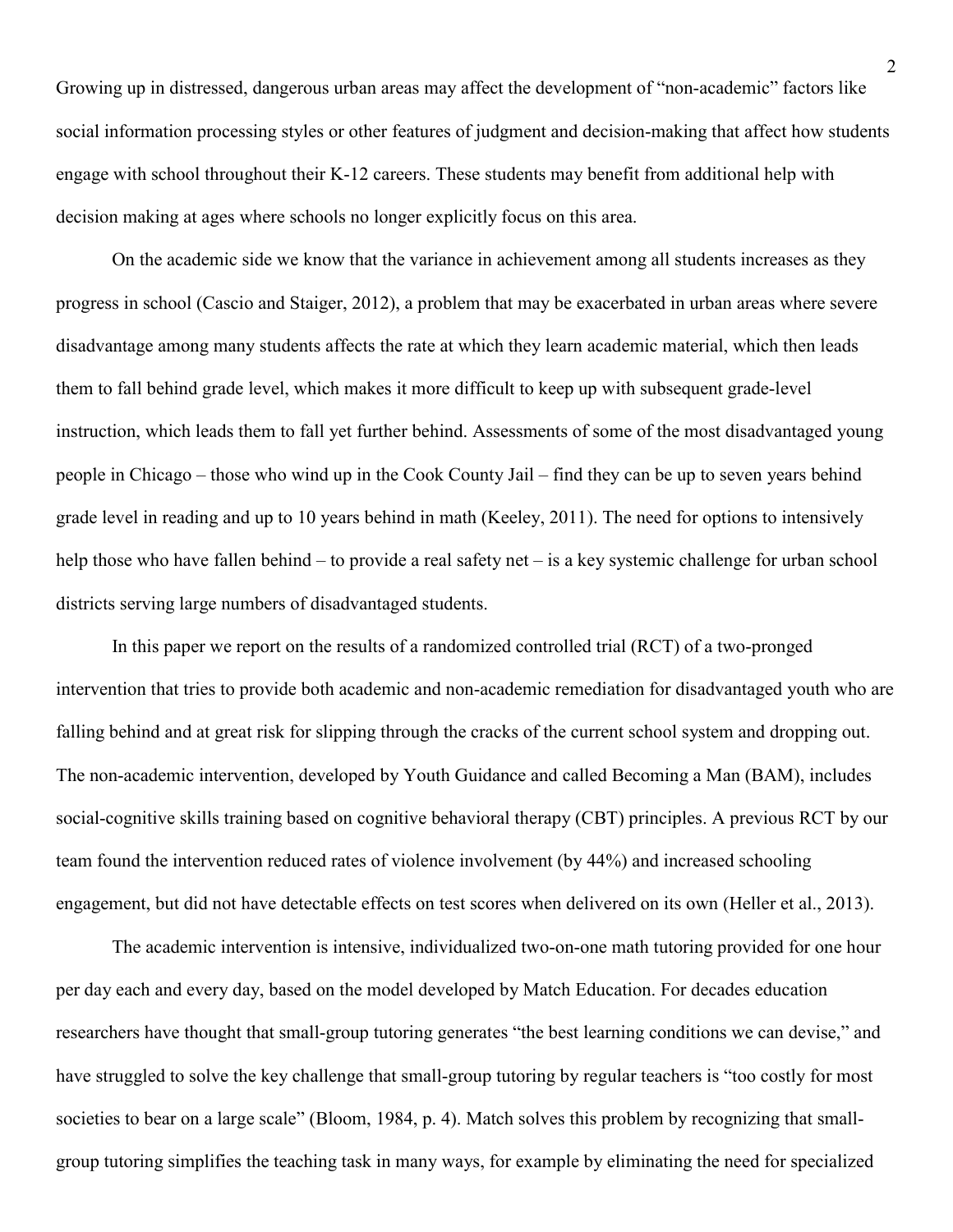Growing up in distressed, dangerous urban areas may affect the development of "non-academic" factors like social information processing styles or other features of judgment and decision-making that affect how students engage with school throughout their K-12 careers. These students may benefit from additional help with decision making at ages where schools no longer explicitly focus on this area.

On the academic side we know that the variance in achievement among all students increases as they progress in school (Cascio and Staiger, 2012), a problem that may be exacerbated in urban areas where severe disadvantage among many students affects the rate at which they learn academic material, which then leads them to fall behind grade level, which makes it more difficult to keep up with subsequent grade-level instruction, which leads them to fall yet further behind. Assessments of some of the most disadvantaged young people in Chicago – those who wind up in the Cook County Jail – find they can be up to seven years behind grade level in reading and up to 10 years behind in math (Keeley, 2011). The need for options to intensively help those who have fallen behind – to provide a real safety net – is a key systemic challenge for urban school districts serving large numbers of disadvantaged students.

In this paper we report on the results of a randomized controlled trial (RCT) of a two-pronged intervention that tries to provide both academic and non-academic remediation for disadvantaged youth who are falling behind and at great risk for slipping through the cracks of the current school system and dropping out. The non-academic intervention, developed by Youth Guidance and called Becoming a Man (BAM), includes social-cognitive skills training based on cognitive behavioral therapy (CBT) principles. A previous RCT by our team found the intervention reduced rates of violence involvement (by 44%) and increased schooling engagement, but did not have detectable effects on test scores when delivered on its own (Heller et al., 2013).

The academic intervention is intensive, individualized two-on-one math tutoring provided for one hour per day each and every day, based on the model developed by Match Education. For decades education researchers have thought that small-group tutoring generates "the best learning conditions we can devise," and have struggled to solve the key challenge that small-group tutoring by regular teachers is "too costly for most societies to bear on a large scale" (Bloom, 1984, p. 4). Match solves this problem by recognizing that small-group tutoring simplifies the teaching task in many ways, for example by eliminating the need for specialized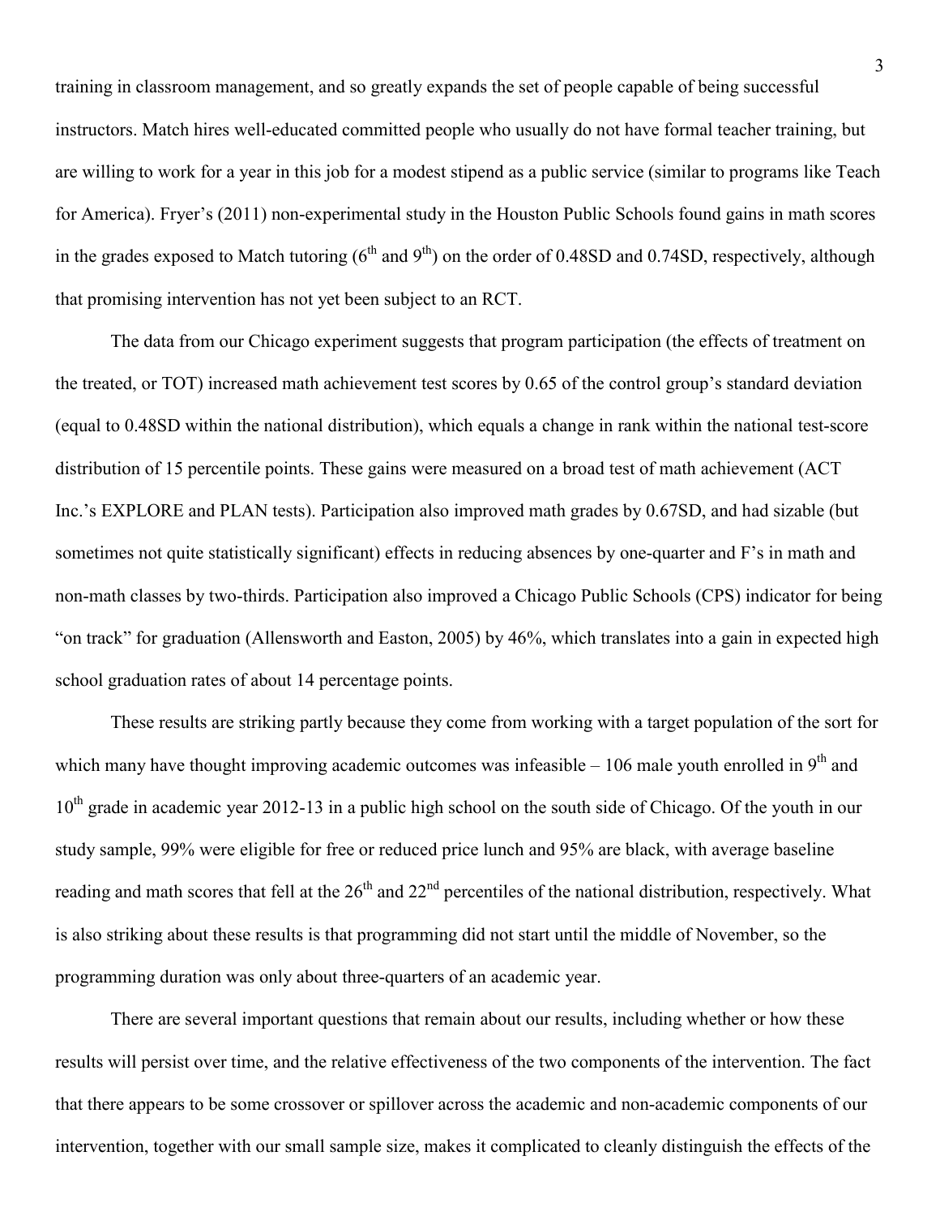training in classroom management, and so greatly expands the set of people capable of being successful instructors. Match hires well-educated committed people who usually do not have formal teacher training, but are willing to work for a year in this job for a modest stipend as a public service (similar to programs like Teach for America). Fryer's (2011) non-experimental study in the Houston Public Schools found gains in math scores in the grades exposed to Match tutoring (6th and 9th) on the order of 0.48SD and 0.74SD, respectively, although that promising intervention has not yet been subject to an RCT.

The data from our Chicago experiment suggests that program participation (the effects of treatment on the treated, or TOT) increased math achievement test scores by 0.65 of the control group's standard deviation (equal to 0.48SD within the national distribution), which equals a change in rank within the national test-score distribution of 15 percentile points. These gains were measured on a broad test of math achievement (ACT Inc.'s EXPLORE and PLAN tests). Participation also improved math grades by 0.67SD, and had sizable (but sometimes not quite statistically significant) effects in reducing absences by one-quarter and F's in math and non-math classes by two-thirds. Participation also improved a Chicago Public Schools (CPS) indicator for being "on track" for graduation (Allensworth and Easton, 2005) by 46%, which translates into a gain in expected high school graduation rates of about 14 percentage points.

These results are striking partly because they come from working with a target population of the sort for which many have thought improving academic outcomes was infeasible – 106 male youth enrolled in 9th and 10th grade in academic year 2012-13 in a public high school on the south side of Chicago. Of the youth in our study sample, 99% were eligible for free or reduced price lunch and 95% are black, with average baseline reading and math scores that fell at the 26th and 22nd percentiles of the national distribution, respectively. What is also striking about these results is that programming did not start until the middle of November, so the programming duration was only about three-quarters of an academic year.

There are several important questions that remain about our results, including whether or how these results will persist over time, and the relative effectiveness of the two components of the intervention. The fact that there appears to be some crossover or spillover across the academic and non-academic components of our intervention, together with our small sample size, makes it complicated to cleanly distinguish the effects of the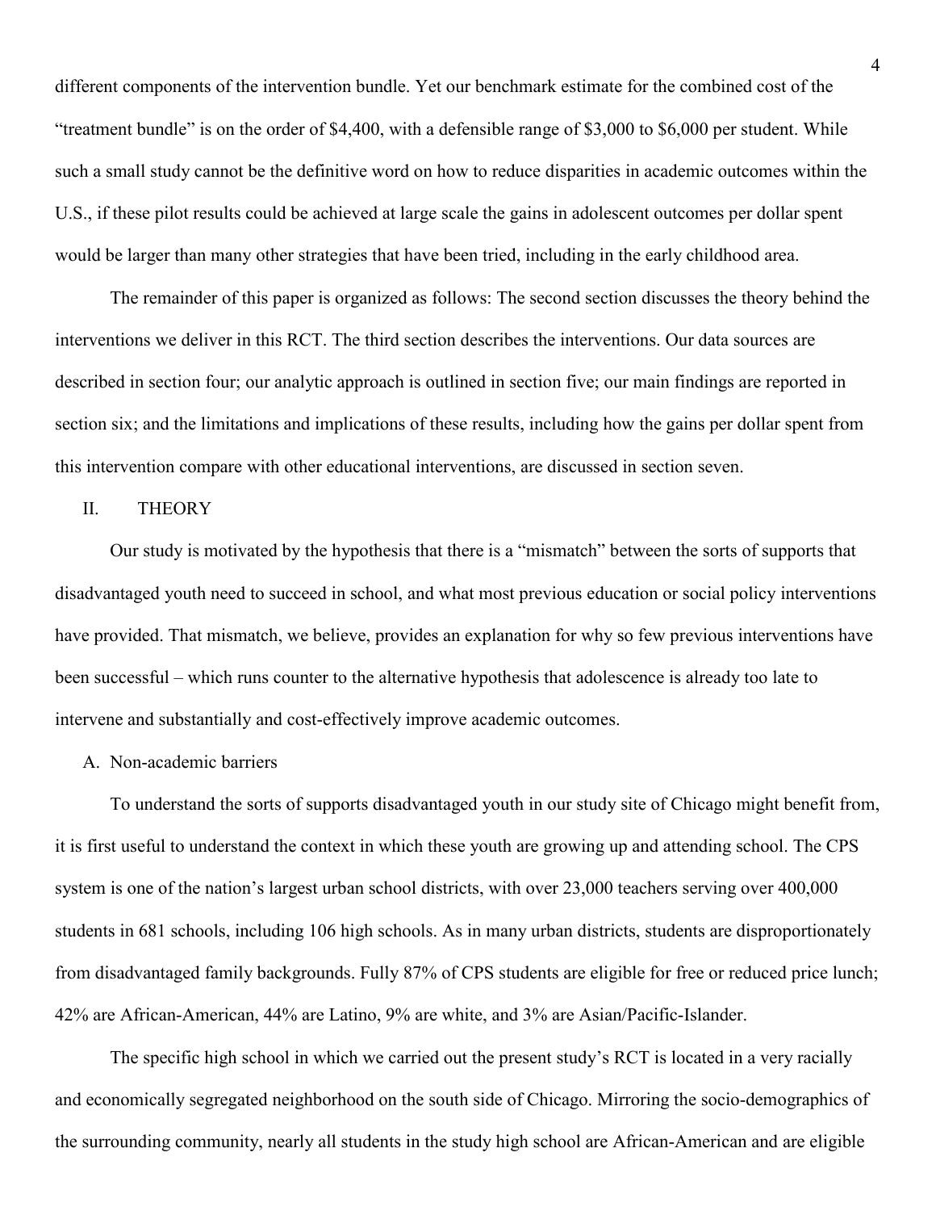different components of the intervention bundle. Yet our benchmark estimate for the combined cost of the "treatment bundle" is on the order of $4,400, with a defensible range of $3,000 to $6,000 per student. While such a small study cannot be the definitive word on how to reduce disparities in academic outcomes within the U.S., if these pilot results could be achieved at large scale the gains in adolescent outcomes per dollar spent would be larger than many other strategies that have been tried, including in the early childhood area.

The remainder of this paper is organized as follows: The second section discusses the theory behind the interventions we deliver in this RCT. The third section describes the interventions. Our data sources are described in section four; our analytic approach is outlined in section five; our main findings are reported in section six; and the limitations and implications of these results, including how the gains per dollar spent from this intervention compare with other educational interventions, are discussed in section seven.

## II. THEORY

Our study is motivated by the hypothesis that there is a "mismatch" between the sorts of supports that disadvantaged youth need to succeed in school, and what most previous education or social policy interventions have provided. That mismatch, we believe, provides an explanation for why so few previous interventions have been successful – which runs counter to the alternative hypothesis that adolescence is already too late to intervene and substantially and cost-effectively improve academic outcomes.

### A. Non-academic barriers

To understand the sorts of supports disadvantaged youth in our study site of Chicago might benefit from, it is first useful to understand the context in which these youth are growing up and attending school. The CPS system is one of the nation's largest urban school districts, with over 23,000 teachers serving over 400,000 students in 681 schools, including 106 high schools. As in many urban districts, students are disproportionately from disadvantaged family backgrounds. Fully 87% of CPS students are eligible for free or reduced price lunch; 42% are African-American, 44% are Latino, 9% are white, and 3% are Asian/Pacific-Islander.

The specific high school in which we carried out the present study's RCT is located in a very racially and economically segregated neighborhood on the south side of Chicago. Mirroring the socio-demographics of the surrounding community, nearly all students in the study high school are African-American and are eligible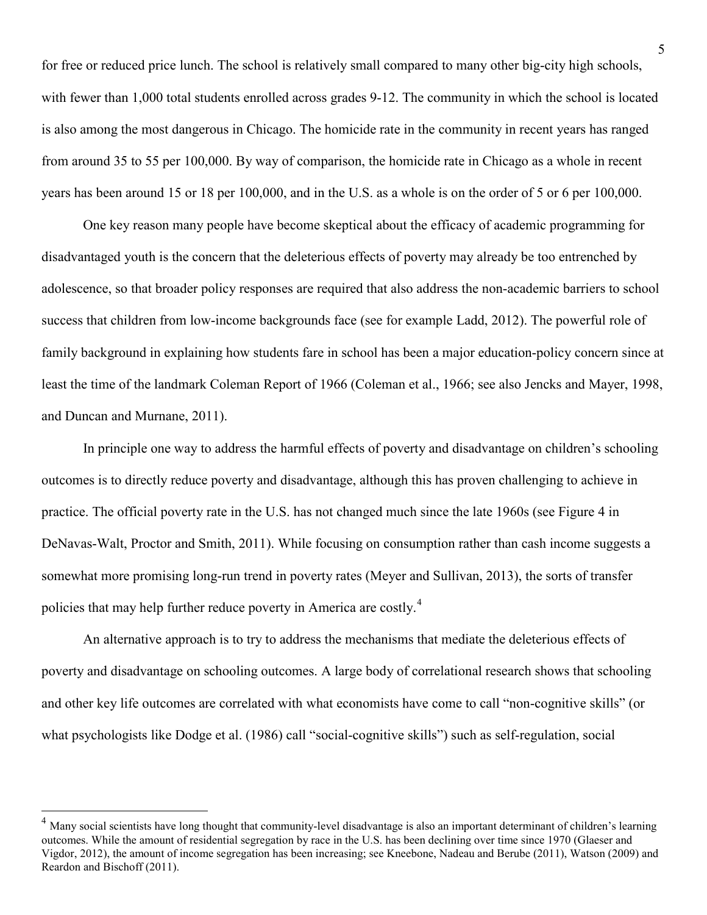for free or reduced price lunch. The school is relatively small compared to many other big-city high schools, with fewer than 1,000 total students enrolled across grades 9-12. The community in which the school is located is also among the most dangerous in Chicago. The homicide rate in the community in recent years has ranged from around 35 to 55 per 100,000. By way of comparison, the homicide rate in Chicago as a whole in recent years has been around 15 or 18 per 100,000, and in the U.S. as a whole is on the order of 5 or 6 per 100,000.

One key reason many people have become skeptical about the efficacy of academic programming for disadvantaged youth is the concern that the deleterious effects of poverty may already be too entrenched by adolescence, so that broader policy responses are required that also address the non-academic barriers to school success that children from low-income backgrounds face (see for example Ladd, 2012). The powerful role of family background in explaining how students fare in school has been a major education-policy concern since at least the time of the landmark Coleman Report of 1966 (Coleman et al., 1966; see also Jencks and Mayer, 1998, and Duncan and Murnane, 2011).

In principle one way to address the harmful effects of poverty and disadvantage on children's schooling outcomes is to directly reduce poverty and disadvantage, although this has proven challenging to achieve in practice. The official poverty rate in the U.S. has not changed much since the late 1960s (see Figure 4 in DeNavas-Walt, Proctor and Smith, 2011). While focusing on consumption rather than cash income suggests a somewhat more promising long-run trend in poverty rates (Meyer and Sullivan, 2013), the sorts of transfer policies that may help further reduce poverty in America are costly.[4]

An alternative approach is to try to address the mechanisms that mediate the deleterious effects of poverty and disadvantage on schooling outcomes. A large body of correlational research shows that schooling and other key life outcomes are correlated with what economists have come to call "non-cognitive skills" (or what psychologists like Dodge et al. (1986) call "social-cognitive skills") such as self-regulation, social

[4] Many social scientists have long thought that community-level disadvantage is also an important determinant of children's learning outcomes. While the amount of residential segregation by race in the U.S. has been declining over time since 1970 (Glaeser and Vigdor, 2012), the amount of income segregation has been increasing; see Kneebone, Nadeau and Berube (2011), Watson (2009) and Reardon and Bischoff (2011).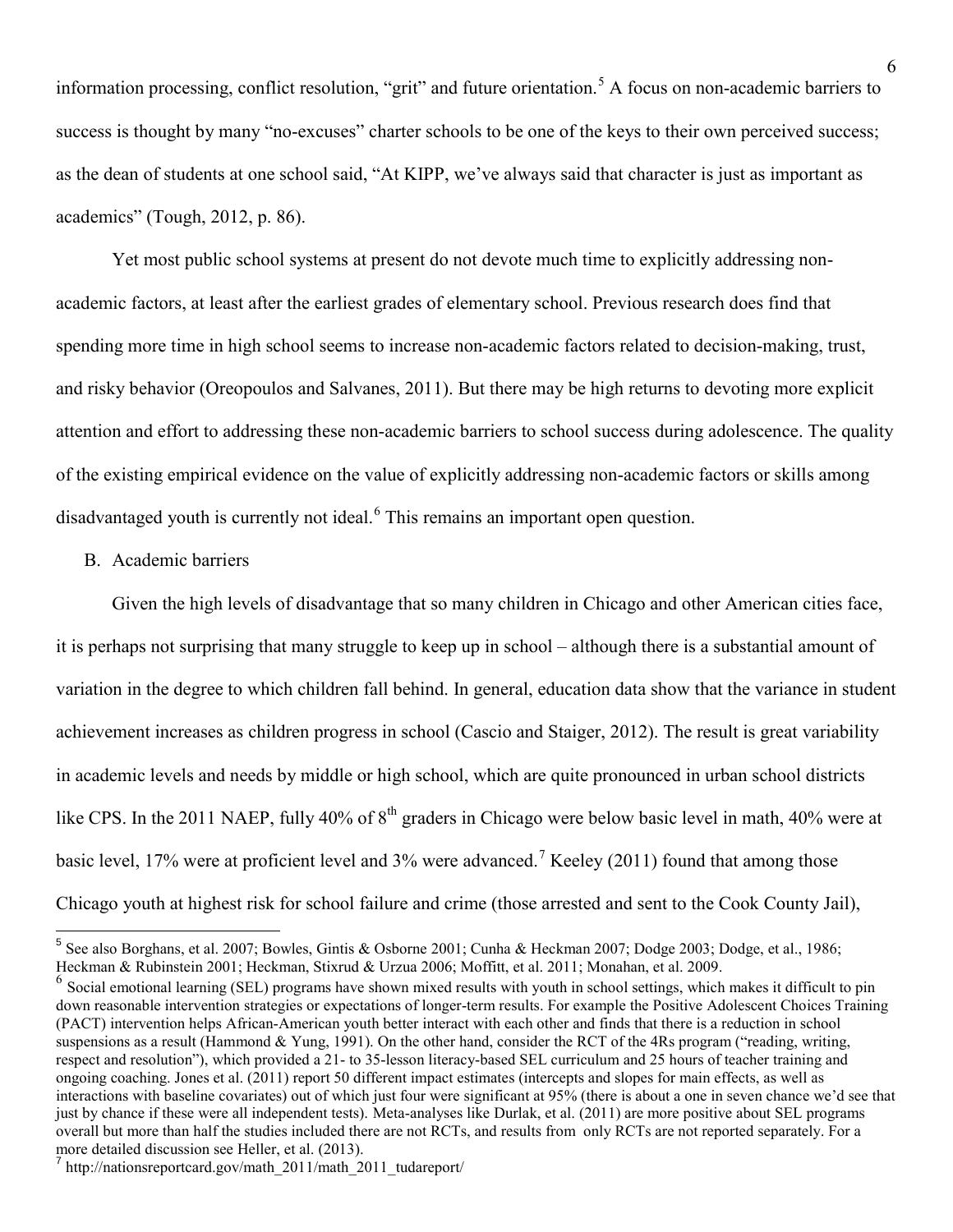information processing, conflict resolution, "grit" and future orientation.[5] A focus on non-academic barriers to success is thought by many "no-excuses" charter schools to be one of the keys to their own perceived success; as the dean of students at one school said, "At KIPP, we've always said that character is just as important as academics" (Tough, 2012, p. 86).

Yet most public school systems at present do not devote much time to explicitly addressing non-academic factors, at least after the earliest grades of elementary school. Previous research does find that spending more time in high school seems to increase non-academic factors related to decision-making, trust, and risky behavior (Oreopoulos and Salvanes, 2011). But there may be high returns to devoting more explicit attention and effort to addressing these non-academic barriers to school success during adolescence. The quality of the existing empirical evidence on the value of explicitly addressing non-academic factors or skills among disadvantaged youth is currently not ideal.[6] This remains an important open question.

B. Academic barriers

Given the high levels of disadvantage that so many children in Chicago and other American cities face, it is perhaps not surprising that many struggle to keep up in school – although there is a substantial amount of variation in the degree to which children fall behind. In general, education data show that the variance in student achievement increases as children progress in school (Cascio and Staiger, 2012). The result is great variability in academic levels and needs by middle or high school, which are quite pronounced in urban school districts like CPS. In the 2011 NAEP, fully 40% of 8th graders in Chicago were below basic level in math, 40% were at basic level, 17% were at proficient level and 3% were advanced.[7] Keeley (2011) found that among those Chicago youth at highest risk for school failure and crime (those arrested and sent to the Cook County Jail),

[5] See also Borghans, et al. 2007; Bowles, Gintis & Osborne 2001; Cunha & Heckman 2007; Dodge 2003; Dodge, et al., 1986; Heckman & Rubinstein 2001; Heckman, Stixrud & Urzua 2006; Moffitt, et al. 2011; Monahan, et al. 2009.

[6] Social emotional learning (SEL) programs have shown mixed results with youth in school settings, which makes it difficult to pin down reasonable intervention strategies or expectations of longer-term results. For example the Positive Adolescent Choices Training (PACT) intervention helps African-American youth better interact with each other and finds that there is a reduction in school suspensions as a result (Hammond & Yung, 1991). On the other hand, consider the RCT of the 4Rs program ("reading, writing, respect and resolution"), which provided a 21- to 35-lesson literacy-based SEL curriculum and 25 hours of teacher training and ongoing coaching. Jones et al. (2011) report 50 different impact estimates (intercepts and slopes for main effects, as well as interactions with baseline covariates) out of which just four were significant at 95% (there is about a one in seven chance we'd see that just by chance if these were all independent tests). Meta-analyses like Durlak, et al. (2011) are more positive about SEL programs overall but more than half the studies included there are not RCTs, and results from only RCTs are not reported separately. For a more detailed discussion see Heller, et al. (2013).

[7] http://nationsreportcard.gov/math_2011/math_2011_tudareport/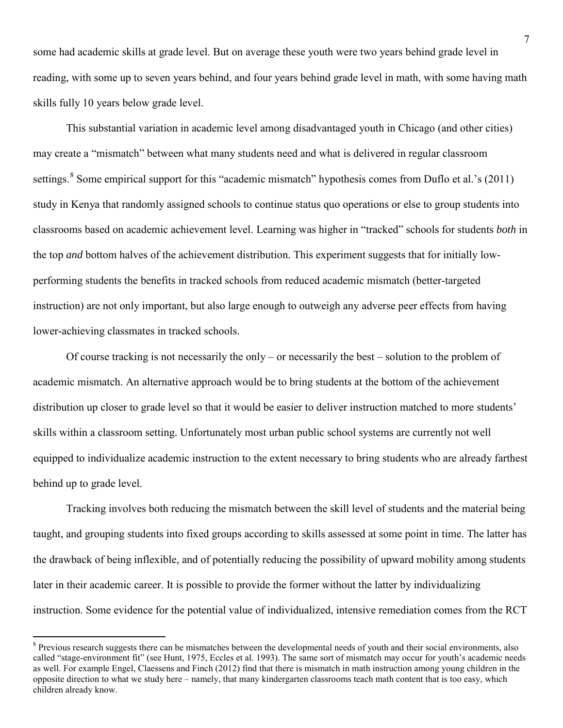some had academic skills at grade level. But on average these youth were two years behind grade level in reading, with some up to seven years behind, and four years behind grade level in math, with some having math skills fully 10 years below grade level.

This substantial variation in academic level among disadvantaged youth in Chicago (and other cities) may create a "mismatch" between what many students need and what is delivered in regular classroom settings.[8] Some empirical support for this "academic mismatch" hypothesis comes from Duflo et al.'s (2011) study in Kenya that randomly assigned schools to continue status quo operations or else to group students into classrooms based on academic achievement level. Learning was higher in "tracked" schools for students *both* in the top *and* bottom halves of the achievement distribution. This experiment suggests that for initially low-performing students the benefits in tracked schools from reduced academic mismatch (better-targeted instruction) are not only important, but also large enough to outweigh any adverse peer effects from having lower-achieving classmates in tracked schools.

Of course tracking is not necessarily the only – or necessarily the best – solution to the problem of academic mismatch. An alternative approach would be to bring students at the bottom of the achievement distribution up closer to grade level so that it would be easier to deliver instruction matched to more students' skills within a classroom setting. Unfortunately most urban public school systems are currently not well equipped to individualize academic instruction to the extent necessary to bring students who are already farthest behind up to grade level.

Tracking involves both reducing the mismatch between the skill level of students and the material being taught, and grouping students into fixed groups according to skills assessed at some point in time. The latter has the drawback of being inflexible, and of potentially reducing the possibility of upward mobility among students later in their academic career. It is possible to provide the former without the latter by individualizing instruction. Some evidence for the potential value of individualized, intensive remediation comes from the RCT

[8] Previous research suggests there can be mismatches between the developmental needs of youth and their social environments, also called "stage-environment fit" (see Hunt, 1975, Eccles et al. 1993). The same sort of mismatch may occur for youth's academic needs as well. For example Engel, Claessens and Finch (2012) find that there is mismatch in math instruction among young children in the opposite direction to what we study here – namely, that many kindergarten classrooms teach math content that is too easy, which children already know.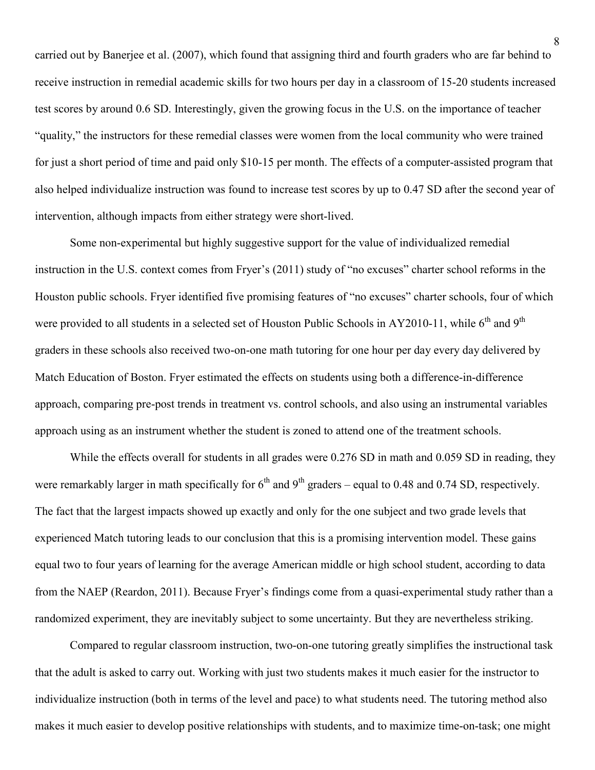carried out by Banerjee et al. (2007), which found that assigning third and fourth graders who are far behind to receive instruction in remedial academic skills for two hours per day in a classroom of 15-20 students increased test scores by around 0.6 SD. Interestingly, given the growing focus in the U.S. on the importance of teacher "quality," the instructors for these remedial classes were women from the local community who were trained for just a short period of time and paid only $10-15 per month. The effects of a computer-assisted program that also helped individualize instruction was found to increase test scores by up to 0.47 SD after the second year of intervention, although impacts from either strategy were short-lived.

Some non-experimental but highly suggestive support for the value of individualized remedial instruction in the U.S. context comes from Fryer's (2011) study of "no excuses" charter school reforms in the Houston public schools. Fryer identified five promising features of "no excuses" charter schools, four of which were provided to all students in a selected set of Houston Public Schools in AY2010-11, while 6th and 9th graders in these schools also received two-on-one math tutoring for one hour per day every day delivered by Match Education of Boston. Fryer estimated the effects on students using both a difference-in-difference approach, comparing pre-post trends in treatment vs. control schools, and also using an instrumental variables approach using as an instrument whether the student is zoned to attend one of the treatment schools.

While the effects overall for students in all grades were 0.276 SD in math and 0.059 SD in reading, they were remarkably larger in math specifically for 6th and 9th graders – equal to 0.48 and 0.74 SD, respectively. The fact that the largest impacts showed up exactly and only for the one subject and two grade levels that experienced Match tutoring leads to our conclusion that this is a promising intervention model. These gains equal two to four years of learning for the average American middle or high school student, according to data from the NAEP (Reardon, 2011). Because Fryer's findings come from a quasi-experimental study rather than a randomized experiment, they are inevitably subject to some uncertainty. But they are nevertheless striking.

Compared to regular classroom instruction, two-on-one tutoring greatly simplifies the instructional task that the adult is asked to carry out. Working with just two students makes it much easier for the instructor to individualize instruction (both in terms of the level and pace) to what students need. The tutoring method also makes it much easier to develop positive relationships with students, and to maximize time-on-task; one might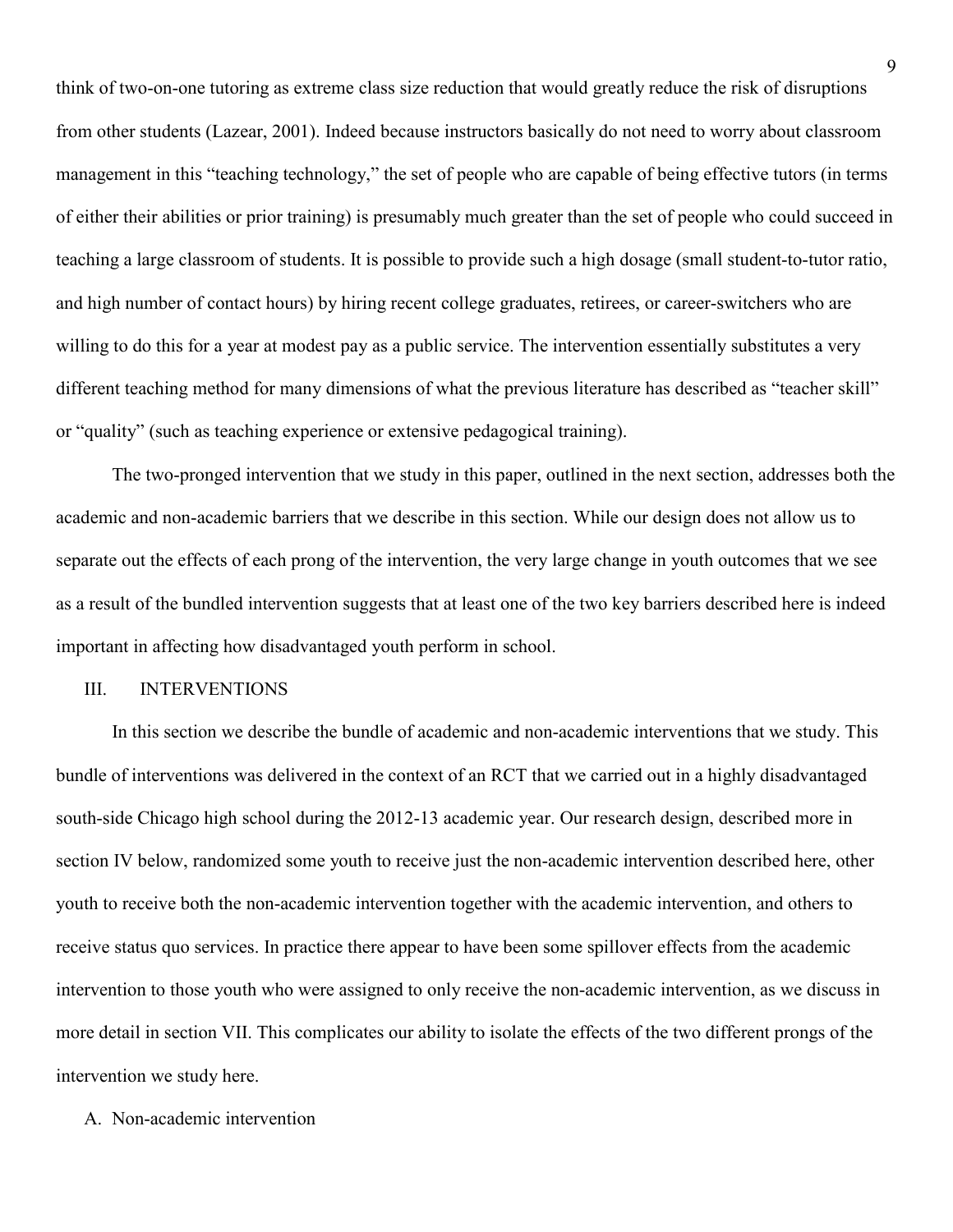think of two-on-one tutoring as extreme class size reduction that would greatly reduce the risk of disruptions from other students (Lazear, 2001). Indeed because instructors basically do not need to worry about classroom management in this "teaching technology," the set of people who are capable of being effective tutors (in terms of either their abilities or prior training) is presumably much greater than the set of people who could succeed in teaching a large classroom of students. It is possible to provide such a high dosage (small student-to-tutor ratio, and high number of contact hours) by hiring recent college graduates, retirees, or career-switchers who are willing to do this for a year at modest pay as a public service. The intervention essentially substitutes a very different teaching method for many dimensions of what the previous literature has described as "teacher skill" or "quality" (such as teaching experience or extensive pedagogical training).

The two-pronged intervention that we study in this paper, outlined in the next section, addresses both the academic and non-academic barriers that we describe in this section. While our design does not allow us to separate out the effects of each prong of the intervention, the very large change in youth outcomes that we see as a result of the bundled intervention suggests that at least one of the two key barriers described here is indeed important in affecting how disadvantaged youth perform in school.

## III. INTERVENTIONS

In this section we describe the bundle of academic and non-academic interventions that we study. This bundle of interventions was delivered in the context of an RCT that we carried out in a highly disadvantaged south-side Chicago high school during the 2012-13 academic year. Our research design, described more in section IV below, randomized some youth to receive just the non-academic intervention described here, other youth to receive both the non-academic intervention together with the academic intervention, and others to receive status quo services. In practice there appear to have been some spillover effects from the academic intervention to those youth who were assigned to only receive the non-academic intervention, as we discuss in more detail in section VII. This complicates our ability to isolate the effects of the two different prongs of the intervention we study here.

### A. Non-academic intervention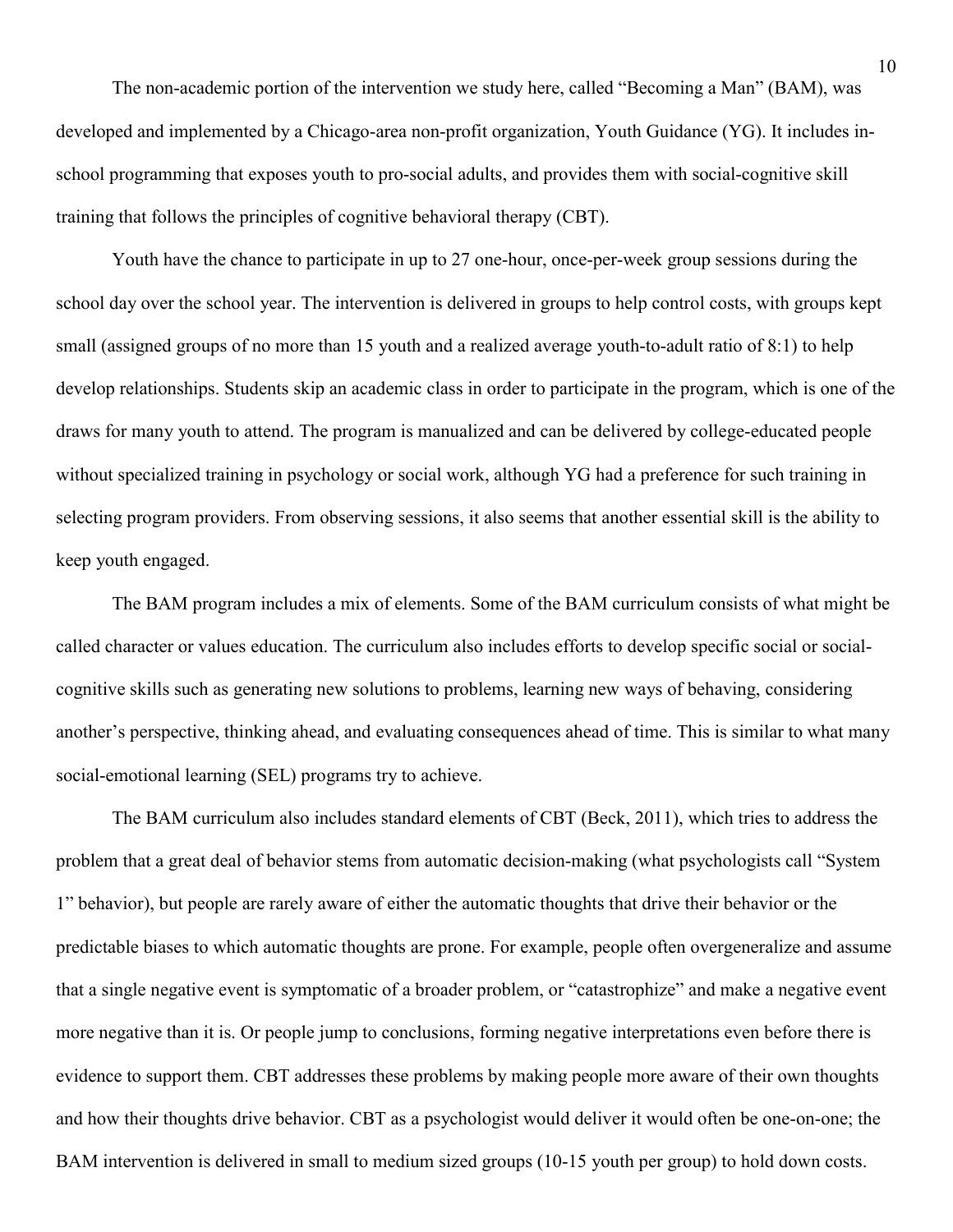The non-academic portion of the intervention we study here, called "Becoming a Man" (BAM), was developed and implemented by a Chicago-area non-profit organization, Youth Guidance (YG). It includes in-school programming that exposes youth to pro-social adults, and provides them with social-cognitive skill training that follows the principles of cognitive behavioral therapy (CBT).

Youth have the chance to participate in up to 27 one-hour, once-per-week group sessions during the school day over the school year. The intervention is delivered in groups to help control costs, with groups kept small (assigned groups of no more than 15 youth and a realized average youth-to-adult ratio of 8:1) to help develop relationships. Students skip an academic class in order to participate in the program, which is one of the draws for many youth to attend. The program is manualized and can be delivered by college-educated people without specialized training in psychology or social work, although YG had a preference for such training in selecting program providers. From observing sessions, it also seems that another essential skill is the ability to keep youth engaged.

The BAM program includes a mix of elements. Some of the BAM curriculum consists of what might be called character or values education. The curriculum also includes efforts to develop specific social or social-cognitive skills such as generating new solutions to problems, learning new ways of behaving, considering another's perspective, thinking ahead, and evaluating consequences ahead of time. This is similar to what many social-emotional learning (SEL) programs try to achieve.

The BAM curriculum also includes standard elements of CBT (Beck, 2011), which tries to address the problem that a great deal of behavior stems from automatic decision-making (what psychologists call "System 1" behavior), but people are rarely aware of either the automatic thoughts that drive their behavior or the predictable biases to which automatic thoughts are prone. For example, people often overgeneralize and assume that a single negative event is symptomatic of a broader problem, or "catastrophize" and make a negative event more negative than it is. Or people jump to conclusions, forming negative interpretations even before there is evidence to support them. CBT addresses these problems by making people more aware of their own thoughts and how their thoughts drive behavior. CBT as a psychologist would deliver it would often be one-on-one; the BAM intervention is delivered in small to medium sized groups (10-15 youth per group) to hold down costs.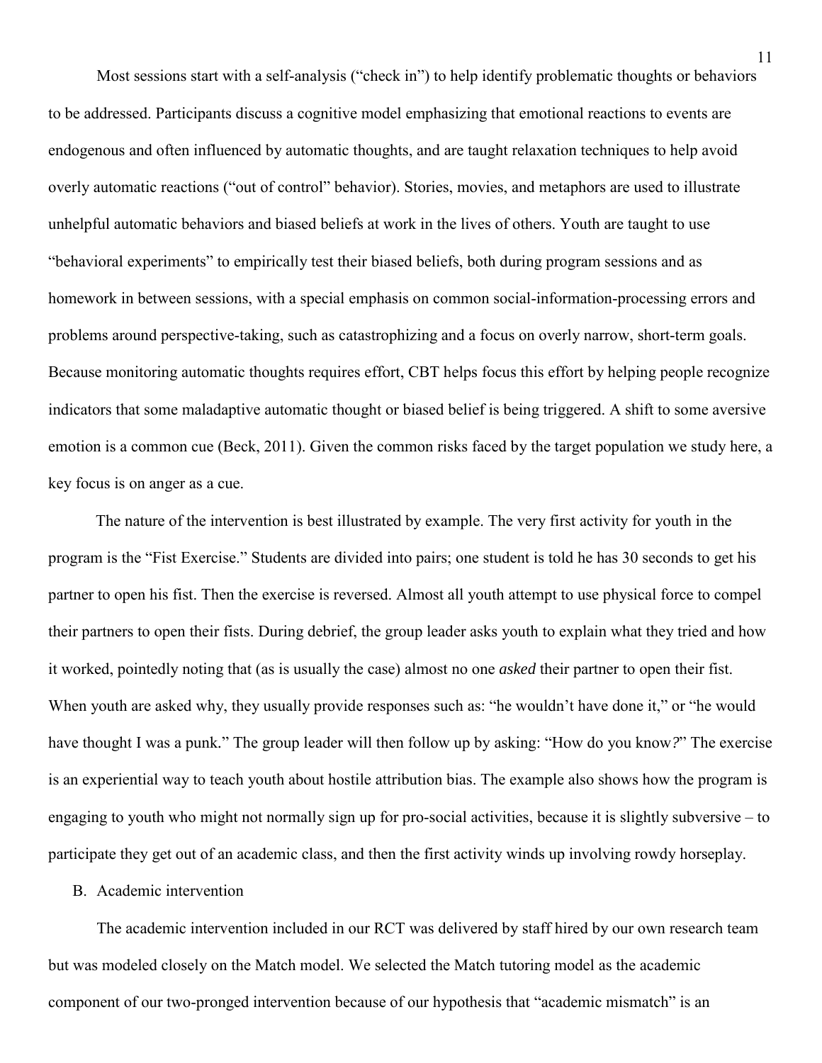Most sessions start with a self-analysis ("check in") to help identify problematic thoughts or behaviors to be addressed. Participants discuss a cognitive model emphasizing that emotional reactions to events are endogenous and often influenced by automatic thoughts, and are taught relaxation techniques to help avoid overly automatic reactions ("out of control" behavior). Stories, movies, and metaphors are used to illustrate unhelpful automatic behaviors and biased beliefs at work in the lives of others. Youth are taught to use "behavioral experiments" to empirically test their biased beliefs, both during program sessions and as homework in between sessions, with a special emphasis on common social-information-processing errors and problems around perspective-taking, such as catastrophizing and a focus on overly narrow, short-term goals. Because monitoring automatic thoughts requires effort, CBT helps focus this effort by helping people recognize indicators that some maladaptive automatic thought or biased belief is being triggered. A shift to some aversive emotion is a common cue (Beck, 2011). Given the common risks faced by the target population we study here, a key focus is on anger as a cue.

The nature of the intervention is best illustrated by example. The very first activity for youth in the program is the "Fist Exercise." Students are divided into pairs; one student is told he has 30 seconds to get his partner to open his fist. Then the exercise is reversed. Almost all youth attempt to use physical force to compel their partners to open their fists. During debrief, the group leader asks youth to explain what they tried and how it worked, pointedly noting that (as is usually the case) almost no one *asked* their partner to open their fist. When youth are asked why, they usually provide responses such as: "he wouldn't have done it," or "he would have thought I was a punk." The group leader will then follow up by asking: "How do you know?" The exercise is an experiential way to teach youth about hostile attribution bias. The example also shows how the program is engaging to youth who might not normally sign up for pro-social activities, because it is slightly subversive – to participate they get out of an academic class, and then the first activity winds up involving rowdy horseplay.

## B. Academic intervention

The academic intervention included in our RCT was delivered by staff hired by our own research team but was modeled closely on the Match model. We selected the Match tutoring model as the academic component of our two-pronged intervention because of our hypothesis that "academic mismatch" is an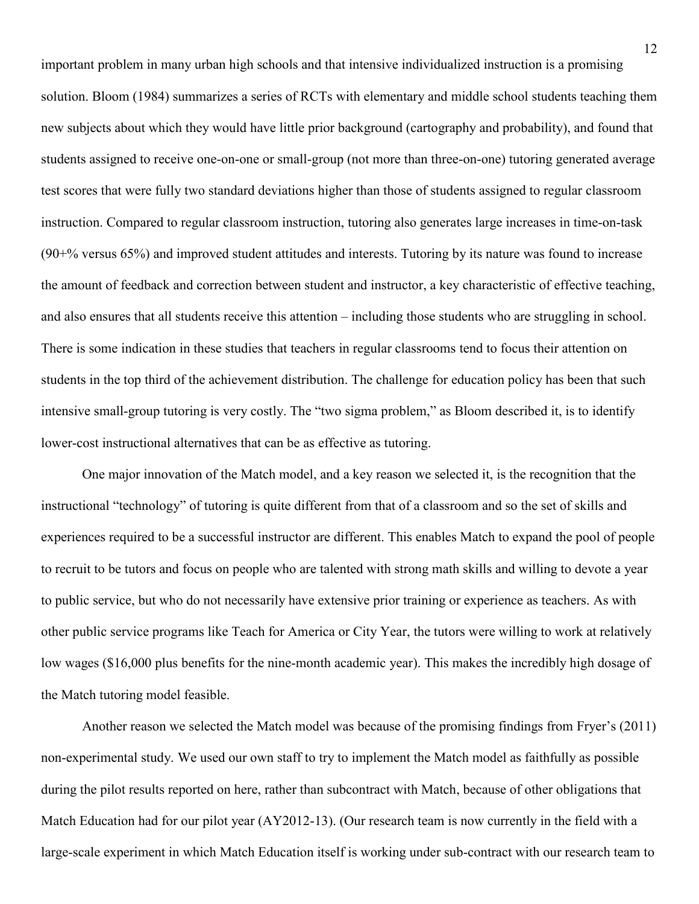important problem in many urban high schools and that intensive individualized instruction is a promising solution. Bloom (1984) summarizes a series of RCTs with elementary and middle school students teaching them new subjects about which they would have little prior background (cartography and probability), and found that students assigned to receive one-on-one or small-group (not more than three-on-one) tutoring generated average test scores that were fully two standard deviations higher than those of students assigned to regular classroom instruction. Compared to regular classroom instruction, tutoring also generates large increases in time-on-task (90+% versus 65%) and improved student attitudes and interests. Tutoring by its nature was found to increase the amount of feedback and correction between student and instructor, a key characteristic of effective teaching, and also ensures that all students receive this attention – including those students who are struggling in school. There is some indication in these studies that teachers in regular classrooms tend to focus their attention on students in the top third of the achievement distribution. The challenge for education policy has been that such intensive small-group tutoring is very costly. The "two sigma problem," as Bloom described it, is to identify lower-cost instructional alternatives that can be as effective as tutoring.

One major innovation of the Match model, and a key reason we selected it, is the recognition that the instructional "technology" of tutoring is quite different from that of a classroom and so the set of skills and experiences required to be a successful instructor are different. This enables Match to expand the pool of people to recruit to be tutors and focus on people who are talented with strong math skills and willing to devote a year to public service, but who do not necessarily have extensive prior training or experience as teachers. As with other public service programs like Teach for America or City Year, the tutors were willing to work at relatively low wages ($16,000 plus benefits for the nine-month academic year). This makes the incredibly high dosage of the Match tutoring model feasible.

Another reason we selected the Match model was because of the promising findings from Fryer's (2011) non-experimental study. We used our own staff to try to implement the Match model as faithfully as possible during the pilot results reported on here, rather than subcontract with Match, because of other obligations that Match Education had for our pilot year (AY2012-13). (Our research team is now currently in the field with a large-scale experiment in which Match Education itself is working under sub-contract with our research team to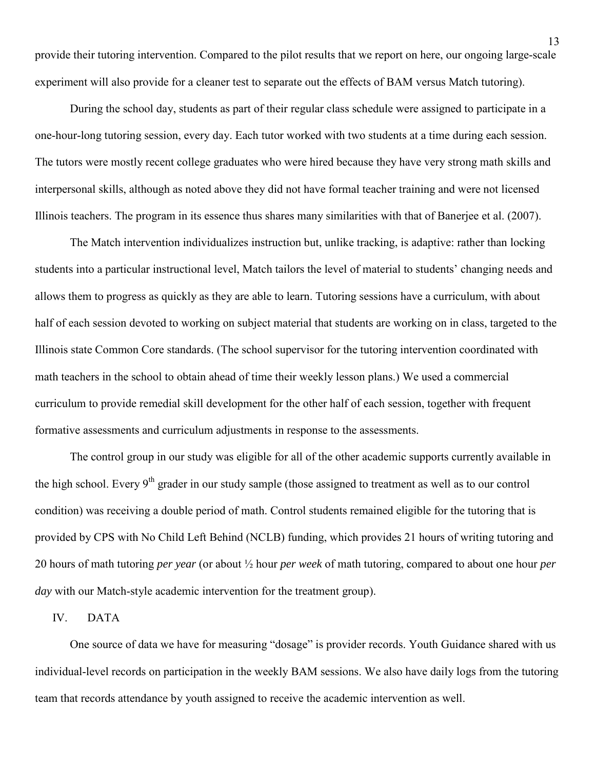provide their tutoring intervention. Compared to the pilot results that we report on here, our ongoing large-scale experiment will also provide for a cleaner test to separate out the effects of BAM versus Match tutoring).

During the school day, students as part of their regular class schedule were assigned to participate in a one-hour-long tutoring session, every day. Each tutor worked with two students at a time during each session. The tutors were mostly recent college graduates who were hired because they have very strong math skills and interpersonal skills, although as noted above they did not have formal teacher training and were not licensed Illinois teachers. The program in its essence thus shares many similarities with that of Banerjee et al. (2007).

The Match intervention individualizes instruction but, unlike tracking, is adaptive: rather than locking students into a particular instructional level, Match tailors the level of material to students' changing needs and allows them to progress as quickly as they are able to learn. Tutoring sessions have a curriculum, with about half of each session devoted to working on subject material that students are working on in class, targeted to the Illinois state Common Core standards. (The school supervisor for the tutoring intervention coordinated with math teachers in the school to obtain ahead of time their weekly lesson plans.) We used a commercial curriculum to provide remedial skill development for the other half of each session, together with frequent formative assessments and curriculum adjustments in response to the assessments.

The control group in our study was eligible for all of the other academic supports currently available in the high school. Every 9th grader in our study sample (those assigned to treatment as well as to our control condition) was receiving a double period of math. Control students remained eligible for the tutoring that is provided by CPS with No Child Left Behind (NCLB) funding, which provides 21 hours of writing tutoring and 20 hours of math tutoring *per year* (or about ½ hour *per week* of math tutoring, compared to about one hour *per day* with our Match-style academic intervention for the treatment group).

## IV. DATA

One source of data we have for measuring "dosage" is provider records. Youth Guidance shared with us individual-level records on participation in the weekly BAM sessions. We also have daily logs from the tutoring team that records attendance by youth assigned to receive the academic intervention as well.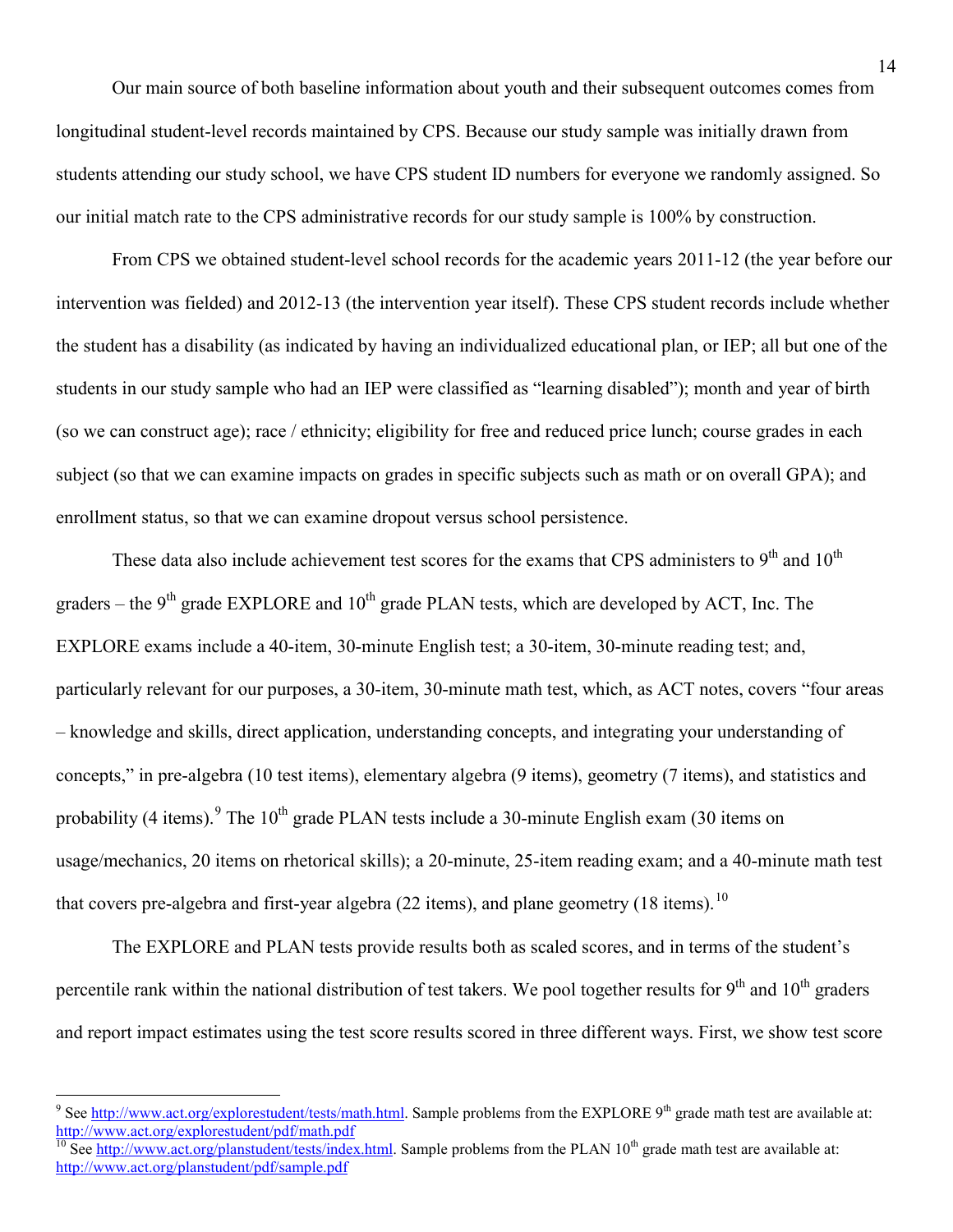Our main source of both baseline information about youth and their subsequent outcomes comes from longitudinal student-level records maintained by CPS. Because our study sample was initially drawn from students attending our study school, we have CPS student ID numbers for everyone we randomly assigned. So our initial match rate to the CPS administrative records for our study sample is 100% by construction.

From CPS we obtained student-level school records for the academic years 2011-12 (the year before our intervention was fielded) and 2012-13 (the intervention year itself). These CPS student records include whether the student has a disability (as indicated by having an individualized educational plan, or IEP; all but one of the students in our study sample who had an IEP were classified as "learning disabled"); month and year of birth (so we can construct age); race / ethnicity; eligibility for free and reduced price lunch; course grades in each subject (so that we can examine impacts on grades in specific subjects such as math or on overall GPA); and enrollment status, so that we can examine dropout versus school persistence.

These data also include achievement test scores for the exams that CPS administers to 9th and 10th graders – the 9th grade EXPLORE and 10th grade PLAN tests, which are developed by ACT, Inc. The EXPLORE exams include a 40-item, 30-minute English test; a 30-item, 30-minute reading test; and, particularly relevant for our purposes, a 30-item, 30-minute math test, which, as ACT notes, covers "four areas – knowledge and skills, direct application, understanding concepts, and integrating your understanding of concepts," in pre-algebra (10 test items), elementary algebra (9 items), geometry (7 items), and statistics and probability (4 items).[9] The 10th grade PLAN tests include a 30-minute English exam (30 items on usage/mechanics, 20 items on rhetorical skills); a 20-minute, 25-item reading exam; and a 40-minute math test that covers pre-algebra and first-year algebra (22 items), and plane geometry (18 items).[10]

The EXPLORE and PLAN tests provide results both as scaled scores, and in terms of the student's percentile rank within the national distribution of test takers. We pool together results for 9th and 10th graders and report impact estimates using the test score results scored in three different ways. First, we show test score

---

[9] See http://www.act.org/explorestudent/tests/math.html. Sample problems from the EXPLORE 9th grade math test are available at: http://www.act.org/explorestudent/pdf/math.pdf

[10] See http://www.act.org/planstudent/tests/index.html. Sample problems from the PLAN 10th grade math test are available at: http://www.act.org/planstudent/pdf/sample.pdf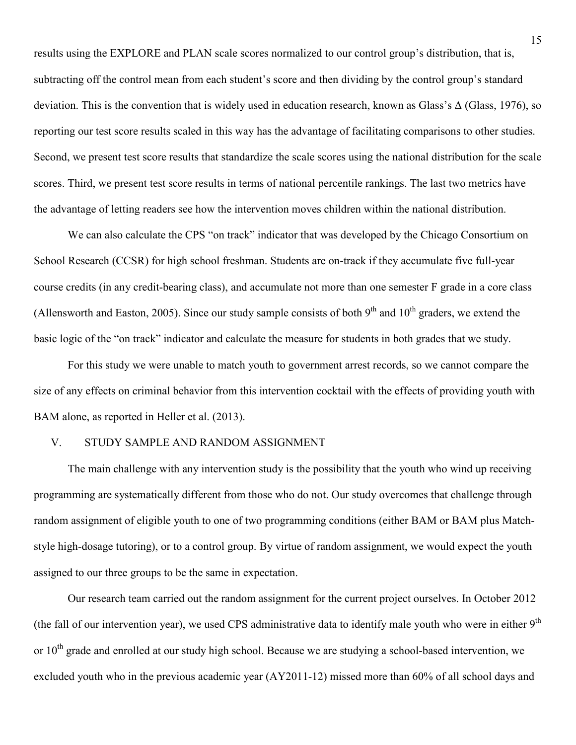results using the EXPLORE and PLAN scale scores normalized to our control group's distribution, that is, subtracting off the control mean from each student's score and then dividing by the control group's standard deviation. This is the convention that is widely used in education research, known as Glass's $\Delta$ (Glass, 1976), so reporting our test score results scaled in this way has the advantage of facilitating comparisons to other studies. Second, we present test score results that standardize the scale scores using the national distribution for the scale scores. Third, we present test score results in terms of national percentile rankings. The last two metrics have the advantage of letting readers see how the intervention moves children within the national distribution.

We can also calculate the CPS "on track" indicator that was developed by the Chicago Consortium on School Research (CCSR) for high school freshman. Students are on-track if they accumulate five full-year course credits (in any credit-bearing class), and accumulate not more than one semester F grade in a core class (Allensworth and Easton, 2005). Since our study sample consists of both 9th and 10th graders, we extend the basic logic of the "on track" indicator and calculate the measure for students in both grades that we study.

For this study we were unable to match youth to government arrest records, so we cannot compare the size of any effects on criminal behavior from this intervention cocktail with the effects of providing youth with BAM alone, as reported in Heller et al. (2013).

## V. STUDY SAMPLE AND RANDOM ASSIGNMENT

The main challenge with any intervention study is the possibility that the youth who wind up receiving programming are systematically different from those who do not. Our study overcomes that challenge through random assignment of eligible youth to one of two programming conditions (either BAM or BAM plus Match-style high-dosage tutoring), or to a control group. By virtue of random assignment, we would expect the youth assigned to our three groups to be the same in expectation.

Our research team carried out the random assignment for the current project ourselves. In October 2012 (the fall of our intervention year), we used CPS administrative data to identify male youth who were in either 9th or 10th grade and enrolled at our study high school. Because we are studying a school-based intervention, we excluded youth who in the previous academic year (AY2011-12) missed more than 60% of all school days and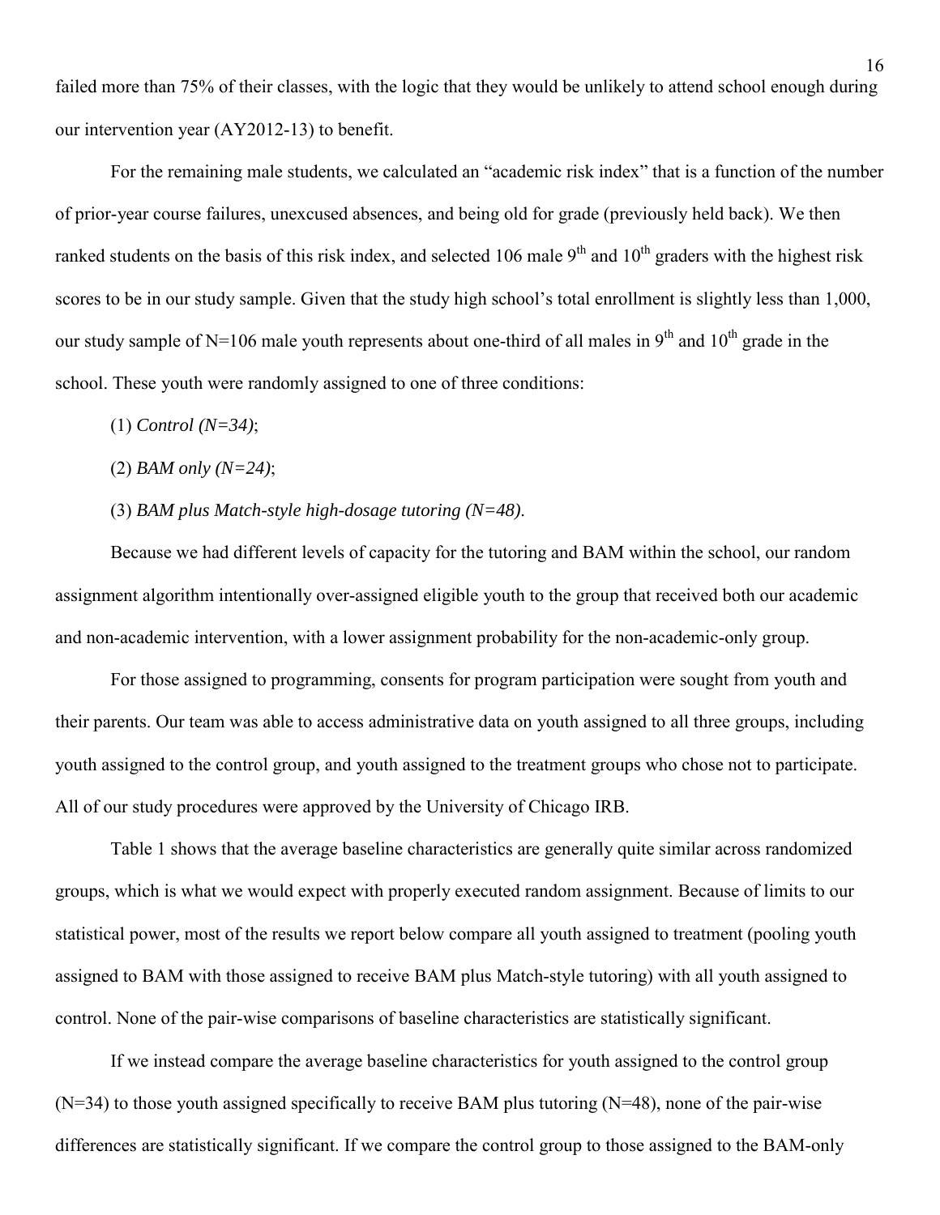failed more than 75% of their classes, with the logic that they would be unlikely to attend school enough during our intervention year (AY2012-13) to benefit.

For the remaining male students, we calculated an "academic risk index" that is a function of the number of prior-year course failures, unexcused absences, and being old for grade (previously held back). We then ranked students on the basis of this risk index, and selected 106 male 9th and 10th graders with the highest risk scores to be in our study sample. Given that the study high school's total enrollment is slightly less than 1,000, our study sample of N=106 male youth represents about one-third of all males in 9th and 10th grade in the school. These youth were randomly assigned to one of three conditions:

(1) *Control (N=34)*;

(2) *BAM only (N=24)*;

(3) *BAM plus Match-style high-dosage tutoring (N=48)*.

Because we had different levels of capacity for the tutoring and BAM within the school, our random assignment algorithm intentionally over-assigned eligible youth to the group that received both our academic and non-academic intervention, with a lower assignment probability for the non-academic-only group.

For those assigned to programming, consents for program participation were sought from youth and their parents. Our team was able to access administrative data on youth assigned to all three groups, including youth assigned to the control group, and youth assigned to the treatment groups who chose not to participate. All of our study procedures were approved by the University of Chicago IRB.

Table 1 shows that the average baseline characteristics are generally quite similar across randomized groups, which is what we would expect with properly executed random assignment. Because of limits to our statistical power, most of the results we report below compare all youth assigned to treatment (pooling youth assigned to BAM with those assigned to receive BAM plus Match-style tutoring) with all youth assigned to control. None of the pair-wise comparisons of baseline characteristics are statistically significant.

If we instead compare the average baseline characteristics for youth assigned to the control group (N=34) to those youth assigned specifically to receive BAM plus tutoring (N=48), none of the pair-wise differences are statistically significant. If we compare the control group to those assigned to the BAM-only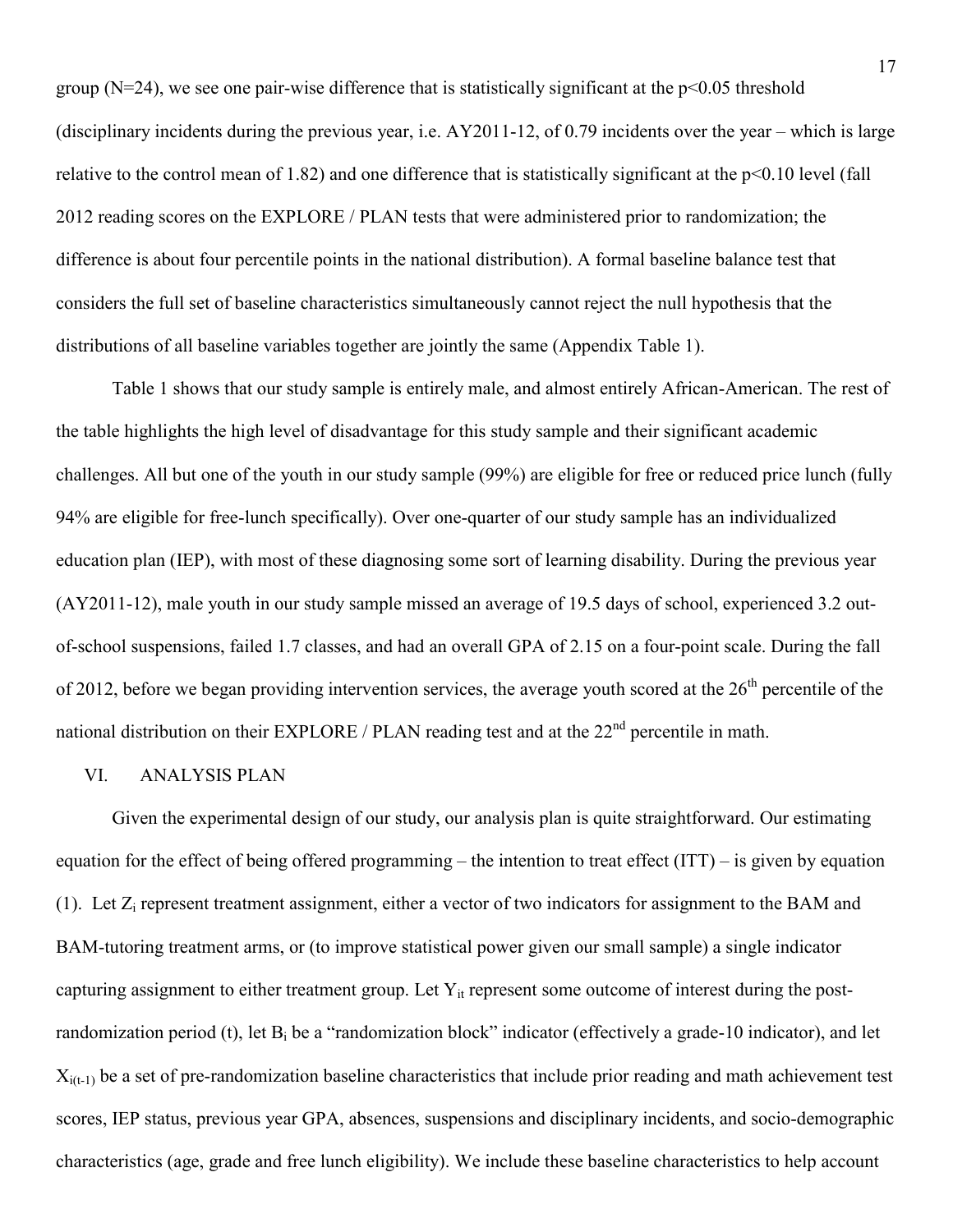group (N=24), we see one pair-wise difference that is statistically significant at the $p<0.05$ threshold (disciplinary incidents during the previous year, i.e. AY2011-12, of 0.79 incidents over the year – which is large relative to the control mean of 1.82) and one difference that is statistically significant at the $p<0.10$ level (fall 2012 reading scores on the EXPLORE / PLAN tests that were administered prior to randomization; the difference is about four percentile points in the national distribution). A formal baseline balance test that considers the full set of baseline characteristics simultaneously cannot reject the null hypothesis that the distributions of all baseline variables together are jointly the same (Appendix Table 1).

Table 1 shows that our study sample is entirely male, and almost entirely African-American. The rest of the table highlights the high level of disadvantage for this study sample and their significant academic challenges. All but one of the youth in our study sample (99%) are eligible for free or reduced price lunch (fully 94% are eligible for free-lunch specifically). Over one-quarter of our study sample has an individualized education plan (IEP), with most of these diagnosing some sort of learning disability. During the previous year (AY2011-12), male youth in our study sample missed an average of 19.5 days of school, experienced 3.2 out-of-school suspensions, failed 1.7 classes, and had an overall GPA of 2.15 on a four-point scale. During the fall of 2012, before we began providing intervention services, the average youth scored at the 26th percentile of the national distribution on their EXPLORE / PLAN reading test and at the 22nd percentile in math.

## VI. ANALYSIS PLAN

Given the experimental design of our study, our analysis plan is quite straightforward. Our estimating equation for the effect of being offered programming – the intention to treat effect (ITT) – is given by equation (1). Let $Z_i$ represent treatment assignment, either a vector of two indicators for assignment to the BAM and BAM-tutoring treatment arms, or (to improve statistical power given our small sample) a single indicator capturing assignment to either treatment group. Let $Y_{it}$ represent some outcome of interest during the post-randomization period (t), let $B_i$ be a "randomization block" indicator (effectively a grade-10 indicator), and let $X_{i(t-1)}$ be a set of pre-randomization baseline characteristics that include prior reading and math achievement test scores, IEP status, previous year GPA, absences, suspensions and disciplinary incidents, and socio-demographic characteristics (age, grade and free lunch eligibility). We include these baseline characteristics to help account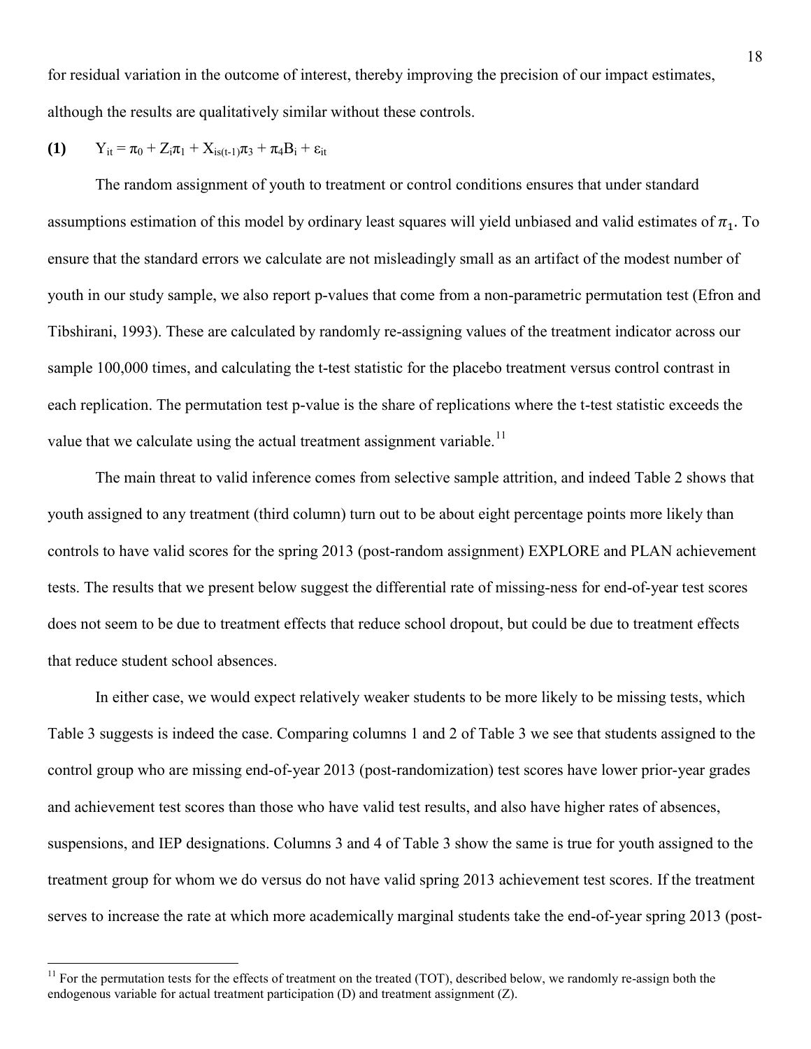for residual variation in the outcome of interest, thereby improving the precision of our impact estimates, although the results are qualitatively similar without these controls.

**(1)** $Y_{it} = \pi_0 + Z_i\pi_1 + X_{is(t-1)}\pi_3 + \pi_4 B_i + \varepsilon_{it}$

The random assignment of youth to treatment or control conditions ensures that under standard assumptions estimation of this model by ordinary least squares will yield unbiased and valid estimates of $\pi_1$. To ensure that the standard errors we calculate are not misleadingly small as an artifact of the modest number of youth in our study sample, we also report p-values that come from a non-parametric permutation test (Efron and Tibshirani, 1993). These are calculated by randomly re-assigning values of the treatment indicator across our sample 100,000 times, and calculating the t-test statistic for the placebo treatment versus control contrast in each replication. The permutation test p-value is the share of replications where the t-test statistic exceeds the value that we calculate using the actual treatment assignment variable.[11]

The main threat to valid inference comes from selective sample attrition, and indeed Table 2 shows that youth assigned to any treatment (third column) turn out to be about eight percentage points more likely than controls to have valid scores for the spring 2013 (post-random assignment) EXPLORE and PLAN achievement tests. The results that we present below suggest the differential rate of missing-ness for end-of-year test scores does not seem to be due to treatment effects that reduce school dropout, but could be due to treatment effects that reduce student school absences.

In either case, we would expect relatively weaker students to be more likely to be missing tests, which Table 3 suggests is indeed the case. Comparing columns 1 and 2 of Table 3 we see that students assigned to the control group who are missing end-of-year 2013 (post-randomization) test scores have lower prior-year grades and achievement test scores than those who have valid test results, and also have higher rates of absences, suspensions, and IEP designations. Columns 3 and 4 of Table 3 show the same is true for youth assigned to the treatment group for whom we do versus do not have valid spring 2013 achievement test scores. If the treatment serves to increase the rate at which more academically marginal students take the end-of-year spring 2013 (post-

[11] For the permutation tests for the effects of treatment on the treated (TOT), described below, we randomly re-assign both the endogenous variable for actual treatment participation (D) and treatment assignment (Z).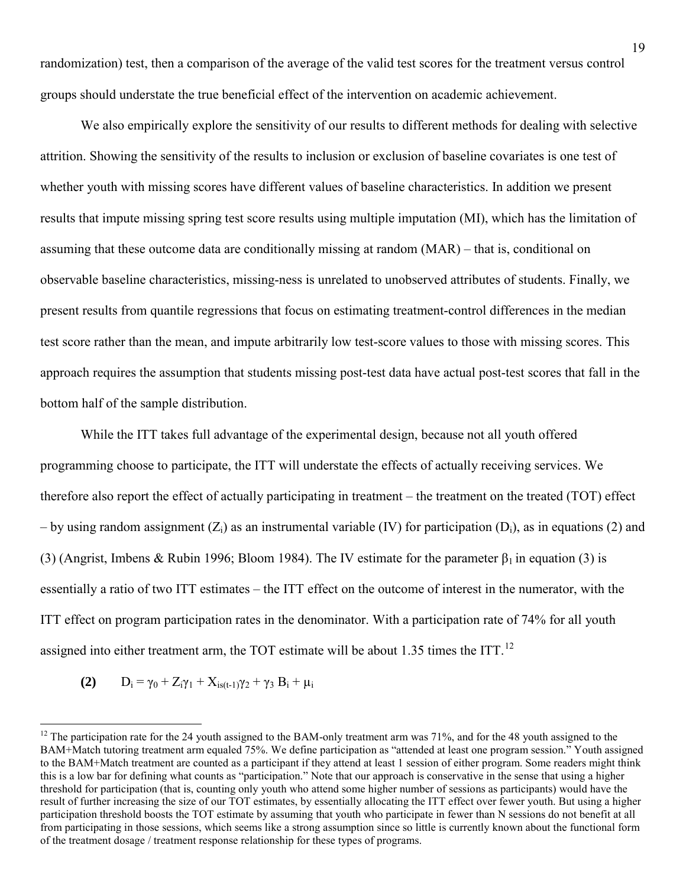randomization) test, then a comparison of the average of the valid test scores for the treatment versus control groups should understate the true beneficial effect of the intervention on academic achievement.

We also empirically explore the sensitivity of our results to different methods for dealing with selective attrition. Showing the sensitivity of the results to inclusion or exclusion of baseline covariates is one test of whether youth with missing scores have different values of baseline characteristics. In addition we present results that impute missing spring test score results using multiple imputation (MI), which has the limitation of assuming that these outcome data are conditionally missing at random (MAR) – that is, conditional on observable baseline characteristics, missing-ness is unrelated to unobserved attributes of students. Finally, we present results from quantile regressions that focus on estimating treatment-control differences in the median test score rather than the mean, and impute arbitrarily low test-score values to those with missing scores. This approach requires the assumption that students missing post-test data have actual post-test scores that fall in the bottom half of the sample distribution.

While the ITT takes full advantage of the experimental design, because not all youth offered programming choose to participate, the ITT will understate the effects of actually receiving services. We therefore also report the effect of actually participating in treatment – the treatment on the treated (TOT) effect – by using random assignment ($Z_i$) as an instrumental variable (IV) for participation ($D_i$), as in equations (2) and (3) (Angrist, Imbens & Rubin 1996; Bloom 1984). The IV estimate for the parameter $\beta_1$ in equation (3) is essentially a ratio of two ITT estimates – the ITT effect on the outcome of interest in the numerator, with the ITT effect on program participation rates in the denominator. With a participation rate of 74% for all youth assigned into either treatment arm, the TOT estimate will be about 1.35 times the ITT.[12]

**(2)** $D_i = \gamma_0 + Z_i\gamma_1 + X_{is(t-1)}\gamma_2 + \gamma_3 B_i + \mu_i$

[12] The participation rate for the 24 youth assigned to the BAM-only treatment arm was 71%, and for the 48 youth assigned to the BAM+Match tutoring treatment arm equaled 75%. We define participation as "attended at least one program session." Youth assigned to the BAM+Match treatment are counted as a participant if they attend at least 1 session of either program. Some readers might think this is a low bar for defining what counts as "participation." Note that our approach is conservative in the sense that using a higher threshold for participation (that is, counting only youth who attend some higher number of sessions as participants) would have the result of further increasing the size of our TOT estimates, by essentially allocating the ITT effect over fewer youth. But using a higher participation threshold boosts the TOT estimate by assuming that youth who participate in fewer than N sessions do not benefit at all from participating in those sessions, which seems like a strong assumption since so little is currently known about the functional form of the treatment dosage / treatment response relationship for these types of programs.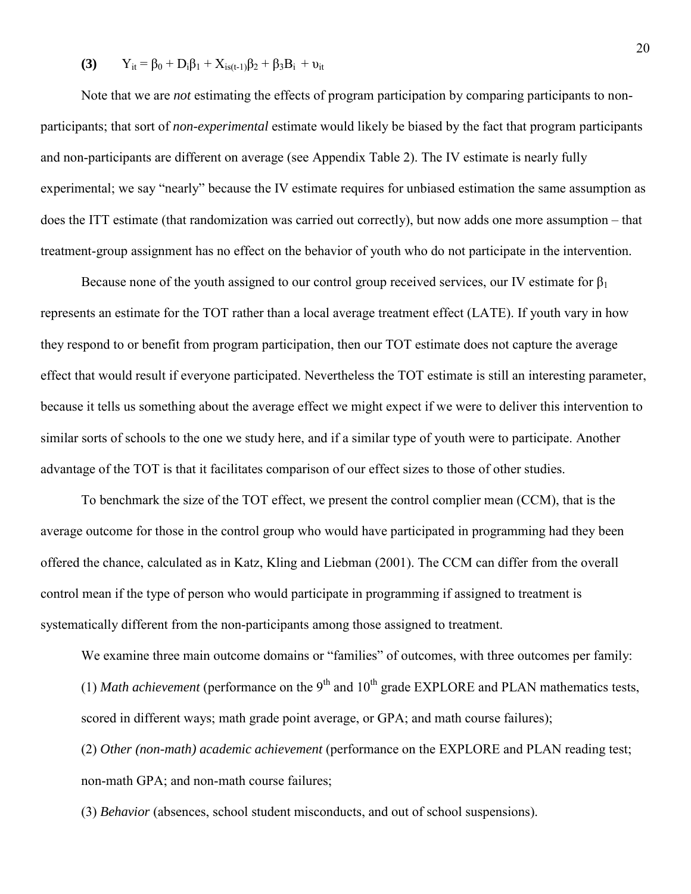$$\textbf{(3)} \qquad Y_{it} = \beta_0 + D_i\beta_1 + X_{is(t-1)}\beta_2 + \beta_3 B_i + \upsilon_{it}$$

Note that we are *not* estimating the effects of program participation by comparing participants to non-participants; that sort of *non-experimental* estimate would likely be biased by the fact that program participants and non-participants are different on average (see Appendix Table 2). The IV estimate is nearly fully experimental; we say "nearly" because the IV estimate requires for unbiased estimation the same assumption as does the ITT estimate (that randomization was carried out correctly), but now adds one more assumption – that treatment-group assignment has no effect on the behavior of youth who do not participate in the intervention.

Because none of the youth assigned to our control group received services, our IV estimate for $\beta_1$ represents an estimate for the TOT rather than a local average treatment effect (LATE). If youth vary in how they respond to or benefit from program participation, then our TOT estimate does not capture the average effect that would result if everyone participated. Nevertheless the TOT estimate is still an interesting parameter, because it tells us something about the average effect we might expect if we were to deliver this intervention to similar sorts of schools to the one we study here, and if a similar type of youth were to participate. Another advantage of the TOT is that it facilitates comparison of our effect sizes to those of other studies.

To benchmark the size of the TOT effect, we present the control complier mean (CCM), that is the average outcome for those in the control group who would have participated in programming had they been offered the chance, calculated as in Katz, Kling and Liebman (2001). The CCM can differ from the overall control mean if the type of person who would participate in programming if assigned to treatment is systematically different from the non-participants among those assigned to treatment.

We examine three main outcome domains or "families" of outcomes, with three outcomes per family:

(1) *Math achievement* (performance on the 9th and 10th grade EXPLORE and PLAN mathematics tests, scored in different ways; math grade point average, or GPA; and math course failures);

(2) *Other (non-math) academic achievement* (performance on the EXPLORE and PLAN reading test; non-math GPA; and non-math course failures;

(3) *Behavior* (absences, school student misconducts, and out of school suspensions).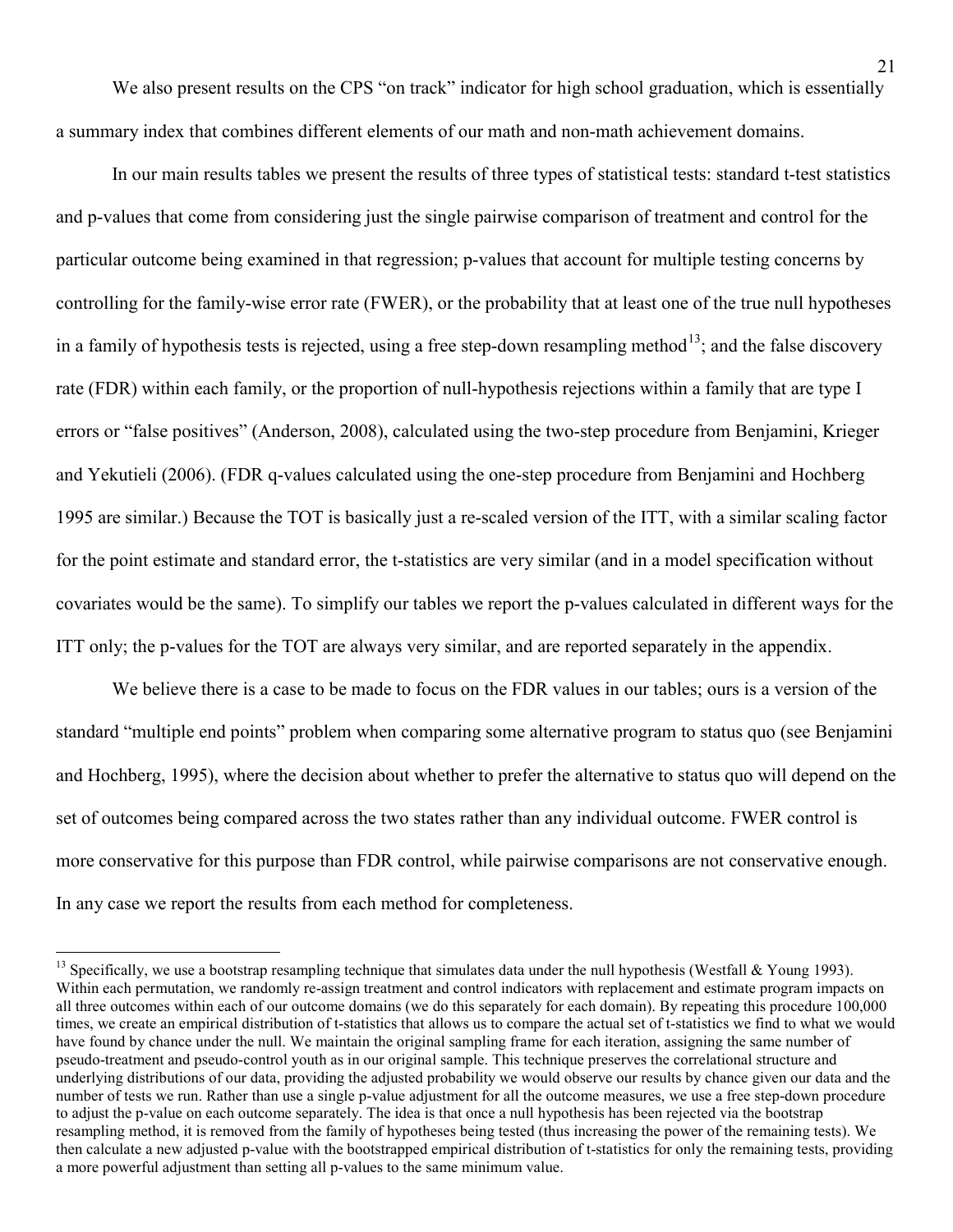We also present results on the CPS "on track" indicator for high school graduation, which is essentially a summary index that combines different elements of our math and non-math achievement domains.

In our main results tables we present the results of three types of statistical tests: standard t-test statistics and p-values that come from considering just the single pairwise comparison of treatment and control for the particular outcome being examined in that regression; p-values that account for multiple testing concerns by controlling for the family-wise error rate (FWER), or the probability that at least one of the true null hypotheses in a family of hypothesis tests is rejected, using a free step-down resampling method[13]; and the false discovery rate (FDR) within each family, or the proportion of null-hypothesis rejections within a family that are type I errors or "false positives" (Anderson, 2008), calculated using the two-step procedure from Benjamini, Krieger and Yekutieli (2006). (FDR q-values calculated using the one-step procedure from Benjamini and Hochberg 1995 are similar.) Because the TOT is basically just a re-scaled version of the ITT, with a similar scaling factor for the point estimate and standard error, the t-statistics are very similar (and in a model specification without covariates would be the same). To simplify our tables we report the p-values calculated in different ways for the ITT only; the p-values for the TOT are always very similar, and are reported separately in the appendix.

We believe there is a case to be made to focus on the FDR values in our tables; ours is a version of the standard "multiple end points" problem when comparing some alternative program to status quo (see Benjamini and Hochberg, 1995), where the decision about whether to prefer the alternative to status quo will depend on the set of outcomes being compared across the two states rather than any individual outcome. FWER control is more conservative for this purpose than FDR control, while pairwise comparisons are not conservative enough. In any case we report the results from each method for completeness.

[13] Specifically, we use a bootstrap resampling technique that simulates data under the null hypothesis (Westfall & Young 1993). Within each permutation, we randomly re-assign treatment and control indicators with replacement and estimate program impacts on all three outcomes within each of our outcome domains (we do this separately for each domain). By repeating this procedure 100,000 times, we create an empirical distribution of t-statistics that allows us to compare the actual set of t-statistics we find to what we would have found by chance under the null. We maintain the original sampling frame for each iteration, assigning the same number of pseudo-treatment and pseudo-control youth as in our original sample. This technique preserves the correlational structure and underlying distributions of our data, providing the adjusted probability we would observe our results by chance given our data and the number of tests we run. Rather than use a single p-value adjustment for all the outcome measures, we use a free step-down procedure to adjust the p-value on each outcome separately. The idea is that once a null hypothesis has been rejected via the bootstrap resampling method, it is removed from the family of hypotheses being tested (thus increasing the power of the remaining tests). We then calculate a new adjusted p-value with the bootstrapped empirical distribution of t-statistics for only the remaining tests, providing a more powerful adjustment than setting all p-values to the same minimum value.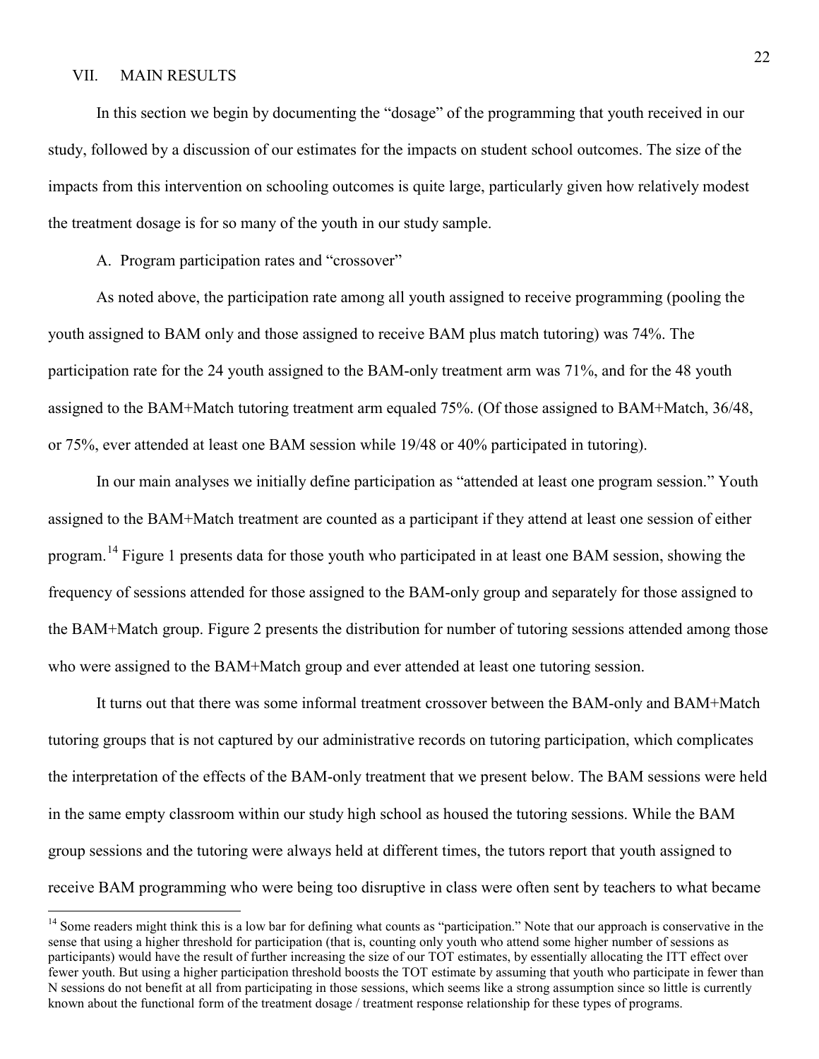## VII. MAIN RESULTS

In this section we begin by documenting the "dosage" of the programming that youth received in our study, followed by a discussion of our estimates for the impacts on student school outcomes. The size of the impacts from this intervention on schooling outcomes is quite large, particularly given how relatively modest the treatment dosage is for so many of the youth in our study sample.

### A. Program participation rates and "crossover"

As noted above, the participation rate among all youth assigned to receive programming (pooling the youth assigned to BAM only and those assigned to receive BAM plus match tutoring) was 74%. The participation rate for the 24 youth assigned to the BAM-only treatment arm was 71%, and for the 48 youth assigned to the BAM+Match tutoring treatment arm equaled 75%. (Of those assigned to BAM+Match, 36/48, or 75%, ever attended at least one BAM session while 19/48 or 40% participated in tutoring).

In our main analyses we initially define participation as "attended at least one program session." Youth assigned to the BAM+Match treatment are counted as a participant if they attend at least one session of either program.[14] Figure 1 presents data for those youth who participated in at least one BAM session, showing the frequency of sessions attended for those assigned to the BAM-only group and separately for those assigned to the BAM+Match group. Figure 2 presents the distribution for number of tutoring sessions attended among those who were assigned to the BAM+Match group and ever attended at least one tutoring session.

It turns out that there was some informal treatment crossover between the BAM-only and BAM+Match tutoring groups that is not captured by our administrative records on tutoring participation, which complicates the interpretation of the effects of the BAM-only treatment that we present below. The BAM sessions were held in the same empty classroom within our study high school as housed the tutoring sessions. While the BAM group sessions and the tutoring were always held at different times, the tutors report that youth assigned to receive BAM programming who were being too disruptive in class were often sent by teachers to what became

[14] Some readers might think this is a low bar for defining what counts as "participation." Note that our approach is conservative in the sense that using a higher threshold for participation (that is, counting only youth who attend some higher number of sessions as participants) would have the result of further increasing the size of our TOT estimates, by essentially allocating the ITT effect over fewer youth. But using a higher participation threshold boosts the TOT estimate by assuming that youth who participate in fewer than N sessions do not benefit at all from participating in those sessions, which seems like a strong assumption since so little is currently known about the functional form of the treatment dosage / treatment response relationship for these types of programs.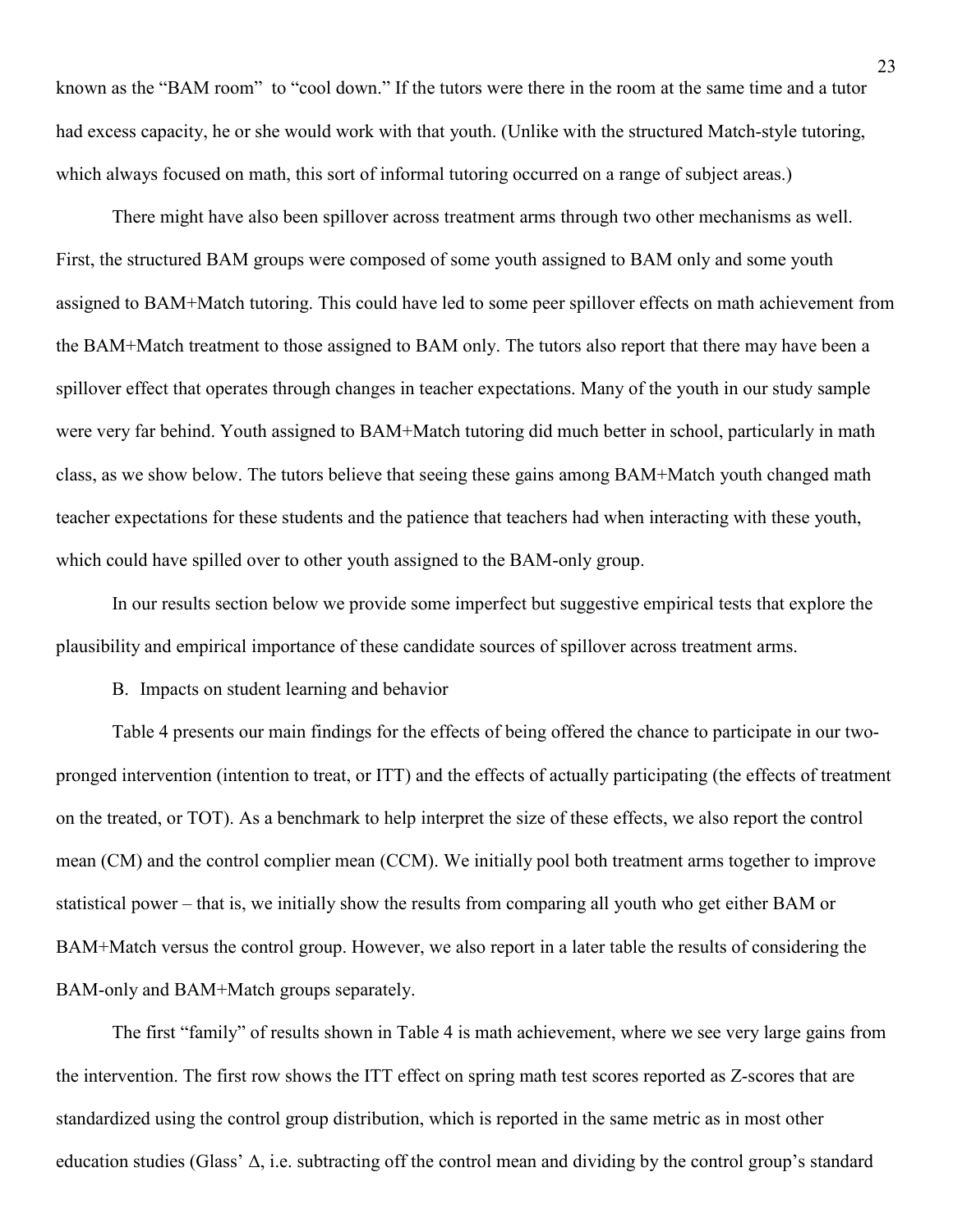known as the "BAM room" to "cool down." If the tutors were there in the room at the same time and a tutor had excess capacity, he or she would work with that youth. (Unlike with the structured Match-style tutoring, which always focused on math, this sort of informal tutoring occurred on a range of subject areas.)

There might have also been spillover across treatment arms through two other mechanisms as well. First, the structured BAM groups were composed of some youth assigned to BAM only and some youth assigned to BAM+Match tutoring. This could have led to some peer spillover effects on math achievement from the BAM+Match treatment to those assigned to BAM only. The tutors also report that there may have been a spillover effect that operates through changes in teacher expectations. Many of the youth in our study sample were very far behind. Youth assigned to BAM+Match tutoring did much better in school, particularly in math class, as we show below. The tutors believe that seeing these gains among BAM+Match youth changed math teacher expectations for these students and the patience that teachers had when interacting with these youth, which could have spilled over to other youth assigned to the BAM-only group.

In our results section below we provide some imperfect but suggestive empirical tests that explore the plausibility and empirical importance of these candidate sources of spillover across treatment arms.

B. Impacts on student learning and behavior

Table 4 presents our main findings for the effects of being offered the chance to participate in our two-pronged intervention (intention to treat, or ITT) and the effects of actually participating (the effects of treatment on the treated, or TOT). As a benchmark to help interpret the size of these effects, we also report the control mean (CM) and the control complier mean (CCM). We initially pool both treatment arms together to improve statistical power – that is, we initially show the results from comparing all youth who get either BAM or BAM+Match versus the control group. However, we also report in a later table the results of considering the BAM-only and BAM+Match groups separately.

The first "family" of results shown in Table 4 is math achievement, where we see very large gains from the intervention. The first row shows the ITT effect on spring math test scores reported as Z-scores that are standardized using the control group distribution, which is reported in the same metric as in most other education studies (Glass' $\Delta$, i.e. subtracting off the control mean and dividing by the control group's standard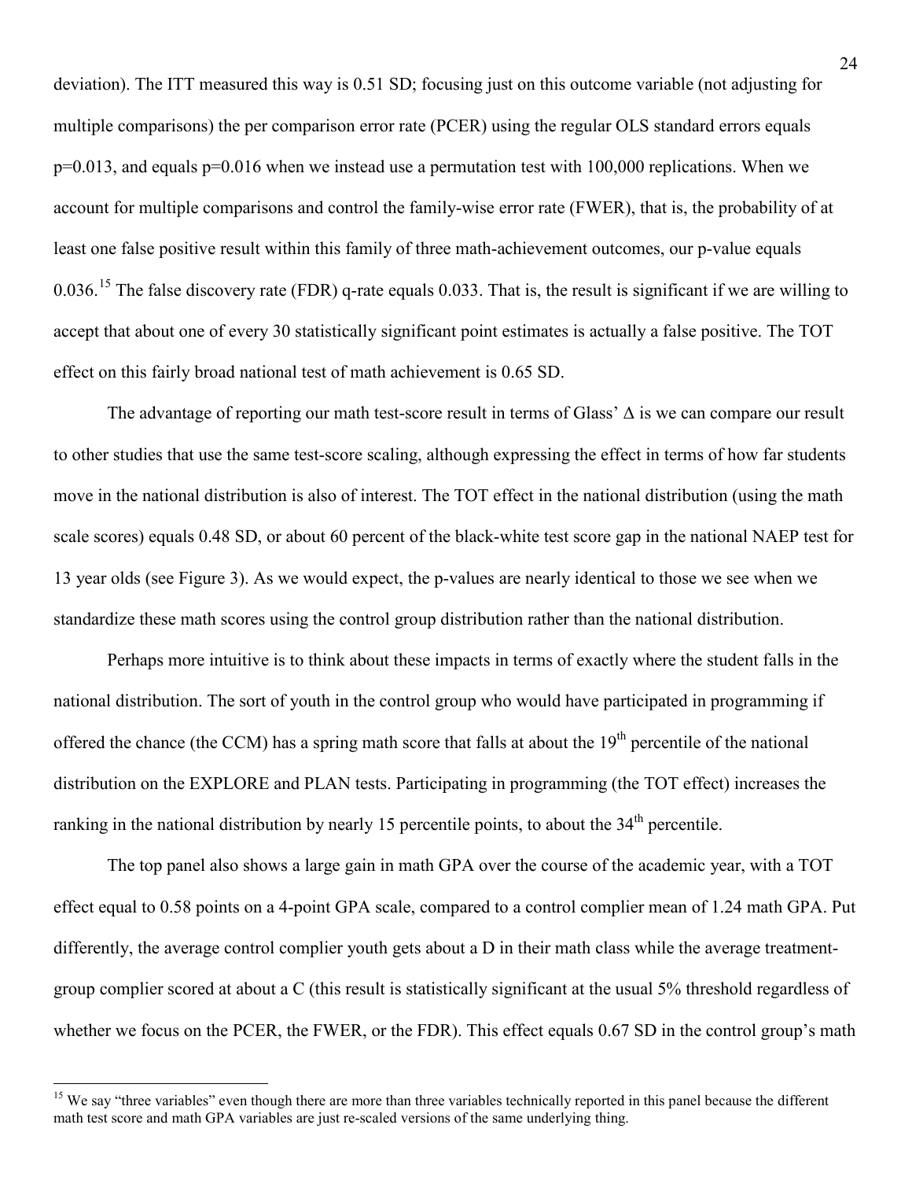deviation). The ITT measured this way is 0.51 SD; focusing just on this outcome variable (not adjusting for multiple comparisons) the per comparison error rate (PCER) using the regular OLS standard errors equals p=0.013, and equals p=0.016 when we instead use a permutation test with 100,000 replications. When we account for multiple comparisons and control the family-wise error rate (FWER), that is, the probability of at least one false positive result within this family of three math-achievement outcomes, our p-value equals 0.036.[15] The false discovery rate (FDR) q-rate equals 0.033. That is, the result is significant if we are willing to accept that about one of every 30 statistically significant point estimates is actually a false positive. The TOT effect on this fairly broad national test of math achievement is 0.65 SD.

The advantage of reporting our math test-score result in terms of Glass' $\Delta$ is we can compare our result to other studies that use the same test-score scaling, although expressing the effect in terms of how far students move in the national distribution is also of interest. The TOT effect in the national distribution (using the math scale scores) equals 0.48 SD, or about 60 percent of the black-white test score gap in the national NAEP test for 13 year olds (see Figure 3). As we would expect, the p-values are nearly identical to those we see when we standardize these math scores using the control group distribution rather than the national distribution.

Perhaps more intuitive is to think about these impacts in terms of exactly where the student falls in the national distribution. The sort of youth in the control group who would have participated in programming if offered the chance (the CCM) has a spring math score that falls at about the 19th percentile of the national distribution on the EXPLORE and PLAN tests. Participating in programming (the TOT effect) increases the ranking in the national distribution by nearly 15 percentile points, to about the 34th percentile.

The top panel also shows a large gain in math GPA over the course of the academic year, with a TOT effect equal to 0.58 points on a 4-point GPA scale, compared to a control complier mean of 1.24 math GPA. Put differently, the average control complier youth gets about a D in their math class while the average treatment-group complier scored at about a C (this result is statistically significant at the usual 5% threshold regardless of whether we focus on the PCER, the FWER, or the FDR). This effect equals 0.67 SD in the control group's math

[15] We say "three variables" even though there are more than three variables technically reported in this panel because the different math test score and math GPA variables are just re-scaled versions of the same underlying thing.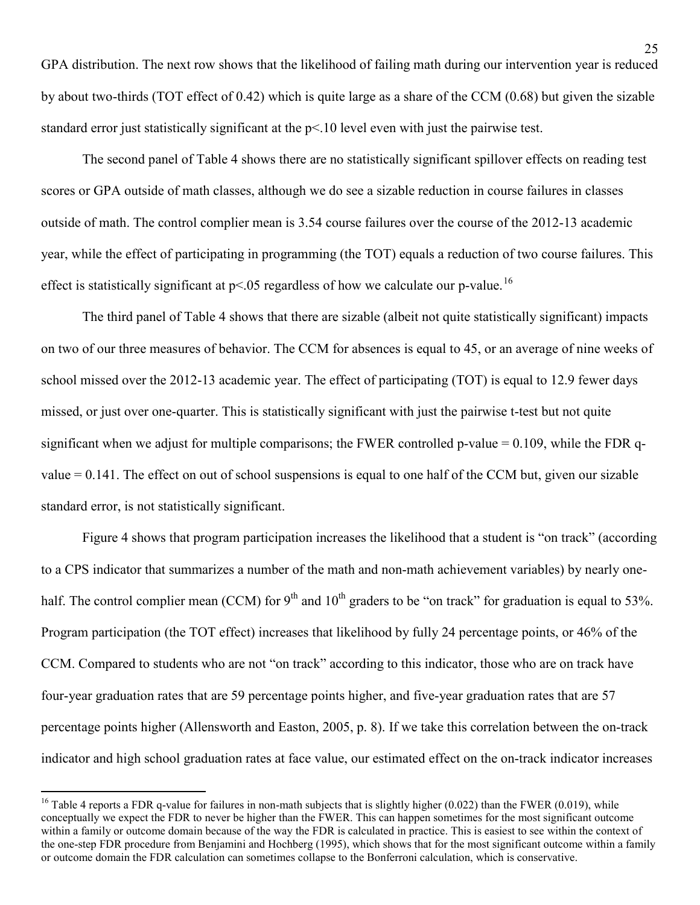GPA distribution. The next row shows that the likelihood of failing math during our intervention year is reduced by about two-thirds (TOT effect of 0.42) which is quite large as a share of the CCM (0.68) but given the sizable standard error just statistically significant at the $p<.10$ level even with just the pairwise test.

The second panel of Table 4 shows there are no statistically significant spillover effects on reading test scores or GPA outside of math classes, although we do see a sizable reduction in course failures in classes outside of math. The control complier mean is 3.54 course failures over the course of the 2012-13 academic year, while the effect of participating in programming (the TOT) equals a reduction of two course failures. This effect is statistically significant at $p<.05$ regardless of how we calculate our p-value.[16]

The third panel of Table 4 shows that there are sizable (albeit not quite statistically significant) impacts on two of our three measures of behavior. The CCM for absences is equal to 45, or an average of nine weeks of school missed over the 2012-13 academic year. The effect of participating (TOT) is equal to 12.9 fewer days missed, or just over one-quarter. This is statistically significant with just the pairwise t-test but not quite significant when we adjust for multiple comparisons; the FWER controlled p-value = 0.109, while the FDR q-value = 0.141. The effect on out of school suspensions is equal to one half of the CCM but, given our sizable standard error, is not statistically significant.

Figure 4 shows that program participation increases the likelihood that a student is "on track" (according to a CPS indicator that summarizes a number of the math and non-math achievement variables) by nearly one-half. The control complier mean (CCM) for 9th and 10th graders to be "on track" for graduation is equal to 53%. Program participation (the TOT effect) increases that likelihood by fully 24 percentage points, or 46% of the CCM. Compared to students who are not "on track" according to this indicator, those who are on track have four-year graduation rates that are 59 percentage points higher, and five-year graduation rates that are 57 percentage points higher (Allensworth and Easton, 2005, p. 8). If we take this correlation between the on-track indicator and high school graduation rates at face value, our estimated effect on the on-track indicator increases

[16] Table 4 reports a FDR q-value for failures in non-math subjects that is slightly higher (0.022) than the FWER (0.019), while conceptually we expect the FDR to never be higher than the FWER. This can happen sometimes for the most significant outcome within a family or outcome domain because of the way the FDR is calculated in practice. This is easiest to see within the context of the one-step FDR procedure from Benjamini and Hochberg (1995), which shows that for the most significant outcome within a family or outcome domain the FDR calculation can sometimes collapse to the Bonferroni calculation, which is conservative.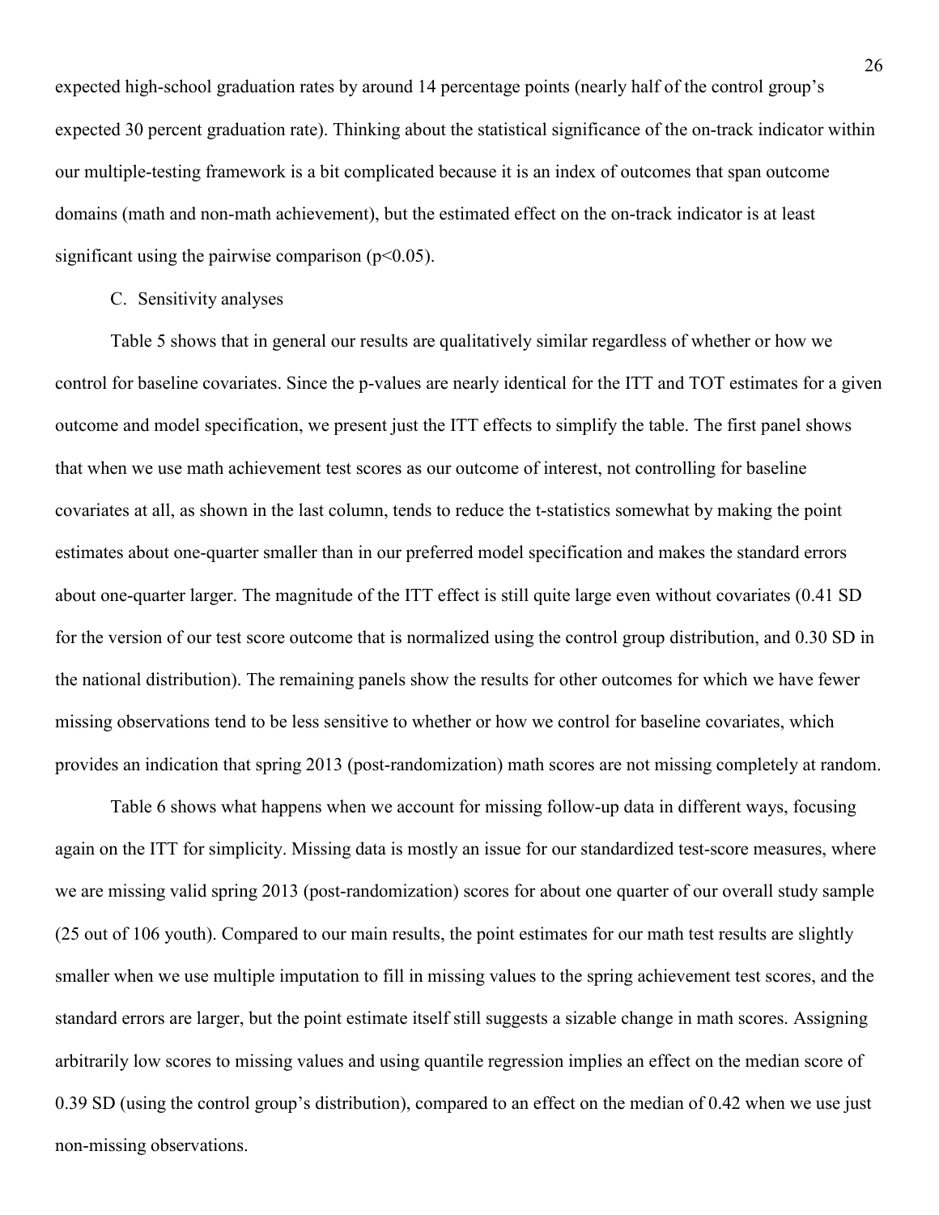expected high-school graduation rates by around 14 percentage points (nearly half of the control group's expected 30 percent graduation rate). Thinking about the statistical significance of the on-track indicator within our multiple-testing framework is a bit complicated because it is an index of outcomes that span outcome domains (math and non-math achievement), but the estimated effect on the on-track indicator is at least significant using the pairwise comparison ($p<0.05$).

C. Sensitivity analyses

Table 5 shows that in general our results are qualitatively similar regardless of whether or how we control for baseline covariates. Since the p-values are nearly identical for the ITT and TOT estimates for a given outcome and model specification, we present just the ITT effects to simplify the table. The first panel shows that when we use math achievement test scores as our outcome of interest, not controlling for baseline covariates at all, as shown in the last column, tends to reduce the t-statistics somewhat by making the point estimates about one-quarter smaller than in our preferred model specification and makes the standard errors about one-quarter larger. The magnitude of the ITT effect is still quite large even without covariates (0.41 SD for the version of our test score outcome that is normalized using the control group distribution, and 0.30 SD in the national distribution). The remaining panels show the results for other outcomes for which we have fewer missing observations tend to be less sensitive to whether or how we control for baseline covariates, which provides an indication that spring 2013 (post-randomization) math scores are not missing completely at random.

Table 6 shows what happens when we account for missing follow-up data in different ways, focusing again on the ITT for simplicity. Missing data is mostly an issue for our standardized test-score measures, where we are missing valid spring 2013 (post-randomization) scores for about one quarter of our overall study sample (25 out of 106 youth). Compared to our main results, the point estimates for our math test results are slightly smaller when we use multiple imputation to fill in missing values to the spring achievement test scores, and the standard errors are larger, but the point estimate itself still suggests a sizable change in math scores. Assigning arbitrarily low scores to missing values and using quantile regression implies an effect on the median score of 0.39 SD (using the control group's distribution), compared to an effect on the median of 0.42 when we use just non-missing observations.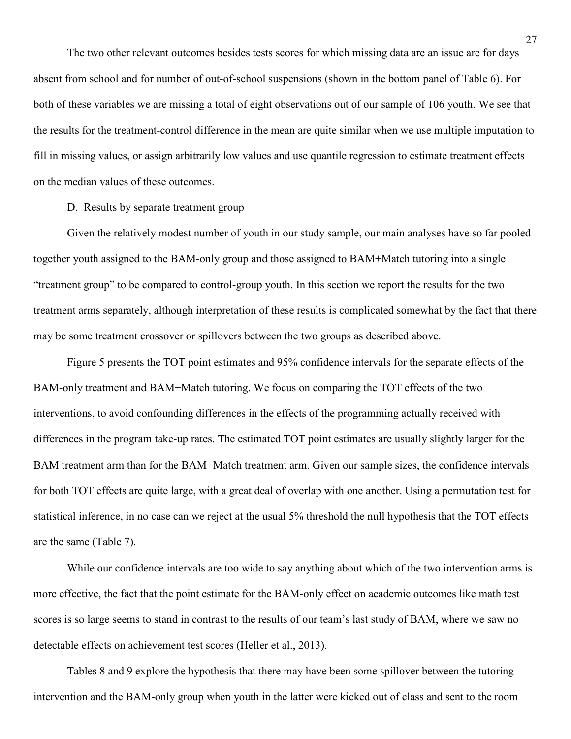The two other relevant outcomes besides tests scores for which missing data are an issue are for days absent from school and for number of out-of-school suspensions (shown in the bottom panel of Table 6). For both of these variables we are missing a total of eight observations out of our sample of 106 youth. We see that the results for the treatment-control difference in the mean are quite similar when we use multiple imputation to fill in missing values, or assign arbitrarily low values and use quantile regression to estimate treatment effects on the median values of these outcomes.

D. Results by separate treatment group

Given the relatively modest number of youth in our study sample, our main analyses have so far pooled together youth assigned to the BAM-only group and those assigned to BAM+Match tutoring into a single "treatment group" to be compared to control-group youth. In this section we report the results for the two treatment arms separately, although interpretation of these results is complicated somewhat by the fact that there may be some treatment crossover or spillovers between the two groups as described above.

Figure 5 presents the TOT point estimates and 95% confidence intervals for the separate effects of the BAM-only treatment and BAM+Match tutoring. We focus on comparing the TOT effects of the two interventions, to avoid confounding differences in the effects of the programming actually received with differences in the program take-up rates. The estimated TOT point estimates are usually slightly larger for the BAM treatment arm than for the BAM+Match treatment arm. Given our sample sizes, the confidence intervals for both TOT effects are quite large, with a great deal of overlap with one another. Using a permutation test for statistical inference, in no case can we reject at the usual 5% threshold the null hypothesis that the TOT effects are the same (Table 7).

While our confidence intervals are too wide to say anything about which of the two intervention arms is more effective, the fact that the point estimate for the BAM-only effect on academic outcomes like math test scores is so large seems to stand in contrast to the results of our team's last study of BAM, where we saw no detectable effects on achievement test scores (Heller et al., 2013).

Tables 8 and 9 explore the hypothesis that there may have been some spillover between the tutoring intervention and the BAM-only group when youth in the latter were kicked out of class and sent to the room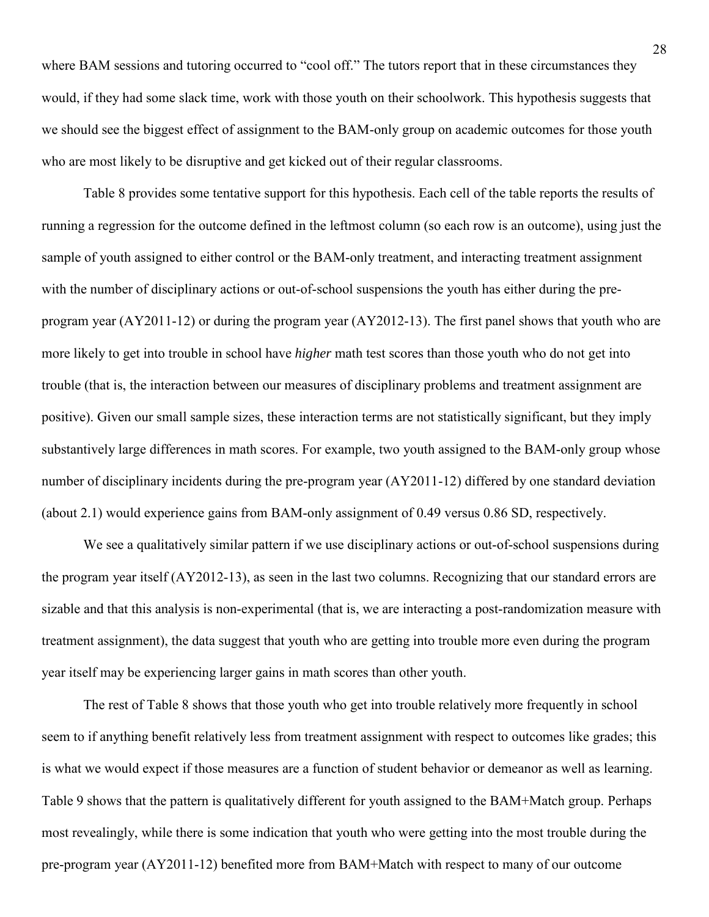where BAM sessions and tutoring occurred to "cool off." The tutors report that in these circumstances they would, if they had some slack time, work with those youth on their schoolwork. This hypothesis suggests that we should see the biggest effect of assignment to the BAM-only group on academic outcomes for those youth who are most likely to be disruptive and get kicked out of their regular classrooms.

Table 8 provides some tentative support for this hypothesis. Each cell of the table reports the results of running a regression for the outcome defined in the leftmost column (so each row is an outcome), using just the sample of youth assigned to either control or the BAM-only treatment, and interacting treatment assignment with the number of disciplinary actions or out-of-school suspensions the youth has either during the pre-program year (AY2011-12) or during the program year (AY2012-13). The first panel shows that youth who are more likely to get into trouble in school have *higher* math test scores than those youth who do not get into trouble (that is, the interaction between our measures of disciplinary problems and treatment assignment are positive). Given our small sample sizes, these interaction terms are not statistically significant, but they imply substantively large differences in math scores. For example, two youth assigned to the BAM-only group whose number of disciplinary incidents during the pre-program year (AY2011-12) differed by one standard deviation (about 2.1) would experience gains from BAM-only assignment of 0.49 versus 0.86 SD, respectively.

We see a qualitatively similar pattern if we use disciplinary actions or out-of-school suspensions during the program year itself (AY2012-13), as seen in the last two columns. Recognizing that our standard errors are sizable and that this analysis is non-experimental (that is, we are interacting a post-randomization measure with treatment assignment), the data suggest that youth who are getting into trouble more even during the program year itself may be experiencing larger gains in math scores than other youth.

The rest of Table 8 shows that those youth who get into trouble relatively more frequently in school seem to if anything benefit relatively less from treatment assignment with respect to outcomes like grades; this is what we would expect if those measures are a function of student behavior or demeanor as well as learning. Table 9 shows that the pattern is qualitatively different for youth assigned to the BAM+Match group. Perhaps most revealingly, while there is some indication that youth who were getting into the most trouble during the pre-program year (AY2011-12) benefited more from BAM+Match with respect to many of our outcome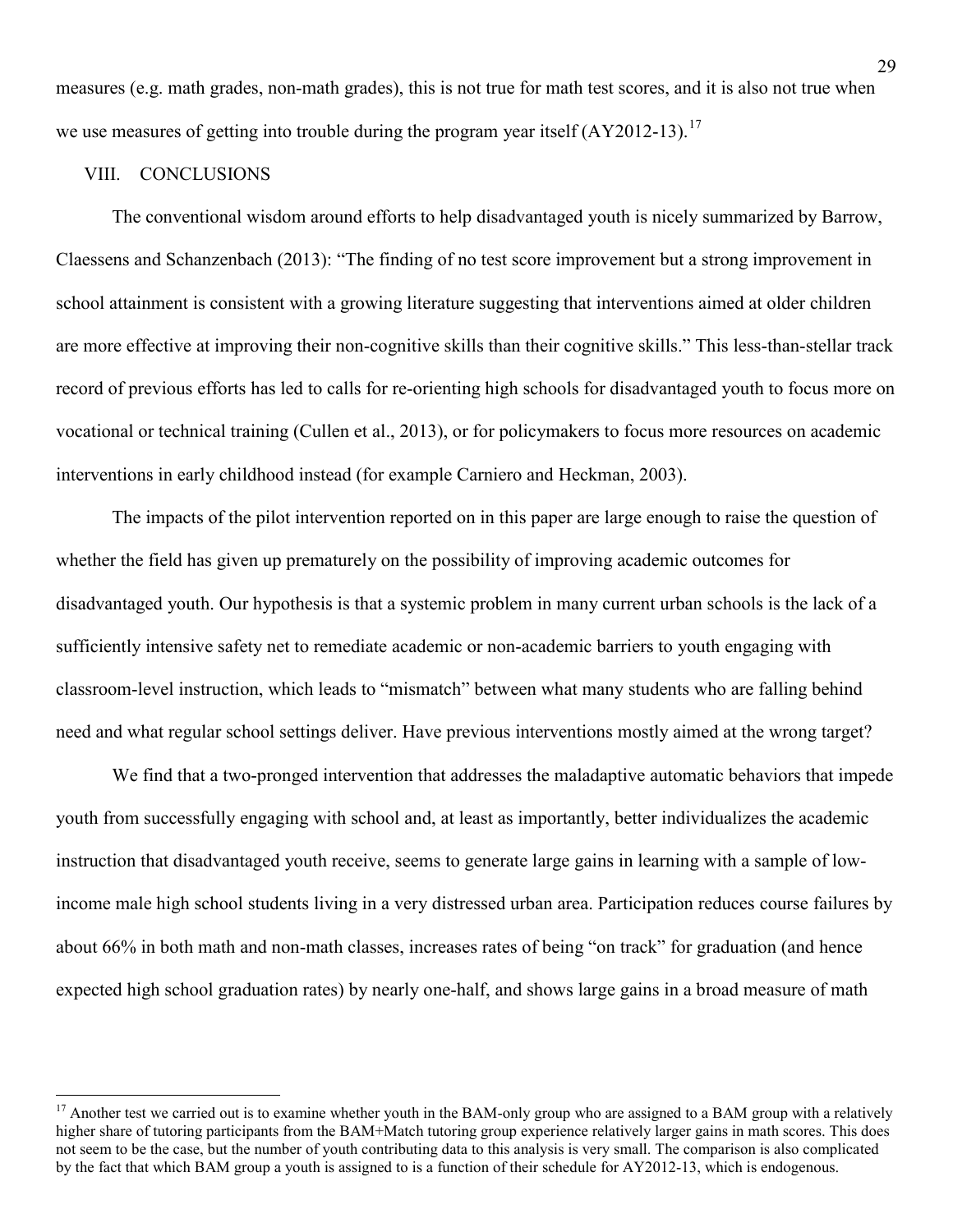measures (e.g. math grades, non-math grades), this is not true for math test scores, and it is also not true when we use measures of getting into trouble during the program year itself (AY2012-13).[17]

## VIII. CONCLUSIONS

The conventional wisdom around efforts to help disadvantaged youth is nicely summarized by Barrow, Claessens and Schanzenbach (2013): "The finding of no test score improvement but a strong improvement in school attainment is consistent with a growing literature suggesting that interventions aimed at older children are more effective at improving their non-cognitive skills than their cognitive skills." This less-than-stellar track record of previous efforts has led to calls for re-orienting high schools for disadvantaged youth to focus more on vocational or technical training (Cullen et al., 2013), or for policymakers to focus more resources on academic interventions in early childhood instead (for example Carniero and Heckman, 2003).

The impacts of the pilot intervention reported on in this paper are large enough to raise the question of whether the field has given up prematurely on the possibility of improving academic outcomes for disadvantaged youth. Our hypothesis is that a systemic problem in many current urban schools is the lack of a sufficiently intensive safety net to remediate academic or non-academic barriers to youth engaging with classroom-level instruction, which leads to "mismatch" between what many students who are falling behind need and what regular school settings deliver. Have previous interventions mostly aimed at the wrong target?

We find that a two-pronged intervention that addresses the maladaptive automatic behaviors that impede youth from successfully engaging with school and, at least as importantly, better individualizes the academic instruction that disadvantaged youth receive, seems to generate large gains in learning with a sample of low-income male high school students living in a very distressed urban area. Participation reduces course failures by about 66% in both math and non-math classes, increases rates of being "on track" for graduation (and hence expected high school graduation rates) by nearly one-half, and shows large gains in a broad measure of math

[17] Another test we carried out is to examine whether youth in the BAM-only group who are assigned to a BAM group with a relatively higher share of tutoring participants from the BAM+Match tutoring group experience relatively larger gains in math scores. This does not seem to be the case, but the number of youth contributing data to this analysis is very small. The comparison is also complicated by the fact that which BAM group a youth is assigned to is a function of their schedule for AY2012-13, which is endogenous.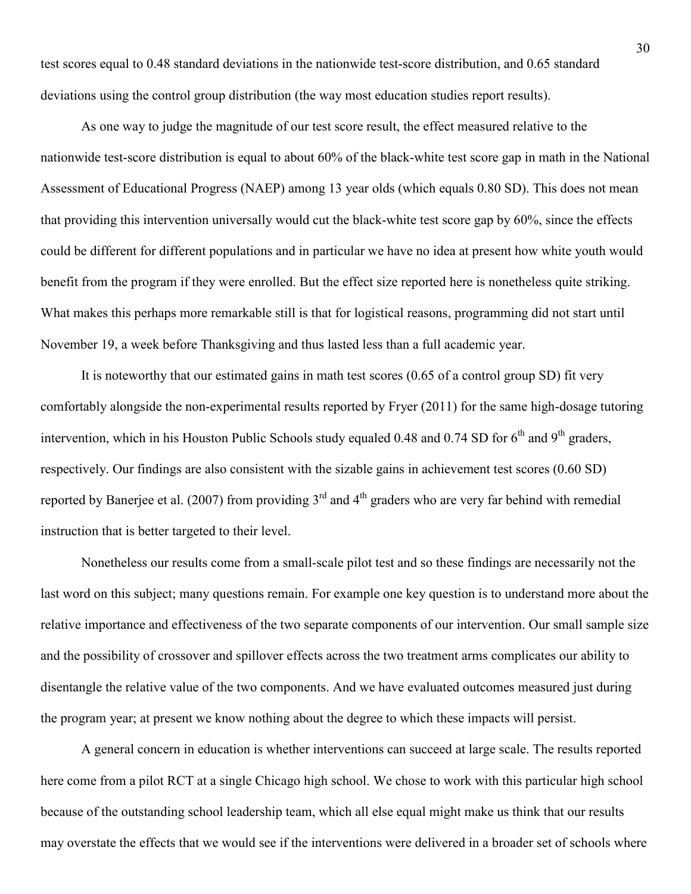test scores equal to 0.48 standard deviations in the nationwide test-score distribution, and 0.65 standard deviations using the control group distribution (the way most education studies report results).

As one way to judge the magnitude of our test score result, the effect measured relative to the nationwide test-score distribution is equal to about 60% of the black-white test score gap in math in the National Assessment of Educational Progress (NAEP) among 13 year olds (which equals 0.80 SD). This does not mean that providing this intervention universally would cut the black-white test score gap by 60%, since the effects could be different for different populations and in particular we have no idea at present how white youth would benefit from the program if they were enrolled. But the effect size reported here is nonetheless quite striking. What makes this perhaps more remarkable still is that for logistical reasons, programming did not start until November 19, a week before Thanksgiving and thus lasted less than a full academic year.

It is noteworthy that our estimated gains in math test scores (0.65 of a control group SD) fit very comfortably alongside the non-experimental results reported by Fryer (2011) for the same high-dosage tutoring intervention, which in his Houston Public Schools study equaled 0.48 and 0.74 SD for 6th and 9th graders, respectively. Our findings are also consistent with the sizable gains in achievement test scores (0.60 SD) reported by Banerjee et al. (2007) from providing 3rd and 4th graders who are very far behind with remedial instruction that is better targeted to their level.

Nonetheless our results come from a small-scale pilot test and so these findings are necessarily not the last word on this subject; many questions remain. For example one key question is to understand more about the relative importance and effectiveness of the two separate components of our intervention. Our small sample size and the possibility of crossover and spillover effects across the two treatment arms complicates our ability to disentangle the relative value of the two components. And we have evaluated outcomes measured just during the program year; at present we know nothing about the degree to which these impacts will persist.

A general concern in education is whether interventions can succeed at large scale. The results reported here come from a pilot RCT at a single Chicago high school. We chose to work with this particular high school because of the outstanding school leadership team, which all else equal might make us think that our results may overstate the effects that we would see if the interventions were delivered in a broader set of schools where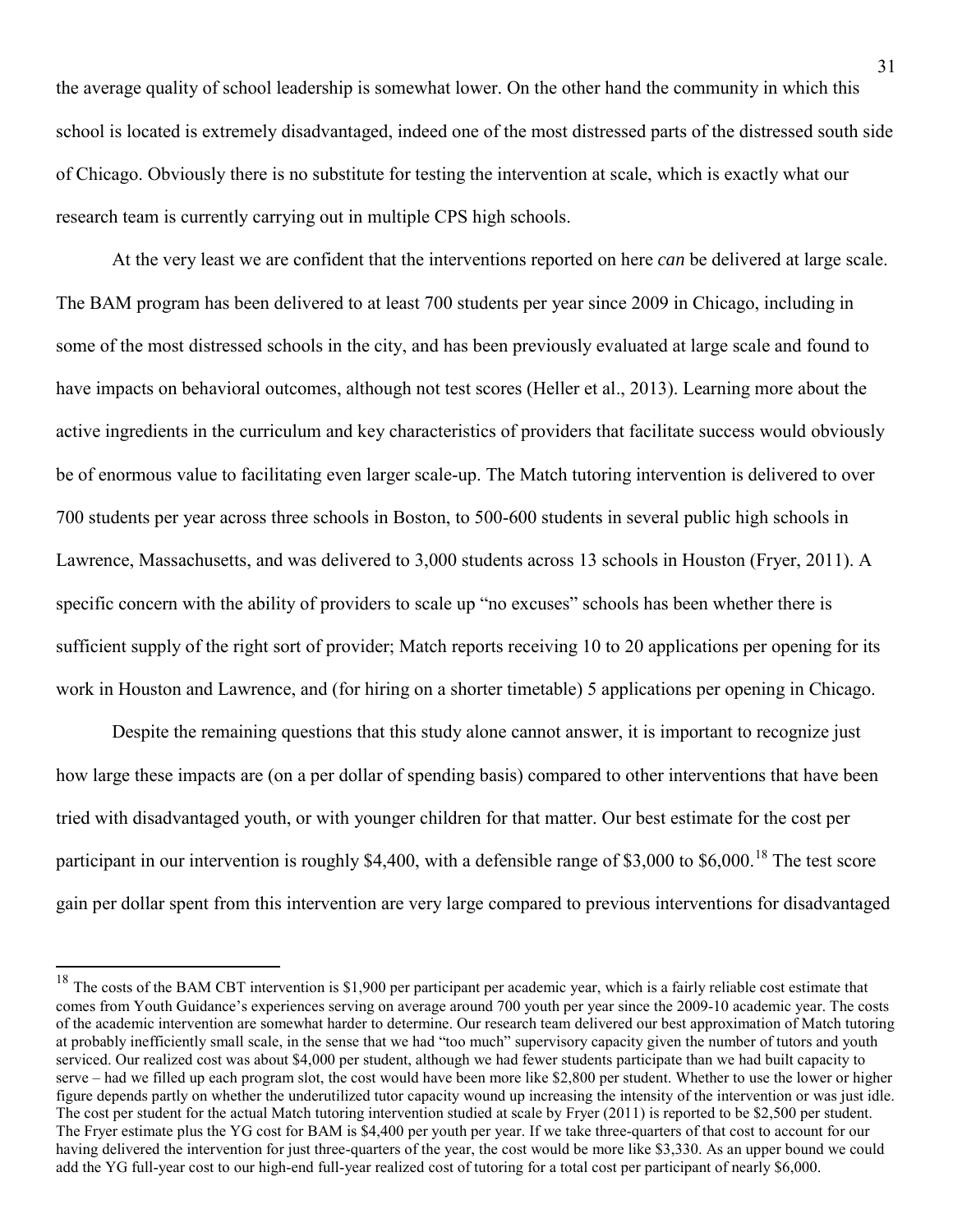the average quality of school leadership is somewhat lower. On the other hand the community in which this school is located is extremely disadvantaged, indeed one of the most distressed parts of the distressed south side of Chicago. Obviously there is no substitute for testing the intervention at scale, which is exactly what our research team is currently carrying out in multiple CPS high schools.

At the very least we are confident that the interventions reported on here *can* be delivered at large scale. The BAM program has been delivered to at least 700 students per year since 2009 in Chicago, including in some of the most distressed schools in the city, and has been previously evaluated at large scale and found to have impacts on behavioral outcomes, although not test scores (Heller et al., 2013). Learning more about the active ingredients in the curriculum and key characteristics of providers that facilitate success would obviously be of enormous value to facilitating even larger scale-up. The Match tutoring intervention is delivered to over 700 students per year across three schools in Boston, to 500-600 students in several public high schools in Lawrence, Massachusetts, and was delivered to 3,000 students across 13 schools in Houston (Fryer, 2011). A specific concern with the ability of providers to scale up "no excuses" schools has been whether there is sufficient supply of the right sort of provider; Match reports receiving 10 to 20 applications per opening for its work in Houston and Lawrence, and (for hiring on a shorter timetable) 5 applications per opening in Chicago.

Despite the remaining questions that this study alone cannot answer, it is important to recognize just how large these impacts are (on a per dollar of spending basis) compared to other interventions that have been tried with disadvantaged youth, or with younger children for that matter. Our best estimate for the cost per participant in our intervention is roughly $4,400, with a defensible range of $3,000 to $6,000.[18] The test score gain per dollar spent from this intervention are very large compared to previous interventions for disadvantaged

[18] The costs of the BAM CBT intervention is $1,900 per participant per academic year, which is a fairly reliable cost estimate that comes from Youth Guidance's experiences serving on average around 700 youth per year since the 2009-10 academic year. The costs of the academic intervention are somewhat harder to determine. Our research team delivered our best approximation of Match tutoring at probably inefficiently small scale, in the sense that we had "too much" supervisory capacity given the number of tutors and youth serviced. Our realized cost was about $4,000 per student, although we had fewer students participate than we had built capacity to serve – had we filled up each program slot, the cost would have been more like $2,800 per student. Whether to use the lower or higher figure depends partly on whether the underutilized tutor capacity wound up increasing the intensity of the intervention or was just idle. The cost per student for the actual Match tutoring intervention studied at scale by Fryer (2011) is reported to be $2,500 per student. The Fryer estimate plus the YG cost for BAM is $4,400 per youth per year. If we take three-quarters of that cost to account for our having delivered the intervention for just three-quarters of the year, the cost would be more like $3,330. As an upper bound we could add the YG full-year cost to our high-end full-year realized cost of tutoring for a total cost per participant of nearly $6,000.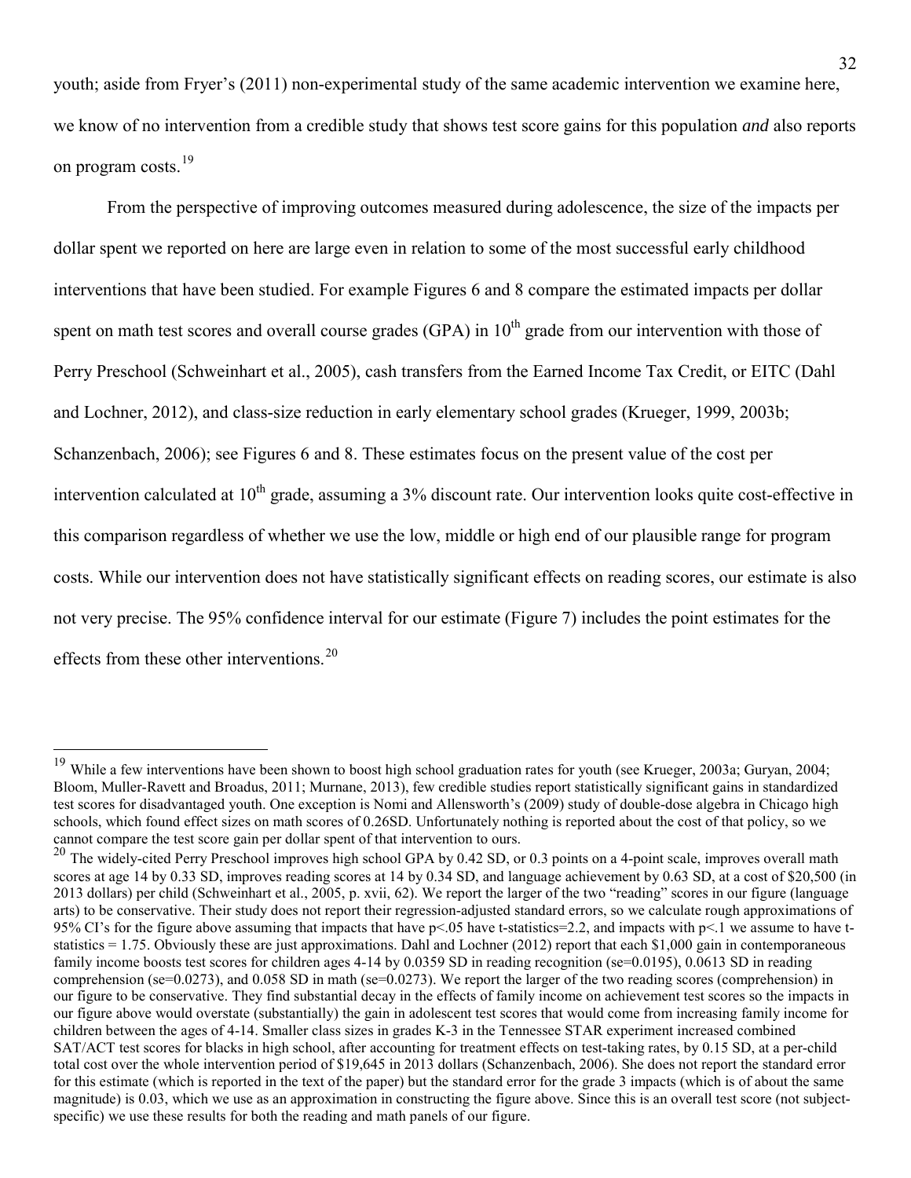youth; aside from Fryer's (2011) non-experimental study of the same academic intervention we examine here, we know of no intervention from a credible study that shows test score gains for this population *and* also reports on program costs.[19]

From the perspective of improving outcomes measured during adolescence, the size of the impacts per dollar spent we reported on here are large even in relation to some of the most successful early childhood interventions that have been studied. For example Figures 6 and 8 compare the estimated impacts per dollar spent on math test scores and overall course grades (GPA) in 10[th] grade from our intervention with those of Perry Preschool (Schweinhart et al., 2005), cash transfers from the Earned Income Tax Credit, or EITC (Dahl and Lochner, 2012), and class-size reduction in early elementary school grades (Krueger, 1999, 2003b; Schanzenbach, 2006); see Figures 6 and 8. These estimates focus on the present value of the cost per intervention calculated at 10[th] grade, assuming a 3% discount rate. Our intervention looks quite cost-effective in this comparison regardless of whether we use the low, middle or high end of our plausible range for program costs. While our intervention does not have statistically significant effects on reading scores, our estimate is also not very precise. The 95% confidence interval for our estimate (Figure 7) includes the point estimates for the effects from these other interventions.[20]

---

[19] While a few interventions have been shown to boost high school graduation rates for youth (see Krueger, 2003a; Guryan, 2004; Bloom, Muller-Ravett and Broadus, 2011; Murnane, 2013), few credible studies report statistically significant gains in standardized test scores for disadvantaged youth. One exception is Nomi and Allensworth's (2009) study of double-dose algebra in Chicago high schools, which found effect sizes on math scores of 0.26SD. Unfortunately nothing is reported about the cost of that policy, so we cannot compare the test score gain per dollar spent of that intervention to ours.

[20] The widely-cited Perry Preschool improves high school GPA by 0.42 SD, or 0.3 points on a 4-point scale, improves overall math scores at age 14 by 0.33 SD, improves reading scores at 14 by 0.34 SD, and language achievement by 0.63 SD, at a cost of \$20,500 (in 2013 dollars) per child (Schweinhart et al., 2005, p. xvii, 62). We report the larger of the two "reading" scores in our figure (language arts) to be conservative. Their study does not report their regression-adjusted standard errors, so we calculate rough approximations of 95% CI's for the figure above assuming that impacts that have $p<.05$ have t-statistics=2.2, and impacts with $p<.1$ we assume to have t-statistics = 1.75. Obviously these are just approximations. Dahl and Lochner (2012) report that each \$1,000 gain in contemporaneous family income boosts test scores for children ages 4-14 by 0.0359 SD in reading recognition (se=0.0195), 0.0613 SD in reading comprehension (se=0.0273), and 0.058 SD in math (se=0.0273). We report the larger of the two reading scores (comprehension) in our figure to be conservative. They find substantial decay in the effects of family income on achievement test scores so the impacts in our figure above would overstate (substantially) the gain in adolescent test scores that would come from increasing family income for children between the ages of 4-14. Smaller class sizes in grades K-3 in the Tennessee STAR experiment increased combined SAT/ACT test scores for blacks in high school, after accounting for treatment effects on test-taking rates, by 0.15 SD, at a per-child total cost over the whole intervention period of \$19,645 in 2013 dollars (Schanzenbach, 2006). She does not report the standard error for this estimate (which is reported in the text of the paper) but the standard error for the grade 3 impacts (which is of about the same magnitude) is 0.03, which we use as an approximation in constructing the figure above. Since this is an overall test score (not subject-specific) we use these results for both the reading and math panels of our figure.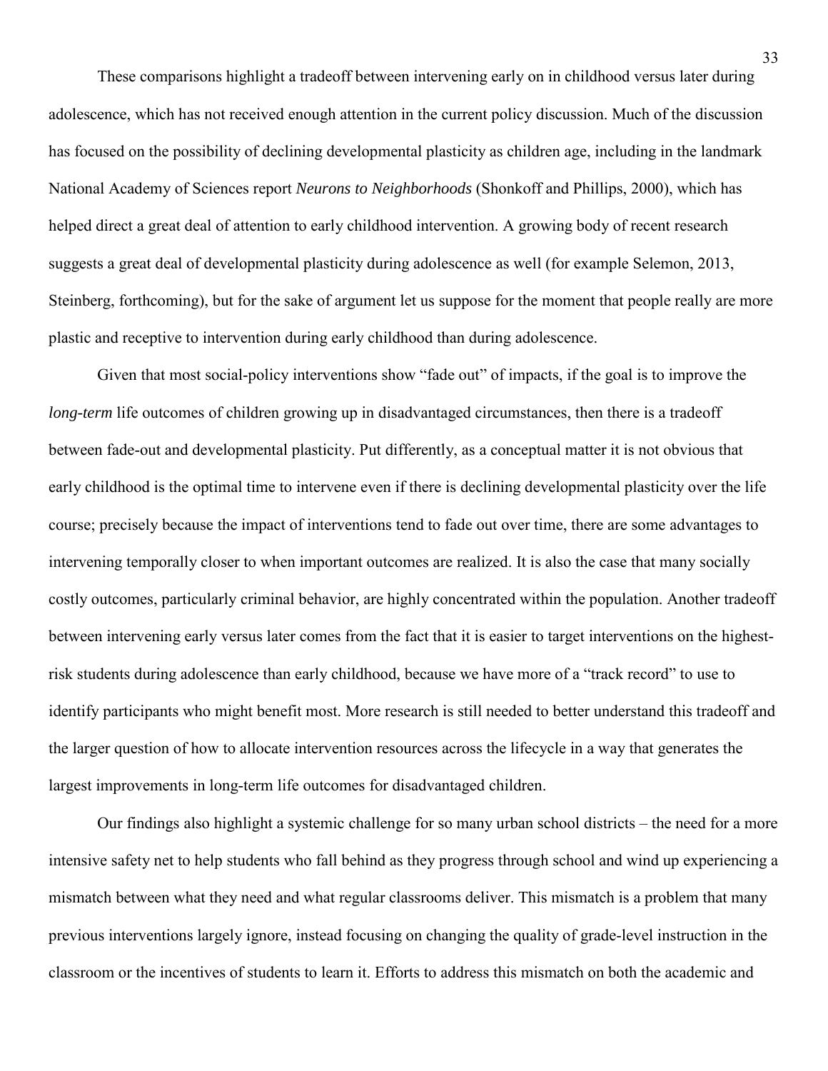These comparisons highlight a tradeoff between intervening early on in childhood versus later during adolescence, which has not received enough attention in the current policy discussion. Much of the discussion has focused on the possibility of declining developmental plasticity as children age, including in the landmark National Academy of Sciences report *Neurons to Neighborhoods* (Shonkoff and Phillips, 2000), which has helped direct a great deal of attention to early childhood intervention. A growing body of recent research suggests a great deal of developmental plasticity during adolescence as well (for example Selemon, 2013, Steinberg, forthcoming), but for the sake of argument let us suppose for the moment that people really are more plastic and receptive to intervention during early childhood than during adolescence.

Given that most social-policy interventions show "fade out" of impacts, if the goal is to improve the *long-term* life outcomes of children growing up in disadvantaged circumstances, then there is a tradeoff between fade-out and developmental plasticity. Put differently, as a conceptual matter it is not obvious that early childhood is the optimal time to intervene even if there is declining developmental plasticity over the life course; precisely because the impact of interventions tend to fade out over time, there are some advantages to intervening temporally closer to when important outcomes are realized. It is also the case that many socially costly outcomes, particularly criminal behavior, are highly concentrated within the population. Another tradeoff between intervening early versus later comes from the fact that it is easier to target interventions on the highest-risk students during adolescence than early childhood, because we have more of a "track record" to use to identify participants who might benefit most. More research is still needed to better understand this tradeoff and the larger question of how to allocate intervention resources across the lifecycle in a way that generates the largest improvements in long-term life outcomes for disadvantaged children.

Our findings also highlight a systemic challenge for so many urban school districts – the need for a more intensive safety net to help students who fall behind as they progress through school and wind up experiencing a mismatch between what they need and what regular classrooms deliver. This mismatch is a problem that many previous interventions largely ignore, instead focusing on changing the quality of grade-level instruction in the classroom or the incentives of students to learn it. Efforts to address this mismatch on both the academic and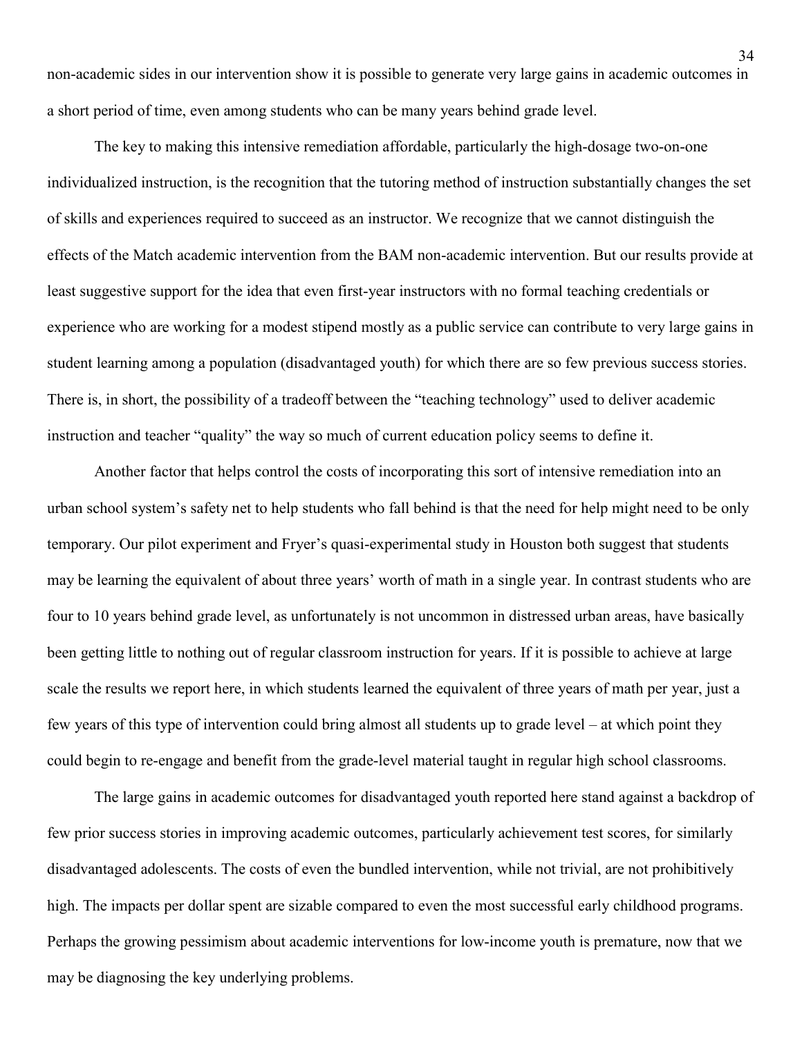non-academic sides in our intervention show it is possible to generate very large gains in academic outcomes in a short period of time, even among students who can be many years behind grade level.

The key to making this intensive remediation affordable, particularly the high-dosage two-on-one individualized instruction, is the recognition that the tutoring method of instruction substantially changes the set of skills and experiences required to succeed as an instructor. We recognize that we cannot distinguish the effects of the Match academic intervention from the BAM non-academic intervention. But our results provide at least suggestive support for the idea that even first-year instructors with no formal teaching credentials or experience who are working for a modest stipend mostly as a public service can contribute to very large gains in student learning among a population (disadvantaged youth) for which there are so few previous success stories. There is, in short, the possibility of a tradeoff between the "teaching technology" used to deliver academic instruction and teacher "quality" the way so much of current education policy seems to define it.

Another factor that helps control the costs of incorporating this sort of intensive remediation into an urban school system's safety net to help students who fall behind is that the need for help might need to be only temporary. Our pilot experiment and Fryer's quasi-experimental study in Houston both suggest that students may be learning the equivalent of about three years' worth of math in a single year. In contrast students who are four to 10 years behind grade level, as unfortunately is not uncommon in distressed urban areas, have basically been getting little to nothing out of regular classroom instruction for years. If it is possible to achieve at large scale the results we report here, in which students learned the equivalent of three years of math per year, just a few years of this type of intervention could bring almost all students up to grade level – at which point they could begin to re-engage and benefit from the grade-level material taught in regular high school classrooms.

The large gains in academic outcomes for disadvantaged youth reported here stand against a backdrop of few prior success stories in improving academic outcomes, particularly achievement test scores, for similarly disadvantaged adolescents. The costs of even the bundled intervention, while not trivial, are not prohibitively high. The impacts per dollar spent are sizable compared to even the most successful early childhood programs. Perhaps the growing pessimism about academic interventions for low-income youth is premature, now that we may be diagnosing the key underlying problems.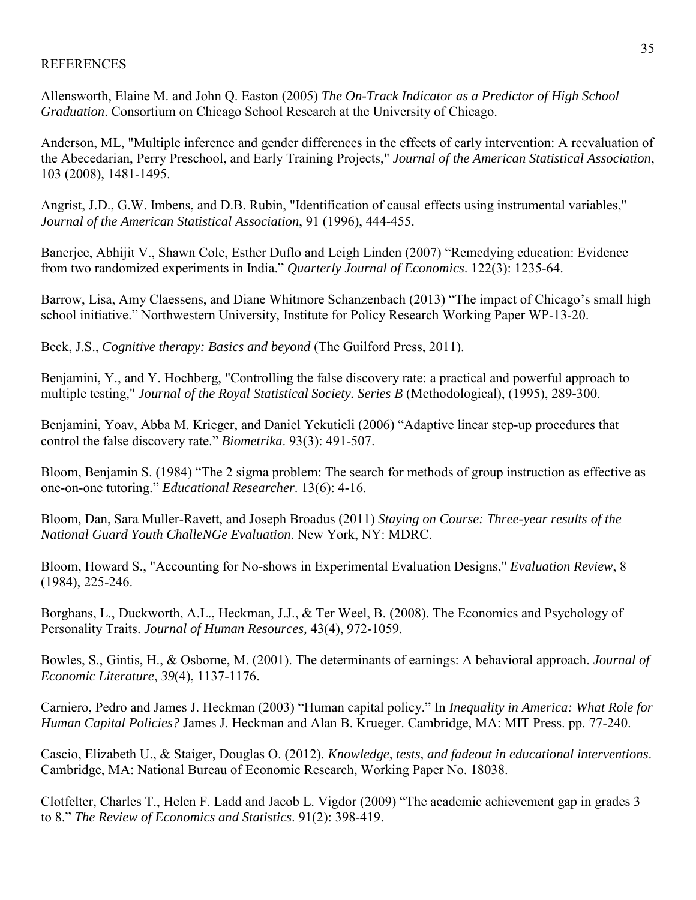# REFERENCES

Allensworth, Elaine M. and John Q. Easton (2005) *The On-Track Indicator as a Predictor of High School Graduation*. Consortium on Chicago School Research at the University of Chicago.

Anderson, ML, "Multiple inference and gender differences in the effects of early intervention: A reevaluation of the Abecedarian, Perry Preschool, and Early Training Projects," *Journal of the American Statistical Association*, 103 (2008), 1481-1495.

Angrist, J.D., G.W. Imbens, and D.B. Rubin, "Identification of causal effects using instrumental variables," *Journal of the American Statistical Association*, 91 (1996), 444-455.

Banerjee, Abhijit V., Shawn Cole, Esther Duflo and Leigh Linden (2007) "Remedying education: Evidence from two randomized experiments in India." *Quarterly Journal of Economics*. 122(3): 1235-64.

Barrow, Lisa, Amy Claessens, and Diane Whitmore Schanzenbach (2013) "The impact of Chicago's small high school initiative." Northwestern University, Institute for Policy Research Working Paper WP-13-20.

Beck, J.S., *Cognitive therapy: Basics and beyond* (The Guilford Press, 2011).

Benjamini, Y., and Y. Hochberg, "Controlling the false discovery rate: a practical and powerful approach to multiple testing," *Journal of the Royal Statistical Society. Series B* (Methodological), (1995), 289-300.

Benjamini, Yoav, Abba M. Krieger, and Daniel Yekutieli (2006) "Adaptive linear step-up procedures that control the false discovery rate." *Biometrika*. 93(3): 491-507.

Bloom, Benjamin S. (1984) "The 2 sigma problem: The search for methods of group instruction as effective as one-on-one tutoring." *Educational Researcher*. 13(6): 4-16.

Bloom, Dan, Sara Muller-Ravett, and Joseph Broadus (2011) *Staying on Course: Three-year results of the National Guard Youth ChalleNGe Evaluation*. New York, NY: MDRC.

Bloom, Howard S., "Accounting for No-shows in Experimental Evaluation Designs," *Evaluation Review*, 8 (1984), 225-246.

Borghans, L., Duckworth, A.L., Heckman, J.J., & Ter Weel, B. (2008). The Economics and Psychology of Personality Traits. *Journal of Human Resources,* 43(4), 972-1059.

Bowles, S., Gintis, H., & Osborne, M. (2001). The determinants of earnings: A behavioral approach. *Journal of Economic Literature*, *39*(4), 1137-1176.

Carniero, Pedro and James J. Heckman (2003) "Human capital policy." In *Inequality in America: What Role for Human Capital Policies?* James J. Heckman and Alan B. Krueger. Cambridge, MA: MIT Press. pp. 77-240.

Cascio, Elizabeth U., & Staiger, Douglas O. (2012). *Knowledge, tests, and fadeout in educational interventions*. Cambridge, MA: National Bureau of Economic Research, Working Paper No. 18038.

Clotfelter, Charles T., Helen F. Ladd and Jacob L. Vigdor (2009) "The academic achievement gap in grades 3 to 8." *The Review of Economics and Statistics*. 91(2): 398-419.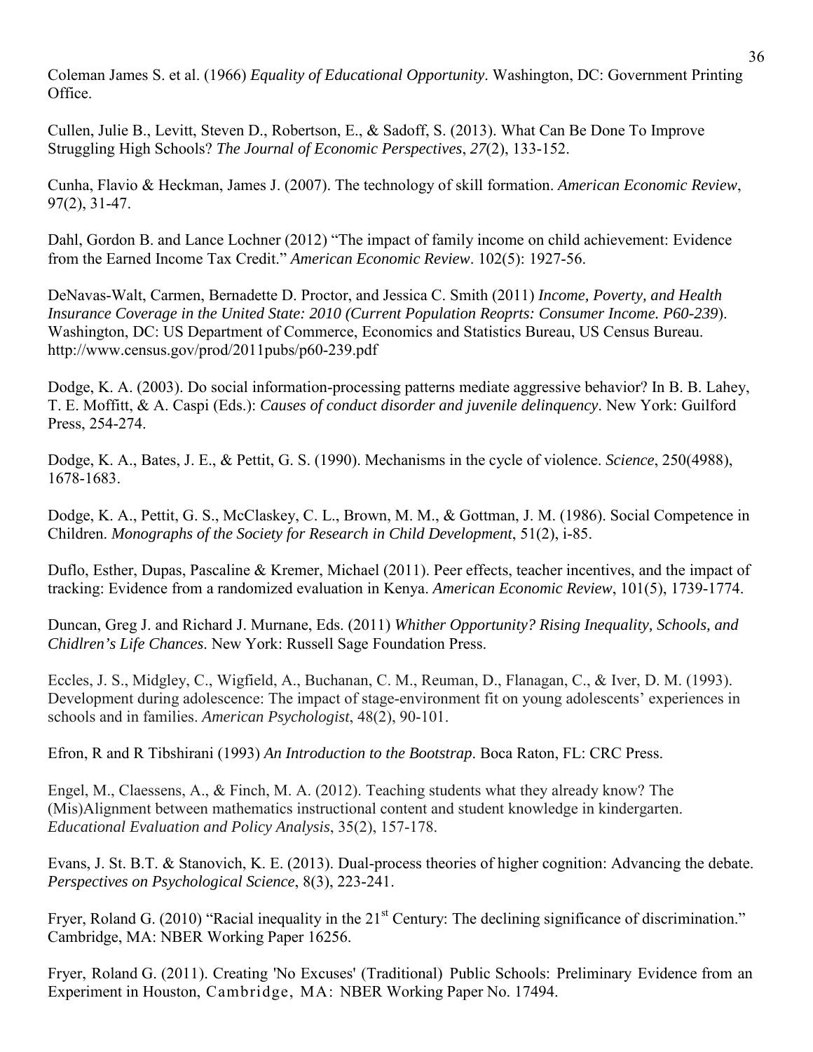Coleman James S. et al. (1966) *Equality of Educational Opportunity*. Washington, DC: Government Printing Office.

Cullen, Julie B., Levitt, Steven D., Robertson, E., & Sadoff, S. (2013). What Can Be Done To Improve Struggling High Schools? *The Journal of Economic Perspectives*, *27*(2), 133-152.

Cunha, Flavio & Heckman, James J. (2007). The technology of skill formation. *American Economic Review*, 97(2), 31-47.

Dahl, Gordon B. and Lance Lochner (2012) "The impact of family income on child achievement: Evidence from the Earned Income Tax Credit." *American Economic Review*. 102(5): 1927-56.

DeNavas-Walt, Carmen, Bernadette D. Proctor, and Jessica C. Smith (2011) *Income, Poverty, and Health Insurance Coverage in the United State: 2010 (Current Population Reoprts: Consumer Income. P60-239*). Washington, DC: US Department of Commerce, Economics and Statistics Bureau, US Census Bureau. http://www.census.gov/prod/2011pubs/p60-239.pdf

Dodge, K. A. (2003). Do social information-processing patterns mediate aggressive behavior? In B. B. Lahey, T. E. Moffitt, & A. Caspi (Eds.): *Causes of conduct disorder and juvenile delinquency*. New York: Guilford Press, 254-274.

Dodge, K. A., Bates, J. E., & Pettit, G. S. (1990). Mechanisms in the cycle of violence. *Science*, 250(4988), 1678-1683.

Dodge, K. A., Pettit, G. S., McClaskey, C. L., Brown, M. M., & Gottman, J. M. (1986). Social Competence in Children. *Monographs of the Society for Research in Child Development*, 51(2), i-85.

Duflo, Esther, Dupas, Pascaline & Kremer, Michael (2011). Peer effects, teacher incentives, and the impact of tracking: Evidence from a randomized evaluation in Kenya. *American Economic Review*, 101(5), 1739-1774.

Duncan, Greg J. and Richard J. Murnane, Eds. (2011) *Whither Opportunity? Rising Inequality, Schools, and Chidlren's Life Chances*. New York: Russell Sage Foundation Press.

Eccles, J. S., Midgley, C., Wigfield, A., Buchanan, C. M., Reuman, D., Flanagan, C., & Iver, D. M. (1993). Development during adolescence: The impact of stage-environment fit on young adolescents' experiences in schools and in families. *American Psychologist*, 48(2), 90-101.

Efron, R and R Tibshirani (1993) *An Introduction to the Bootstrap*. Boca Raton, FL: CRC Press.

Engel, M., Claessens, A., & Finch, M. A. (2012). Teaching students what they already know? The (Mis)Alignment between mathematics instructional content and student knowledge in kindergarten. *Educational Evaluation and Policy Analysis*, 35(2), 157-178.

Evans, J. St. B.T. & Stanovich, K. E. (2013). Dual-process theories of higher cognition: Advancing the debate. *Perspectives on Psychological Science*, 8(3), 223-241.

Fryer, Roland G. (2010) "Racial inequality in the 21st Century: The declining significance of discrimination." Cambridge, MA: NBER Working Paper 16256.

Fryer, Roland G. (2011). Creating 'No Excuses' (Traditional) Public Schools: Preliminary Evidence from an Experiment in Houston, Cambridge, MA: NBER Working Paper No. 17494.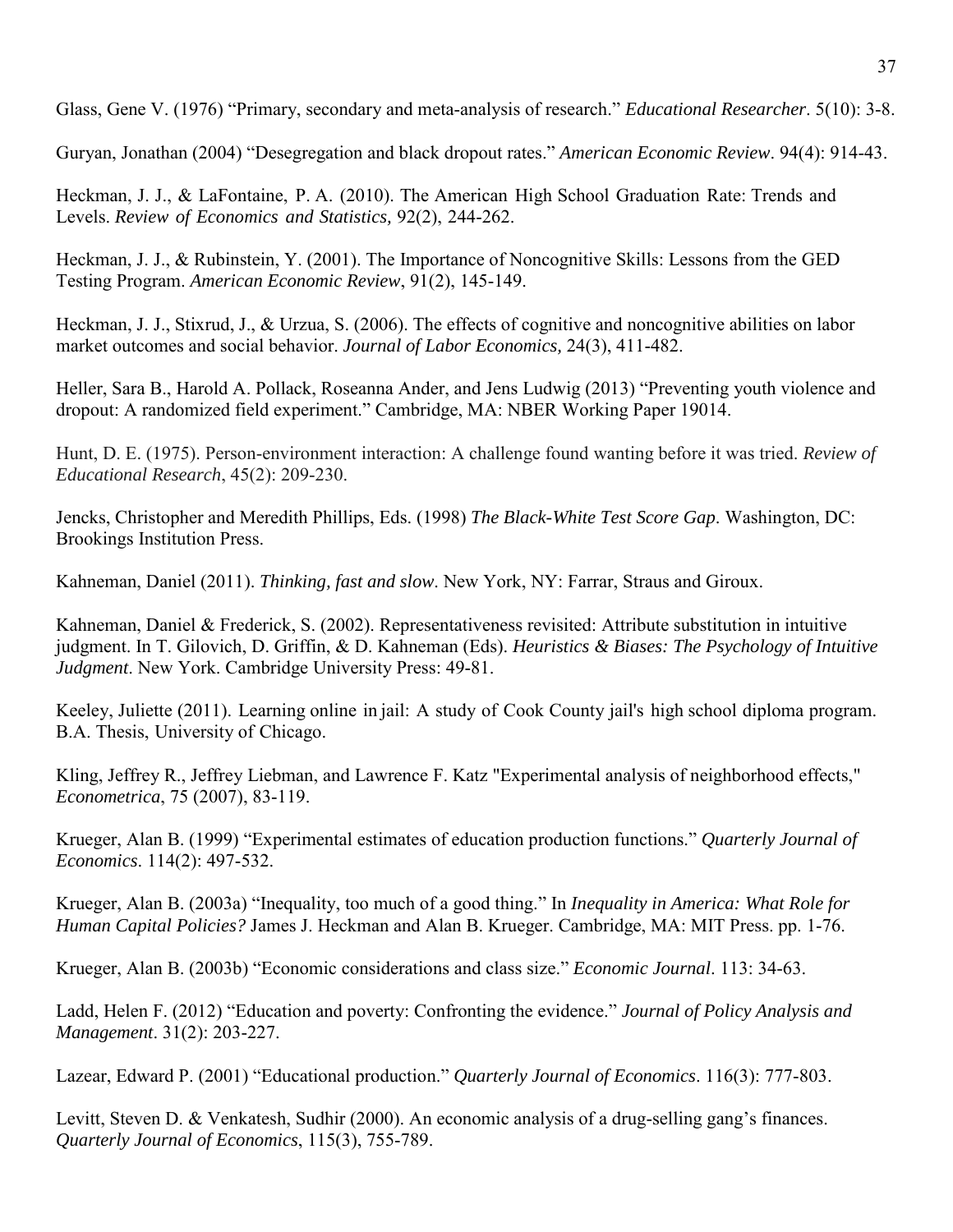Glass, Gene V. (1976) "Primary, secondary and meta-analysis of research." *Educational Researcher*. 5(10): 3-8.

Guryan, Jonathan (2004) "Desegregation and black dropout rates." *American Economic Review*. 94(4): 914-43.

Heckman, J. J., & LaFontaine, P. A. (2010). The American High School Graduation Rate: Trends and Levels. *Review of Economics and Statistics,* 92(2), 244-262.

Heckman, J. J., & Rubinstein, Y. (2001). The Importance of Noncognitive Skills: Lessons from the GED Testing Program. *American Economic Review*, 91(2), 145-149.

Heckman, J. J., Stixrud, J., & Urzua, S. (2006). The effects of cognitive and noncognitive abilities on labor market outcomes and social behavior. *Journal of Labor Economics,* 24(3), 411-482.

Heller, Sara B., Harold A. Pollack, Roseanna Ander, and Jens Ludwig (2013) "Preventing youth violence and dropout: A randomized field experiment." Cambridge, MA: NBER Working Paper 19014.

Hunt, D. E. (1975). Person-environment interaction: A challenge found wanting before it was tried. *Review of Educational Research*, 45(2): 209-230.

Jencks, Christopher and Meredith Phillips, Eds. (1998) *The Black-White Test Score Gap*. Washington, DC: Brookings Institution Press.

Kahneman, Daniel (2011). *Thinking, fast and slow*. New York, NY: Farrar, Straus and Giroux.

Kahneman, Daniel & Frederick, S. (2002). Representativeness revisited: Attribute substitution in intuitive judgment. In T. Gilovich, D. Griffin, & D. Kahneman (Eds). *Heuristics & Biases: The Psychology of Intuitive Judgment*. New York. Cambridge University Press: 49-81.

Keeley, Juliette (2011). Learning online in jail: A study of Cook County jail's high school diploma program. B.A. Thesis, University of Chicago.

Kling, Jeffrey R., Jeffrey Liebman, and Lawrence F. Katz "Experimental analysis of neighborhood effects," *Econometrica*, 75 (2007), 83-119.

Krueger, Alan B. (1999) "Experimental estimates of education production functions." *Quarterly Journal of Economics*. 114(2): 497-532.

Krueger, Alan B. (2003a) "Inequality, too much of a good thing." In *Inequality in America: What Role for Human Capital Policies?* James J. Heckman and Alan B. Krueger. Cambridge, MA: MIT Press. pp. 1-76.

Krueger, Alan B. (2003b) "Economic considerations and class size." *Economic Journal*. 113: 34-63.

Ladd, Helen F. (2012) "Education and poverty: Confronting the evidence." *Journal of Policy Analysis and Management*. 31(2): 203-227.

Lazear, Edward P. (2001) "Educational production." *Quarterly Journal of Economics*. 116(3): 777-803.

Levitt, Steven D. & Venkatesh, Sudhir (2000). An economic analysis of a drug-selling gang's finances. *Quarterly Journal of Economics*, 115(3), 755-789.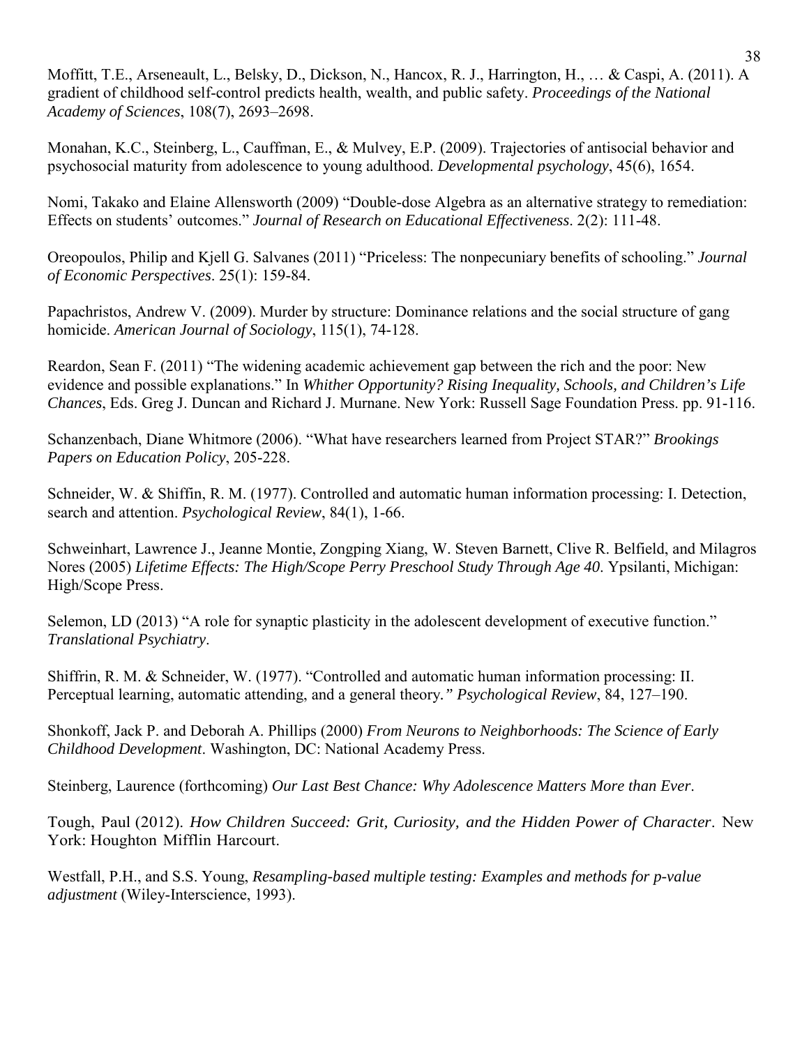Moffitt, T.E., Arseneault, L., Belsky, D., Dickson, N., Hancox, R. J., Harrington, H., … & Caspi, A. (2011). A gradient of childhood self-control predicts health, wealth, and public safety. *Proceedings of the National Academy of Sciences*, 108(7), 2693–2698.

Monahan, K.C., Steinberg, L., Cauffman, E., & Mulvey, E.P. (2009). Trajectories of antisocial behavior and psychosocial maturity from adolescence to young adulthood. *Developmental psychology*, 45(6), 1654.

Nomi, Takako and Elaine Allensworth (2009) "Double-dose Algebra as an alternative strategy to remediation: Effects on students' outcomes." *Journal of Research on Educational Effectiveness*. 2(2): 111-48.

Oreopoulos, Philip and Kjell G. Salvanes (2011) "Priceless: The nonpecuniary benefits of schooling." *Journal of Economic Perspectives*. 25(1): 159-84.

Papachristos, Andrew V. (2009). Murder by structure: Dominance relations and the social structure of gang homicide. *American Journal of Sociology*, 115(1), 74-128.

Reardon, Sean F. (2011) "The widening academic achievement gap between the rich and the poor: New evidence and possible explanations." In *Whither Opportunity? Rising Inequality, Schools, and Children's Life Chances*, Eds. Greg J. Duncan and Richard J. Murnane. New York: Russell Sage Foundation Press. pp. 91-116.

Schanzenbach, Diane Whitmore (2006). "What have researchers learned from Project STAR?" *Brookings Papers on Education Policy*, 205-228.

Schneider, W. & Shiffin, R. M. (1977). Controlled and automatic human information processing: I. Detection, search and attention. *Psychological Review*, 84(1), 1-66.

Schweinhart, Lawrence J., Jeanne Montie, Zongping Xiang, W. Steven Barnett, Clive R. Belfield, and Milagros Nores (2005) *Lifetime Effects: The High/Scope Perry Preschool Study Through Age 40*. Ypsilanti, Michigan: High/Scope Press.

Selemon, LD (2013) "A role for synaptic plasticity in the adolescent development of executive function." *Translational Psychiatry*.

Shiffrin, R. M. & Schneider, W. (1977). "Controlled and automatic human information processing: II. Perceptual learning, automatic attending, and a general theory*." Psychological Review*, 84, 127–190.

Shonkoff, Jack P. and Deborah A. Phillips (2000) *From Neurons to Neighborhoods: The Science of Early Childhood Development*. Washington, DC: National Academy Press.

Steinberg, Laurence (forthcoming) *Our Last Best Chance: Why Adolescence Matters More than Ever*.

Tough, Paul (2012). *How Children Succeed: Grit, Curiosity, and the Hidden Power of Character*. New York: Houghton Mifflin Harcourt.

Westfall, P.H., and S.S. Young, *Resampling-based multiple testing: Examples and methods for p-value adjustment* (Wiley-Interscience, 1993).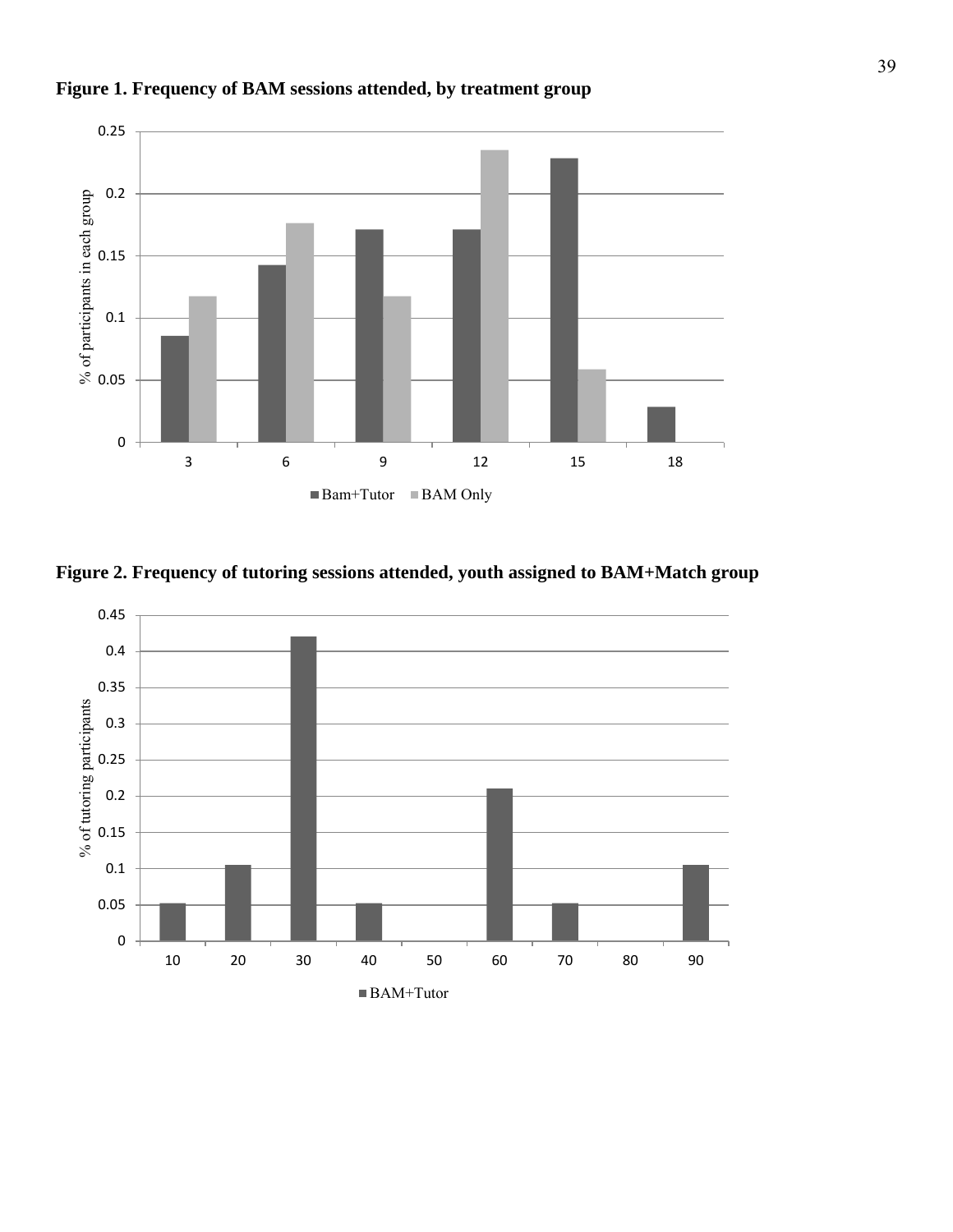**Figure 1. Frequency of BAM sessions attended, by treatment group**

**Figure 2. Frequency of tutoring sessions attended, youth assigned to BAM+Match group**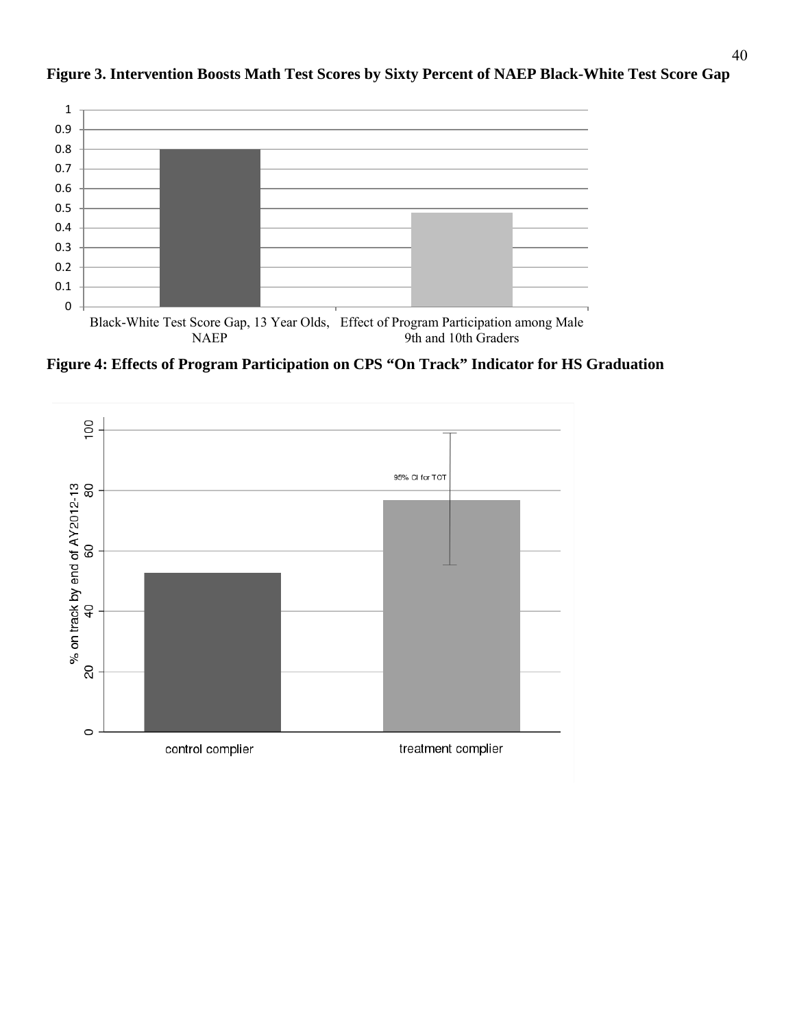**Figure 3. Intervention Boosts Math Test Scores by Sixty Percent of NAEP Black-White Test Score Gap**

**Figure 4: Effects of Program Participation on CPS "On Track" Indicator for HS Graduation**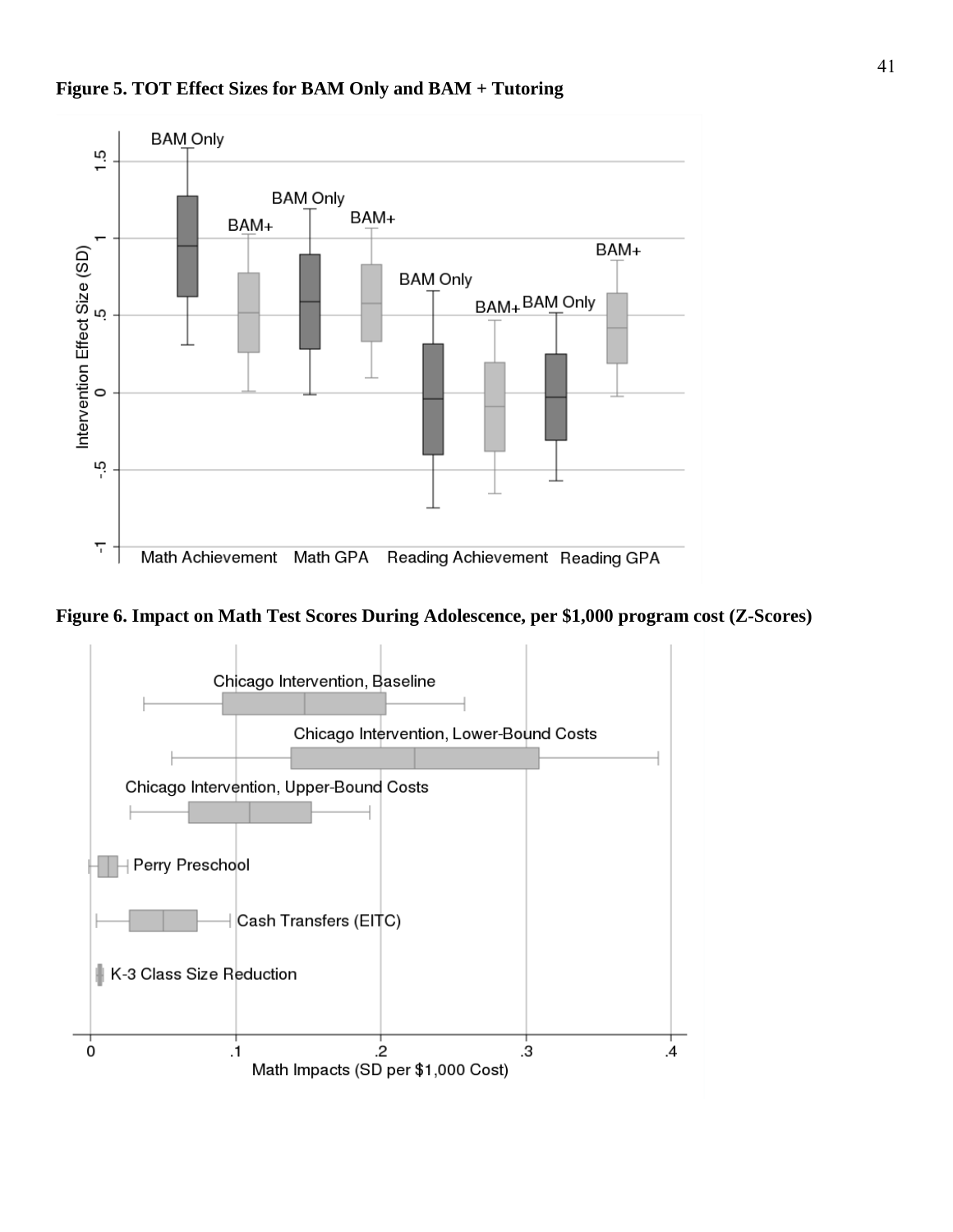**Figure 5. TOT Effect Sizes for BAM Only and BAM + Tutoring**

**Figure 6. Impact on Math Test Scores During Adolescence, per $1,000 program cost (Z-Scores)**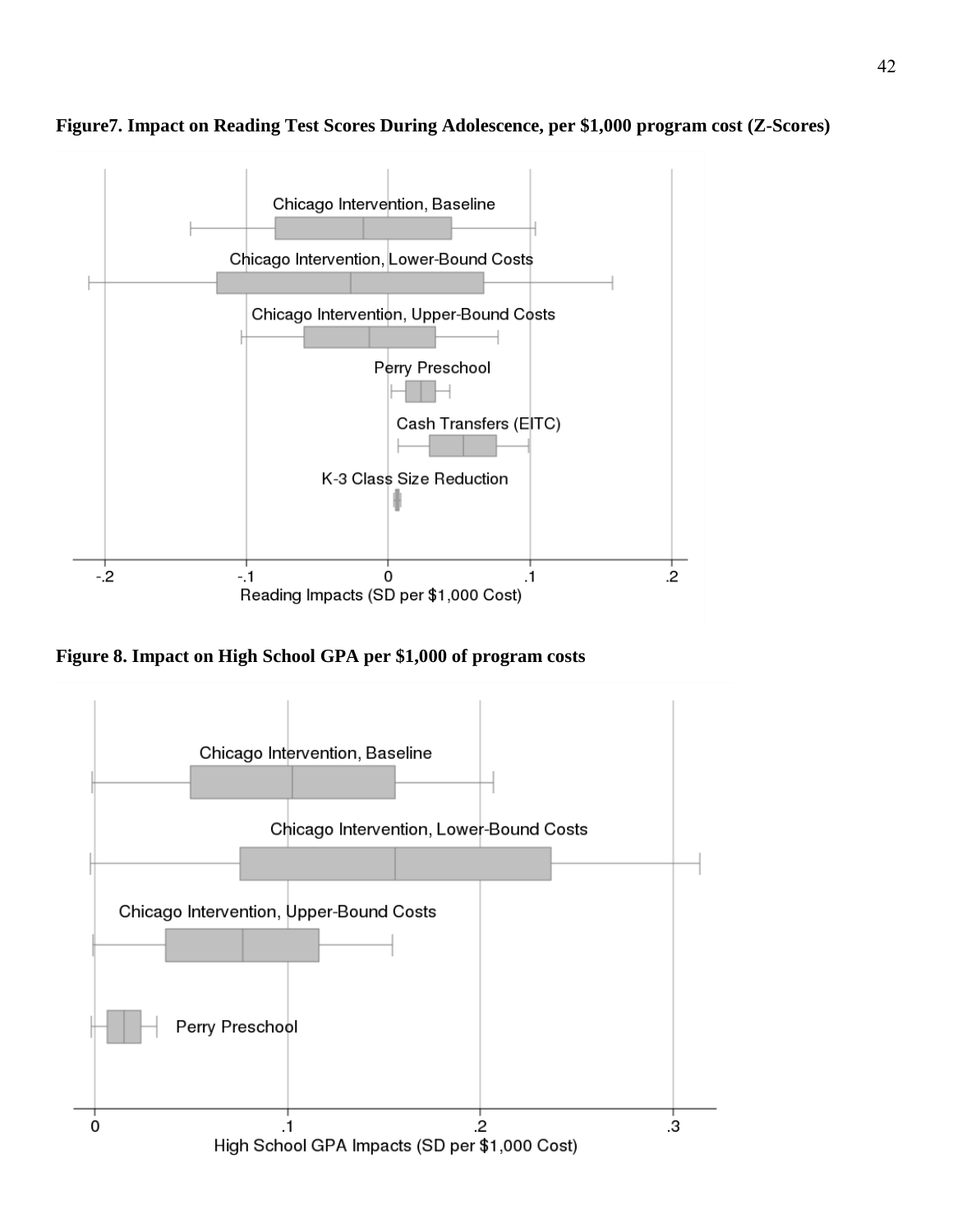**Figure7. Impact on Reading Test Scores During Adolescence, per $1,000 program cost (Z-Scores)**

**Figure 8. Impact on High School GPA per $1,000 of program costs**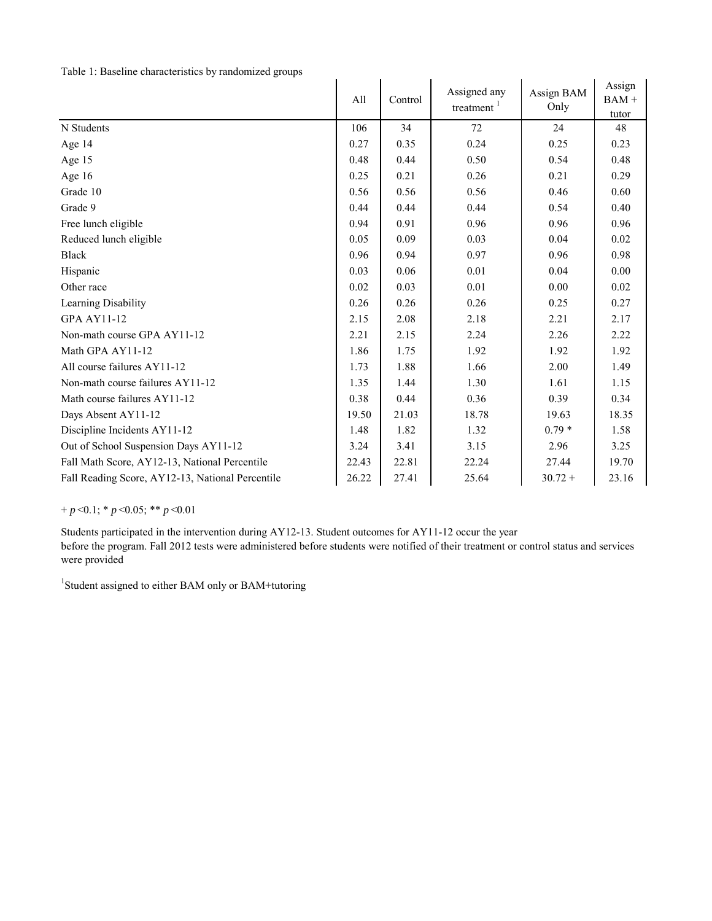Table 1: Baseline characteristics by randomized groups

| | All | Control | Assigned any treatment [1] | Assign BAM Only | Assign BAM + tutor |
|---|---|---|---|---|---|
| N Students | 106 | 34 | 72 | 24 | 48 |
| Age 14 | 0.27 | 0.35 | 0.24 | 0.25 | 0.23 |
| Age 15 | 0.48 | 0.44 | 0.50 | 0.54 | 0.48 |
| Age 16 | 0.25 | 0.21 | 0.26 | 0.21 | 0.29 |
| Grade 10 | 0.56 | 0.56 | 0.56 | 0.46 | 0.60 |
| Grade 9 | 0.44 | 0.44 | 0.44 | 0.54 | 0.40 |
| Free lunch eligible | 0.94 | 0.91 | 0.96 | 0.96 | 0.96 |
| Reduced lunch eligible | 0.05 | 0.09 | 0.03 | 0.04 | 0.02 |
| Black | 0.96 | 0.94 | 0.97 | 0.96 | 0.98 |
| Hispanic | 0.03 | 0.06 | 0.01 | 0.04 | 0.00 |
| Other race | 0.02 | 0.03 | 0.01 | 0.00 | 0.02 |
| Learning Disability | 0.26 | 0.26 | 0.26 | 0.25 | 0.27 |
| GPA AY11-12 | 2.15 | 2.08 | 2.18 | 2.21 | 2.17 |
| Non-math course GPA AY11-12 | 2.21 | 2.15 | 2.24 | 2.26 | 2.22 |
| Math GPA AY11-12 | 1.86 | 1.75 | 1.92 | 1.92 | 1.92 |
| All course failures AY11-12 | 1.73 | 1.88 | 1.66 | 2.00 | 1.49 |
| Non-math course failures AY11-12 | 1.35 | 1.44 | 1.30 | 1.61 | 1.15 |
| Math course failures AY11-12 | 0.38 | 0.44 | 0.36 | 0.39 | 0.34 |
| Days Absent AY11-12 | 19.50 | 21.03 | 18.78 | 19.63 | 18.35 |
| Discipline Incidents AY11-12 | 1.48 | 1.82 | 1.32 | 0.79 * | 1.58 |
| Out of School Suspension Days AY11-12 | 3.24 | 3.41 | 3.15 | 2.96 | 3.25 |
| Fall Math Score, AY12-13, National Percentile | 22.43 | 22.81 | 22.24 | 27.44 | 19.70 |
| Fall Reading Score, AY12-13, National Percentile | 26.22 | 27.41 | 25.64 | 30.72 + | 23.16 |

+ $p<0.1$; * $p<0.05$; ** $p<0.01$

Students participated in the intervention during AY12-13. Student outcomes for AY11-12 occur the year before the program. Fall 2012 tests were administered before students were notified of their treatment or control status and services were provided

[1] Student assigned to either BAM only or BAM+tutoring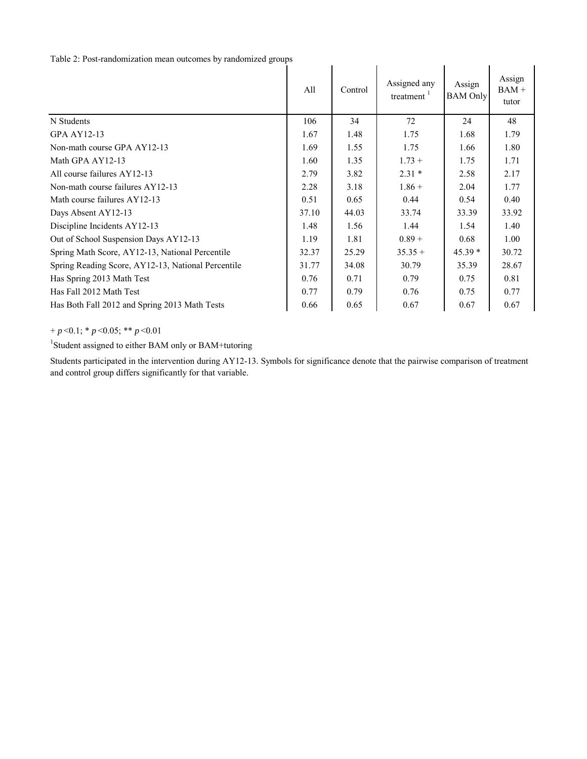Table 2: Post-randomization mean outcomes by randomized groups

| | All | Control | Assigned any treatment [1] | Assign BAM Only | Assign BAM + tutor |
|---|---|---|---|---|---|
| N Students | 106 | 34 | 72 | 24 | 48 |
| GPA AY12-13 | 1.67 | 1.48 | 1.75 | 1.68 | 1.79 |
| Non-math course GPA AY12-13 | 1.69 | 1.55 | 1.75 | 1.66 | 1.80 |
| Math GPA AY12-13 | 1.60 | 1.35 | 1.73 + | 1.75 | 1.71 |
| All course failures AY12-13 | 2.79 | 3.82 | 2.31 * | 2.58 | 2.17 |
| Non-math course failures AY12-13 | 2.28 | 3.18 | 1.86 + | 2.04 | 1.77 |
| Math course failures AY12-13 | 0.51 | 0.65 | 0.44 | 0.54 | 0.40 |
| Days Absent AY12-13 | 37.10 | 44.03 | 33.74 | 33.39 | 33.92 |
| Discipline Incidents AY12-13 | 1.48 | 1.56 | 1.44 | 1.54 | 1.40 |
| Out of School Suspension Days AY12-13 | 1.19 | 1.81 | 0.89 + | 0.68 | 1.00 |
| Spring Math Score, AY12-13, National Percentile | 32.37 | 25.29 | 35.35 + | 45.39 * | 30.72 |
| Spring Reading Score, AY12-13, National Percentile | 31.77 | 34.08 | 30.79 | 35.39 | 28.67 |
| Has Spring 2013 Math Test | 0.76 | 0.71 | 0.79 | 0.75 | 0.81 |
| Has Fall 2012 Math Test | 0.77 | 0.79 | 0.76 | 0.75 | 0.77 |
| Has Both Fall 2012 and Spring 2013 Math Tests | 0.66 | 0.65 | 0.67 | 0.67 | 0.67 |

+ $p<0.1$; * $p<0.05$; ** $p<0.01$

[1] Student assigned to either BAM only or BAM+tutoring

Students participated in the intervention during AY12-13. Symbols for significance denote that the pairwise comparison of treatment and control group differs significantly for that variable.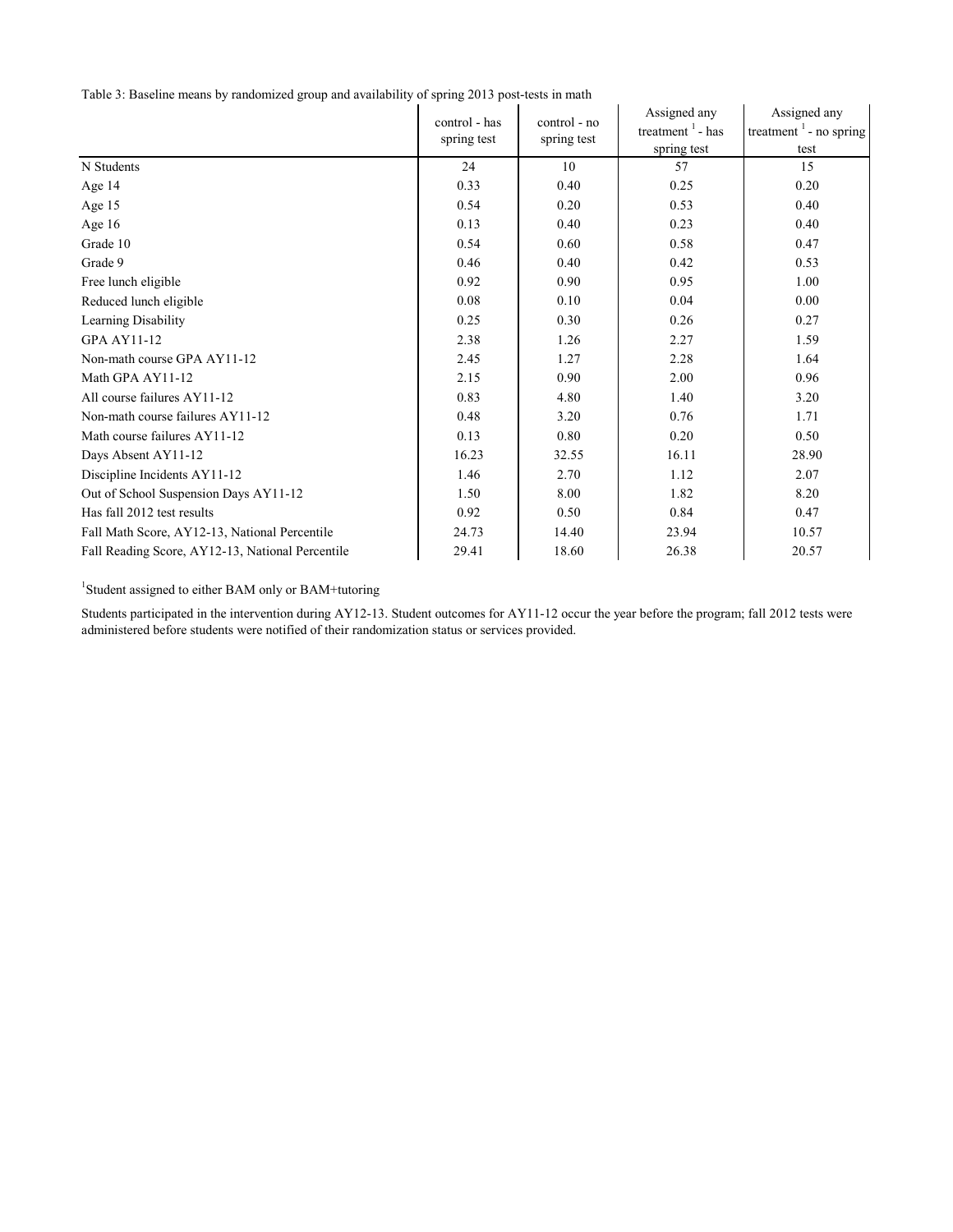Table 3: Baseline means by randomized group and availability of spring 2013 post-tests in math

| | control - has spring test | control - no spring test | Assigned any treatment [1] - has spring test | Assigned any treatment [1] - no spring test |
|---|---|---|---|---|
| N Students | 24 | 10 | 57 | 15 |
| Age 14 | 0.33 | 0.40 | 0.25 | 0.20 |
| Age 15 | 0.54 | 0.20 | 0.53 | 0.40 |
| Age 16 | 0.13 | 0.40 | 0.23 | 0.40 |
| Grade 10 | 0.54 | 0.60 | 0.58 | 0.47 |
| Grade 9 | 0.46 | 0.40 | 0.42 | 0.53 |
| Free lunch eligible | 0.92 | 0.90 | 0.95 | 1.00 |
| Reduced lunch eligible | 0.08 | 0.10 | 0.04 | 0.00 |
| Learning Disability | 0.25 | 0.30 | 0.26 | 0.27 |
| GPA AY11-12 | 2.38 | 1.26 | 2.27 | 1.59 |
| Non-math course GPA AY11-12 | 2.45 | 1.27 | 2.28 | 1.64 |
| Math GPA AY11-12 | 2.15 | 0.90 | 2.00 | 0.96 |
| All course failures AY11-12 | 0.83 | 4.80 | 1.40 | 3.20 |
| Non-math course failures AY11-12 | 0.48 | 3.20 | 0.76 | 1.71 |
| Math course failures AY11-12 | 0.13 | 0.80 | 0.20 | 0.50 |
| Days Absent AY11-12 | 16.23 | 32.55 | 16.11 | 28.90 |
| Discipline Incidents AY11-12 | 1.46 | 2.70 | 1.12 | 2.07 |
| Out of School Suspension Days AY11-12 | 1.50 | 8.00 | 1.82 | 8.20 |
| Has fall 2012 test results | 0.92 | 0.50 | 0.84 | 0.47 |
| Fall Math Score, AY12-13, National Percentile | 24.73 | 14.40 | 23.94 | 10.57 |
| Fall Reading Score, AY12-13, National Percentile | 29.41 | 18.60 | 26.38 | 20.57 |

[1] Student assigned to either BAM only or BAM+tutoring

Students participated in the intervention during AY12-13. Student outcomes for AY11-12 occur the year before the program; fall 2012 tests were administered before students were notified of their randomization status or services provided.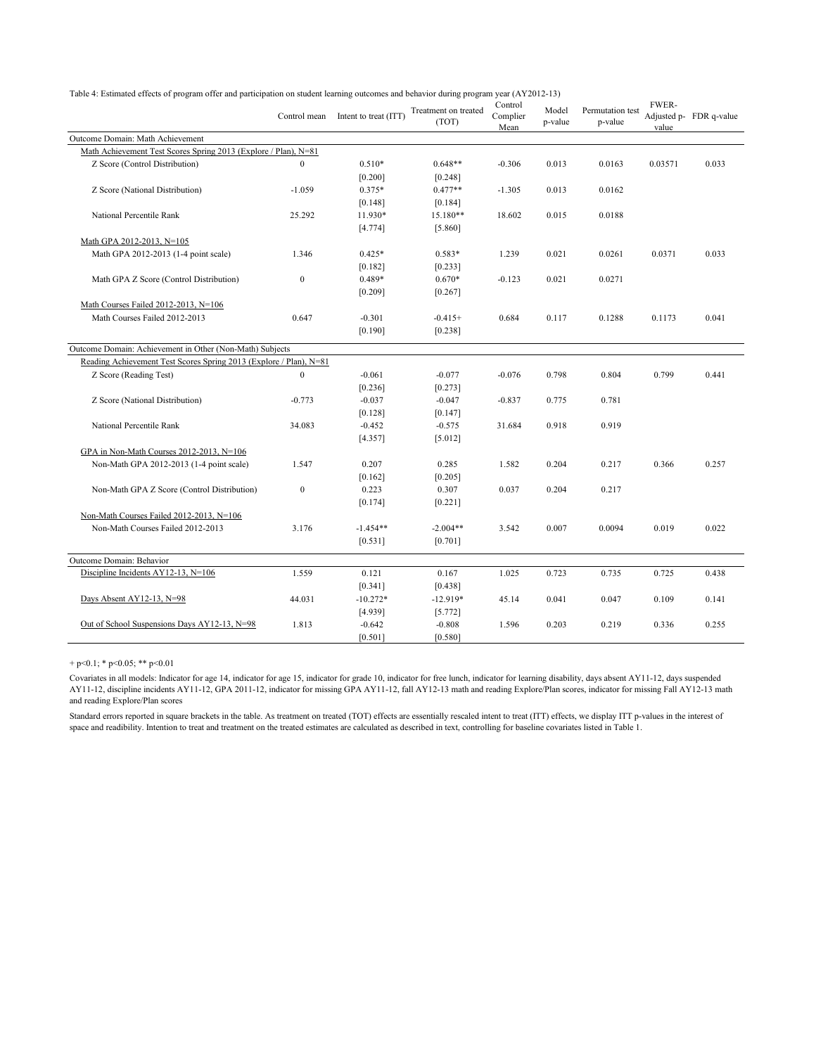Table 4: Estimated effects of program offer and participation on student learning outcomes and behavior during program year (AY2012-13)

| | Control mean | Intent to treat (ITT) | Treatment on treated (TOT) | Control Complier Mean | Model p-value | Permutation test p-value | FWER-Adjusted p-value | FDR q-value |
|---|---|---|---|---|---|---|---|---|
| Outcome Domain: Math Achievement | | | | | | | | |
| Math Achievement Test Scores Spring 2013 (Explore / Plan), N=81 | | | | | | | | |
| Z Score (Control Distribution) | 0 | 0.510* | 0.648** | -0.306 | 0.013 | 0.0163 | 0.03571 | 0.033 |
| | | [0.200] | [0.248] | | | | | |
| Z Score (National Distribution) | -1.059 | 0.375* | 0.477** | -1.305 | 0.013 | 0.0162 | | |
| | | [0.148] | [0.184] | | | | | |
| National Percentile Rank | 25.292 | 11.930* | 15.180** | 18.602 | 0.015 | 0.0188 | | |
| | | [4.774] | [5.860] | | | | | |
| Math GPA 2012-2013, N=105 | | | | | | | | |
| Math GPA 2012-2013 (1-4 point scale) | 1.346 | 0.425* | 0.583* | 1.239 | 0.021 | 0.0261 | 0.0371 | 0.033 |
| | | [0.182] | [0.233] | | | | | |
| Math GPA Z Score (Control Distribution) | 0 | 0.489* | 0.670* | -0.123 | 0.021 | 0.0271 | | |
| | | [0.209] | [0.267] | | | | | |
| Math Courses Failed 2012-2013, N=106 | | | | | | | | |
| Math Courses Failed 2012-2013 | 0.647 | -0.301 | -0.415+ | 0.684 | 0.117 | 0.1288 | 0.1173 | 0.041 |
| | | [0.190] | [0.238] | | | | | |
| Outcome Domain: Achievement in Other (Non-Math) Subjects | | | | | | | | |
| Reading Achievement Test Scores Spring 2013 (Explore / Plan), N=81 | | | | | | | | |
| Z Score (Reading Test) | 0 | -0.061 | -0.077 | -0.076 | 0.798 | 0.804 | 0.799 | 0.441 |
| | | [0.236] | [0.273] | | | | | |
| Z Score (National Distribution) | -0.773 | -0.037 | -0.047 | -0.837 | 0.775 | 0.781 | | |
| | | [0.128] | [0.147] | | | | | |
| National Percentile Rank | 34.083 | -0.452 | -0.575 | 31.684 | 0.918 | 0.919 | | |
| | | [4.357] | [5.012] | | | | | |
| GPA in Non-Math Courses 2012-2013, N=106 | | | | | | | | |
| Non-Math GPA 2012-2013 (1-4 point scale) | 1.547 | 0.207 | 0.285 | 1.582 | 0.204 | 0.217 | 0.366 | 0.257 |
| | | [0.162] | [0.205] | | | | | |
| Non-Math GPA Z Score (Control Distribution) | 0 | 0.223 | 0.307 | 0.037 | 0.204 | 0.217 | | |
| | | [0.174] | [0.221] | | | | | |
| Non-Math Courses Failed 2012-2013, N=106 | | | | | | | | |
| Non-Math Courses Failed 2012-2013 | 3.176 | -1.454** | -2.004** | 3.542 | 0.007 | 0.0094 | 0.019 | 0.022 |
| | | [0.531] | [0.701] | | | | | |
| Outcome Domain: Behavior | | | | | | | | |
| Discipline Incidents AY12-13, N=106 | 1.559 | 0.121 | 0.167 | 1.025 | 0.723 | 0.735 | 0.725 | 0.438 |
| | | [0.341] | [0.438] | | | | | |
| Days Absent AY12-13, N=98 | 44.031 | -10.272* | -12.919* | 45.14 | 0.041 | 0.047 | 0.109 | 0.141 |
| | | [4.939] | [5.772] | | | | | |
| Out of School Suspensions Days AY12-13, N=98 | 1.813 | -0.642 | -0.808 | 1.596 | 0.203 | 0.219 | 0.336 | 0.255 |
| | | [0.501] | [0.580] | | | | | |

+ p<0.1; * p<0.05; ** p<0.01

Covariates in all models: Indicator for age 14, indicator for age 15, indicator for grade 10, indicator for free lunch, indicator for learning disability, days absent AY11-12, days suspended AY11-12, discipline incidents AY11-12, GPA 2011-12, indicator for missing GPA AY11-12, fall AY12-13 math and reading Explore/Plan scores, indicator for missing Fall AY12-13 math and reading Explore/Plan scores

Standard errors reported in square brackets in the table. As treatment on treated (TOT) effects are essentially rescaled intent to treat (ITT) effects, we display ITT p-values in the interest of space and readibility. Intention to treat and treatment on the treated estimates are calculated as described in text, controlling for baseline covariates listed in Table 1.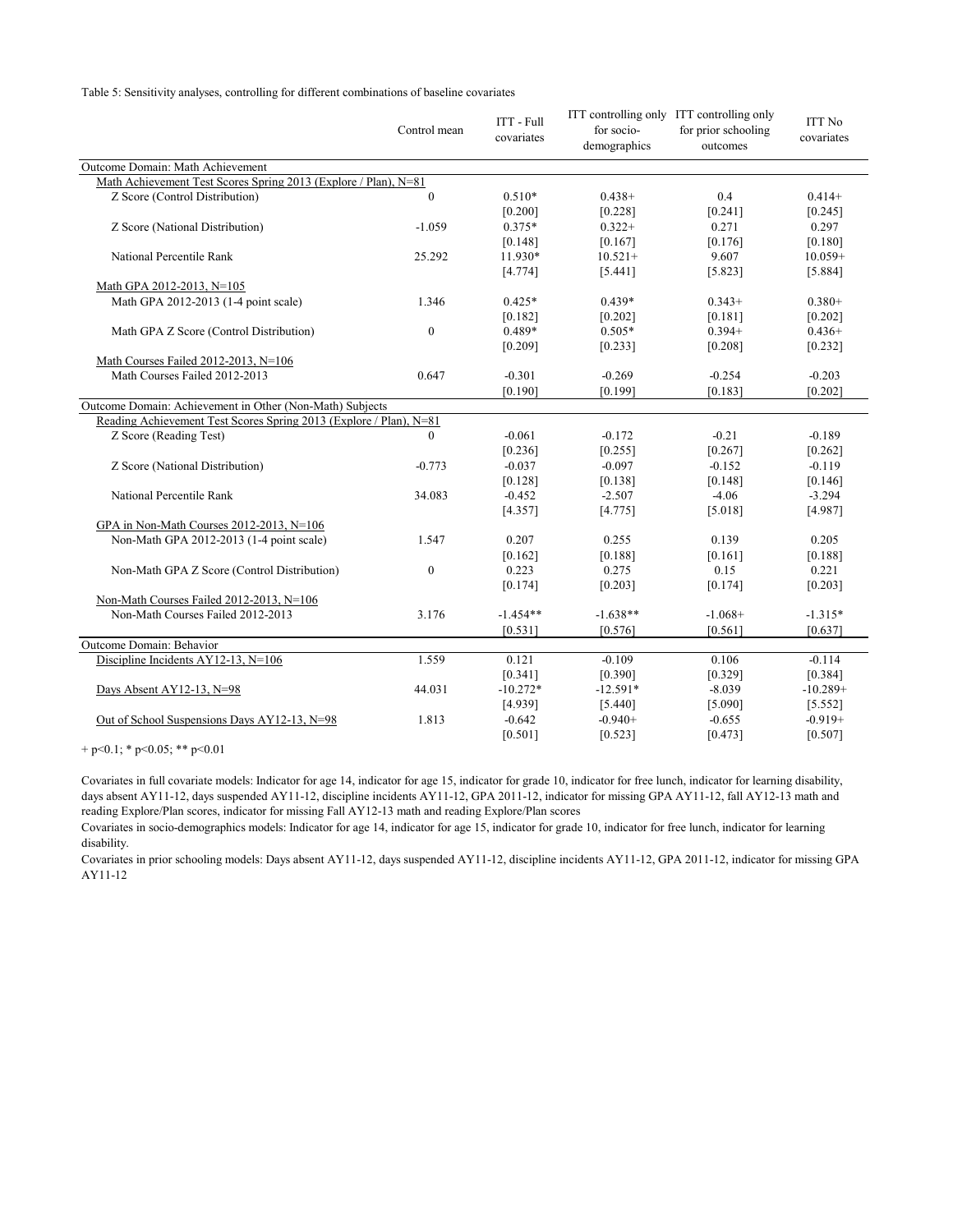Table 5: Sensitivity analyses, controlling for different combinations of baseline covariates

| | Control mean | ITT - Full covariates | ITT controlling only for socio-demographics | ITT controlling only for prior schooling outcomes | ITT No covariates |
|---|---|---|---|---|---|
| **Outcome Domain: Math Achievement** | | | | | |
| Math Achievement Test Scores Spring 2013 (Explore / Plan), N=81 | | | | | |
| Z Score (Control Distribution) | 0 | 0.510* | 0.438+ | 0.4 | 0.414+ |
| | | [0.200] | [0.228] | [0.241] | [0.245] |
| Z Score (National Distribution) | -1.059 | 0.375* | 0.322+ | 0.271 | 0.297 |
| | | [0.148] | [0.167] | [0.176] | [0.180] |
| National Percentile Rank | 25.292 | 11.930* | 10.521+ | 9.607 | 10.059+ |
| | | [4.774] | [5.441] | [5.823] | [5.884] |
| Math GPA 2012-2013, N=105 | | | | | |
| Math GPA 2012-2013 (1-4 point scale) | 1.346 | 0.425* | 0.439* | 0.343+ | 0.380+ |
| | | [0.182] | [0.202] | [0.181] | [0.202] |
| Math GPA Z Score (Control Distribution) | 0 | 0.489* | 0.505* | 0.394+ | 0.436+ |
| | | [0.209] | [0.233] | [0.208] | [0.232] |
| Math Courses Failed 2012-2013, N=106 | | | | | |
| Math Courses Failed 2012-2013 | 0.647 | -0.301 | -0.269 | -0.254 | -0.203 |
| | | [0.190] | [0.199] | [0.183] | [0.202] |
| **Outcome Domain: Achievement in Other (Non-Math) Subjects** | | | | | |
| Reading Achievement Test Scores Spring 2013 (Explore / Plan), N=81 | | | | | |
| Z Score (Reading Test) | 0 | -0.061 | -0.172 | -0.21 | -0.189 |
| | | [0.236] | [0.255] | [0.267] | [0.262] |
| Z Score (National Distribution) | -0.773 | -0.037 | -0.097 | -0.152 | -0.119 |
| | | [0.128] | [0.138] | [0.148] | [0.146] |
| National Percentile Rank | 34.083 | -0.452 | -2.507 | -4.06 | -3.294 |
| | | [4.357] | [4.775] | [5.018] | [4.987] |
| GPA in Non-Math Courses 2012-2013, N=106 | | | | | |
| Non-Math GPA 2012-2013 (1-4 point scale) | 1.547 | 0.207 | 0.255 | 0.139 | 0.205 |
| | | [0.162] | [0.188] | [0.161] | [0.188] |
| Non-Math GPA Z Score (Control Distribution) | 0 | 0.223 | 0.275 | 0.15 | 0.221 |
| | | [0.174] | [0.203] | [0.174] | [0.203] |
| Non-Math Courses Failed 2012-2013, N=106 | | | | | |
| Non-Math Courses Failed 2012-2013 | 3.176 | -1.454** | -1.638** | -1.068+ | -1.315* |
| | | [0.531] | [0.576] | [0.561] | [0.637] |
| **Outcome Domain: Behavior** | | | | | |
| Discipline Incidents AY12-13, N=106 | 1.559 | 0.121 | -0.109 | 0.106 | -0.114 |
| | | [0.341] | [0.390] | [0.329] | [0.384] |
| Days Absent AY12-13, N=98 | 44.031 | -10.272* | -12.591* | -8.039 | -10.289+ |
| | | [4.939] | [5.440] | [5.090] | [5.552] |
| Out of School Suspensions Days AY12-13, N=98 | 1.813 | -0.642 | -0.940+ | -0.655 | -0.919+ |
| | | [0.501] | [0.523] | [0.473] | [0.507] |

+ p<0.1; * p<0.05; ** p<0.01

Covariates in full covariate models: Indicator for age 14, indicator for age 15, indicator for grade 10, indicator for free lunch, indicator for learning disability, days absent AY11-12, days suspended AY11-12, discipline incidents AY11-12, GPA 2011-12, indicator for missing GPA AY11-12, fall AY12-13 math and reading Explore/Plan scores, indicator for missing Fall AY12-13 math and reading Explore/Plan scores

Covariates in socio-demographics models: Indicator for age 14, indicator for age 15, indicator for grade 10, indicator for free lunch, indicator for learning disability.

Covariates in prior schooling models: Days absent AY11-12, days suspended AY11-12, discipline incidents AY11-12, GPA 2011-12, indicator for missing GPA AY11-12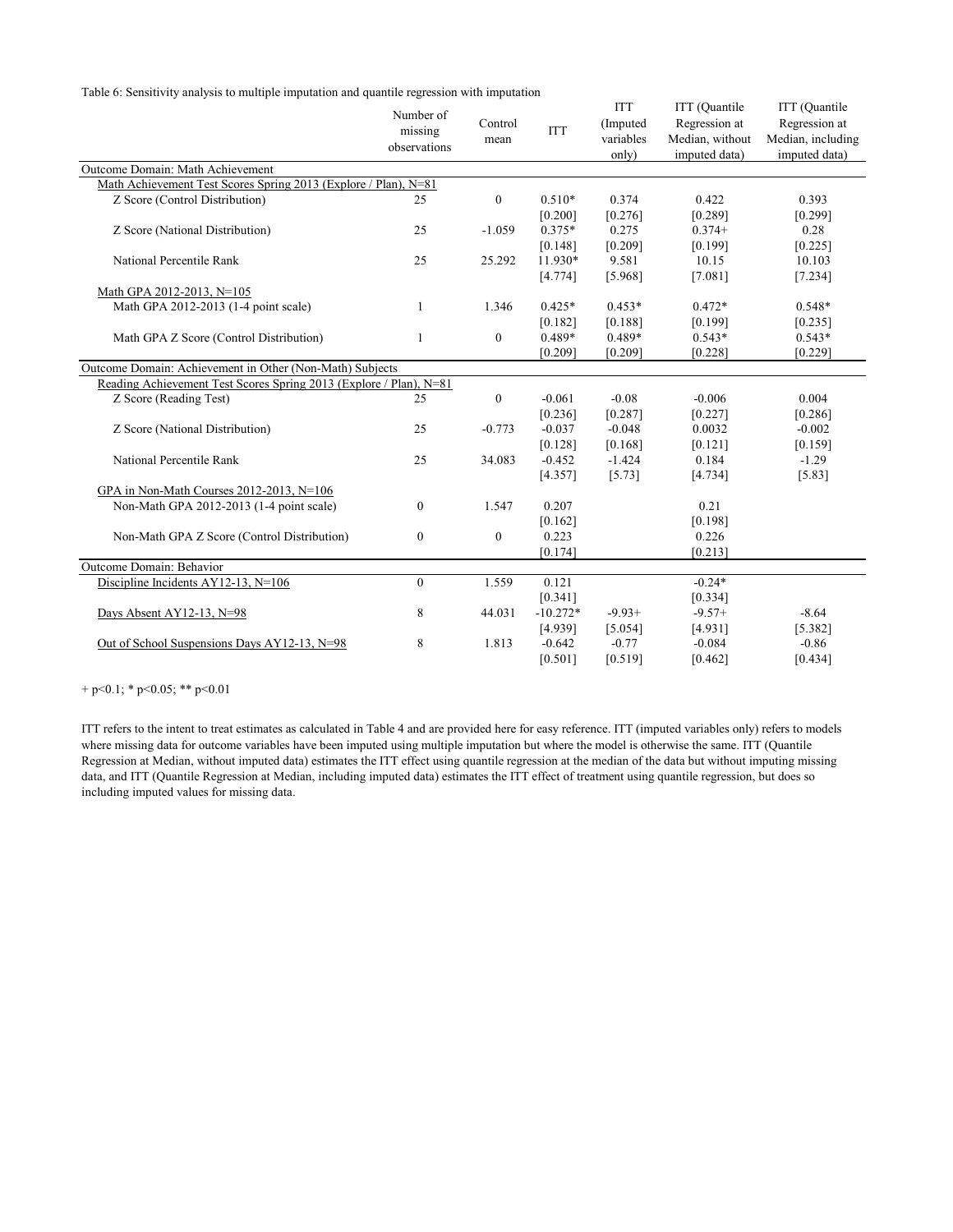Table 6: Sensitivity analysis to multiple imputation and quantile regression with imputation

| | Number of missing observations | Control mean | ITT | ITT (Imputed variables only) | ITT (Quantile Regression at Median, without imputed data) | ITT (Quantile Regression at Median, including imputed data) |
|---|---|---|---|---|---|---|
| Outcome Domain: Math Achievement | | | | | | |
| Math Achievement Test Scores Spring 2013 (Explore / Plan), N=81 | | | | | | |
| Z Score (Control Distribution) | 25 | 0 | 0.510* | 0.374 | 0.422 | 0.393 |
| | | | [0.200] | [0.276] | [0.289] | [0.299] |
| Z Score (National Distribution) | 25 | -1.059 | 0.375* | 0.275 | 0.374+ | 0.28 |
| | | | [0.148] | [0.209] | [0.199] | [0.225] |
| National Percentile Rank | 25 | 25.292 | 11.930* | 9.581 | 10.15 | 10.103 |
| | | | [4.774] | [5.968] | [7.081] | [7.234] |
| Math GPA 2012-2013, N=105 | | | | | | |
| Math GPA 2012-2013 (1-4 point scale) | 1 | 1.346 | 0.425* | 0.453* | 0.472* | 0.548* |
| | | | [0.182] | [0.188] | [0.199] | [0.235] |
| Math GPA Z Score (Control Distribution) | 1 | 0 | 0.489* | 0.489* | 0.543* | 0.543* |
| | | | [0.209] | [0.209] | [0.228] | [0.229] |
| Outcome Domain: Achievement in Other (Non-Math) Subjects | | | | | | |
| Reading Achievement Test Scores Spring 2013 (Explore / Plan), N=81 | | | | | | |
| Z Score (Reading Test) | 25 | 0 | -0.061 | -0.08 | -0.006 | 0.004 |
| | | | [0.236] | [0.287] | [0.227] | [0.286] |
| Z Score (National Distribution) | 25 | -0.773 | -0.037 | -0.048 | 0.0032 | -0.002 |
| | | | [0.128] | [0.168] | [0.121] | [0.159] |
| National Percentile Rank | 25 | 34.083 | -0.452 | -1.424 | 0.184 | -1.29 |
| | | | [4.357] | [5.73] | [4.734] | [5.83] |
| GPA in Non-Math Courses 2012-2013, N=106 | | | | | | |
| Non-Math GPA 2012-2013 (1-4 point scale) | 0 | 1.547 | 0.207 | | 0.21 | |
| | | | [0.162] | | [0.198] | |
| Non-Math GPA Z Score (Control Distribution) | 0 | 0 | 0.223 | | 0.226 | |
| | | | [0.174] | | [0.213] | |
| Outcome Domain: Behavior | | | | | | |
| Discipline Incidents AY12-13, N=106 | 0 | 1.559 | 0.121 | | -0.24* | |
| | | | [0.341] | | [0.334] | |
| Days Absent AY12-13, N=98 | 8 | 44.031 | -10.272* | -9.93+ | -9.57+ | -8.64 |
| | | | [4.939] | [5.054] | [4.931] | [5.382] |
| Out of School Suspensions Days AY12-13, N=98 | 8 | 1.813 | -0.642 | -0.77 | -0.084 | -0.86 |
| | | | [0.501] | [0.519] | [0.462] | [0.434] |

+ p<0.1; * p<0.05; ** p<0.01

ITT refers to the intent to treat estimates as calculated in Table 4 and are provided here for easy reference. ITT (imputed variables only) refers to models where missing data for outcome variables have been imputed using multiple imputation but where the model is otherwise the same. ITT (Quantile Regression at Median, without imputed data) estimates the ITT effect using quantile regression at the median of the data but without imputing missing data, and ITT (Quantile Regression at Median, including imputed data) estimates the ITT effect of treatment using quantile regression, but does so including imputed values for missing data.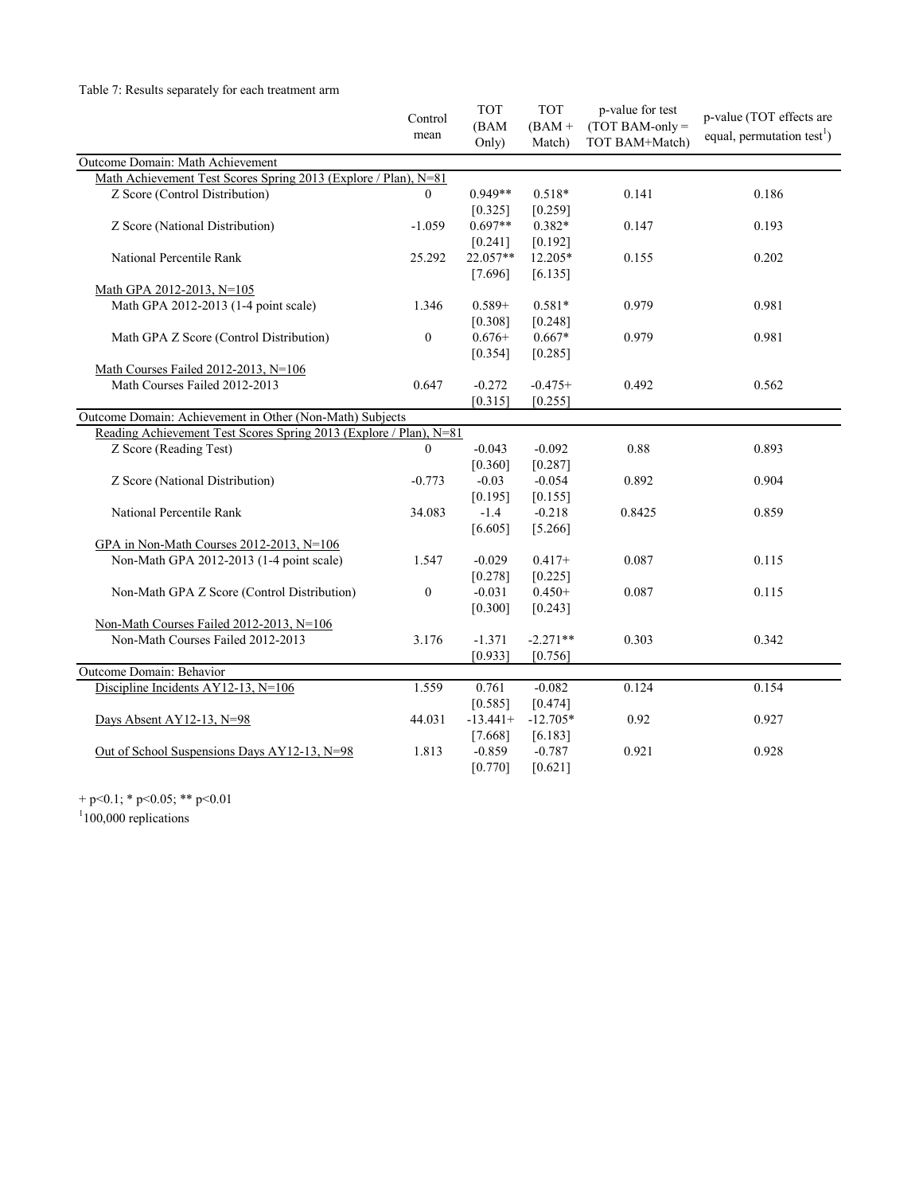Table 7: Results separately for each treatment arm

| | Control mean | TOT (BAM Only) | TOT (BAM + Match) | p-value for test (TOT BAM-only = TOT BAM+Match) | p-value (TOT effects are equal, permutation test[1]) |
|---|---|---|---|---|---|
| **Outcome Domain: Math Achievement** | | | | | |
| Math Achievement Test Scores Spring 2013 (Explore / Plan), N=81 | | | | | |
| Z Score (Control Distribution) | 0 | 0.949** | 0.518* | 0.141 | 0.186 |
| | | [0.325] | [0.259] | | |
| Z Score (National Distribution) | -1.059 | 0.697** | 0.382* | 0.147 | 0.193 |
| | | [0.241] | [0.192] | | |
| National Percentile Rank | 25.292 | 22.057** | 12.205* | 0.155 | 0.202 |
| | | [7.696] | [6.135] | | |
| Math GPA 2012-2013, N=105 | | | | | |
| Math GPA 2012-2013 (1-4 point scale) | 1.346 | 0.589+ | 0.581* | 0.979 | 0.981 |
| | | [0.308] | [0.248] | | |
| Math GPA Z Score (Control Distribution) | 0 | 0.676+ | 0.667* | 0.979 | 0.981 |
| | | [0.354] | [0.285] | | |
| Math Courses Failed 2012-2013, N=106 | | | | | |
| Math Courses Failed 2012-2013 | 0.647 | -0.272 | -0.475+ | 0.492 | 0.562 |
| | | [0.315] | [0.255] | | |
| **Outcome Domain: Achievement in Other (Non-Math) Subjects** | | | | | |
| Reading Achievement Test Scores Spring 2013 (Explore / Plan), N=81 | | | | | |
| Z Score (Reading Test) | 0 | -0.043 | -0.092 | 0.88 | 0.893 |
| | | [0.360] | [0.287] | | |
| Z Score (National Distribution) | -0.773 | -0.03 | -0.054 | 0.892 | 0.904 |
| | | [0.195] | [0.155] | | |
| National Percentile Rank | 34.083 | -1.4 | -0.218 | 0.8425 | 0.859 |
| | | [6.605] | [5.266] | | |
| GPA in Non-Math Courses 2012-2013, N=106 | | | | | |
| Non-Math GPA 2012-2013 (1-4 point scale) | 1.547 | -0.029 | 0.417+ | 0.087 | 0.115 |
| | | [0.278] | [0.225] | | |
| Non-Math GPA Z Score (Control Distribution) | 0 | -0.031 | 0.450+ | 0.087 | 0.115 |
| | | [0.300] | [0.243] | | |
| Non-Math Courses Failed 2012-2013, N=106 | | | | | |
| Non-Math Courses Failed 2012-2013 | 3.176 | -1.371 | -2.271** | 0.303 | 0.342 |
| | | [0.933] | [0.756] | | |
| **Outcome Domain: Behavior** | | | | | |
| Discipline Incidents AY12-13, N=106 | 1.559 | 0.761 | -0.082 | 0.124 | 0.154 |
| | | [0.585] | [0.474] | | |
| Days Absent AY12-13, N=98 | 44.031 | -13.441+ | -12.705* | 0.92 | 0.927 |
| | | [7.668] | [6.183] | | |
| Out of School Suspensions Days AY12-13, N=98 | 1.813 | -0.859 | -0.787 | 0.921 | 0.928 |
| | | [0.770] | [0.621] | | |

+ p<0.1; * p<0.05; ** p<0.01

[1] 100,000 replications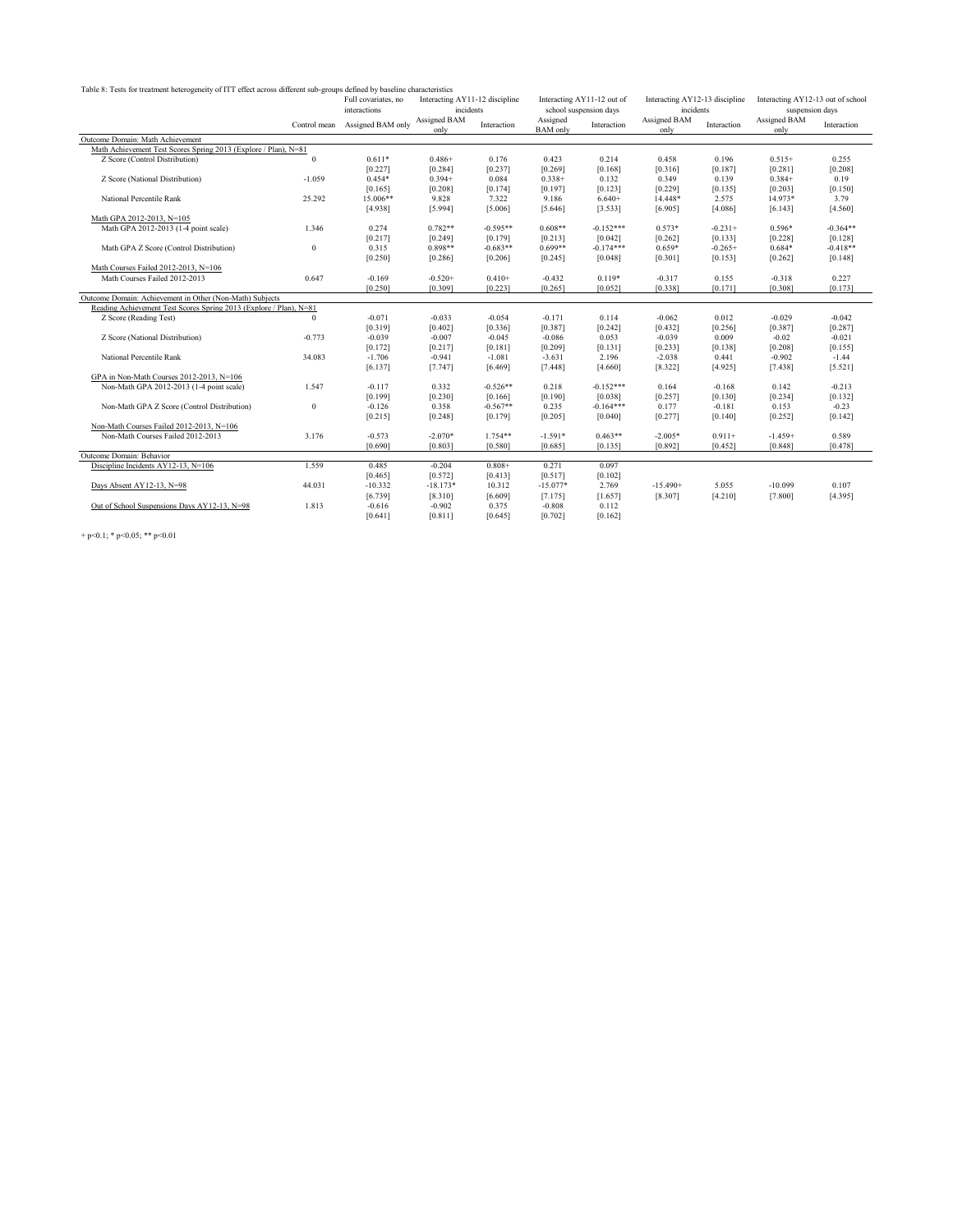Table 8: Tests for treatment heterogeneity of ITT effect across different sub-groups defined by baseline characteristics

| | Control mean | Full covariates, no interactions | Interacting AY11-12 discipline incidents | | Interacting AY11-12 out of school suspension days | | Interacting AY12-13 discipline incidents | | Interacting AY12-13 out of school suspension days | |
|---|---|---|---|---|---|---|---|---|---|---|
| | | Assigned BAM only | Assigned BAM only | Interaction | Assigned BAM only | Interaction | Assigned BAM only | Interaction | Assigned BAM only | Interaction |
| **Outcome Domain: Math Achievement** | | | | | | | | | | |
| Math Achievement Test Scores Spring 2013 (Explore / Plan), N=81 | | | | | | | | | | |
| Z Score (Control Distribution) | 0 | 0.611* | 0.486+ | 0.176 | 0.423 | 0.214 | 0.458 | 0.196 | 0.515+ | 0.255 |
| | | [0.227] | [0.284] | [0.237] | [0.269] | [0.168] | [0.316] | [0.187] | [0.281] | [0.208] |
| Z Score (National Distribution) | -1.059 | 0.454* | 0.394+ | 0.084 | 0.338+ | 0.132 | 0.349 | 0.139 | 0.384+ | 0.19 |
| | | [0.165] | [0.208] | [0.174] | [0.197] | [0.123] | [0.229] | [0.135] | [0.203] | [0.150] |
| National Percentile Rank | 25.292 | 15.006** | 9.828 | 7.322 | 9.186 | 6.640+ | 14.448* | 2.575 | 14.973* | 3.79 |
| | | [4.938] | [5.994] | [5.006] | [5.646] | [3.533] | [6.905] | [4.086] | [6.143] | [4.560] |
| Math GPA 2012-2013, N=105 | | | | | | | | | | |
| Math GPA 2012-2013 (1-4 point scale) | 1.346 | 0.274 | 0.782** | -0.595** | 0.608** | -0.152*** | 0.573* | -0.231+ | 0.596* | -0.364** |
| | | [0.217] | [0.249] | [0.179] | [0.213] | [0.042] | [0.262] | [0.133] | [0.228] | [0.128] |
| Math GPA Z Score (Control Distribution) | 0 | 0.315 | 0.898** | -0.683** | 0.699** | -0.174*** | 0.659* | -0.265+ | 0.684* | -0.418** |
| | | [0.250] | [0.286] | [0.206] | [0.245] | [0.048] | [0.301] | [0.153] | [0.262] | [0.148] |
| Math Courses Failed 2012-2013, N=106 | | | | | | | | | | |
| Math Courses Failed 2012-2013 | 0.647 | -0.169 | -0.520+ | 0.410+ | -0.432 | 0.119* | -0.317 | 0.155 | -0.318 | 0.227 |
| | | [0.250] | [0.309] | [0.223] | [0.265] | [0.052] | [0.338] | [0.171] | [0.308] | [0.173] |
| **Outcome Domain: Achievement in Other (Non-Math) Subjects** | | | | | | | | | | |
| Reading Achievement Test Scores Spring 2013 (Explore / Plan), N=81 | | | | | | | | | | |
| Z Score (Reading Test) | 0 | -0.071 | -0.033 | -0.054 | -0.171 | 0.114 | -0.062 | 0.012 | -0.029 | -0.042 |
| | | [0.319] | [0.402] | [0.336] | [0.387] | [0.242] | [0.432] | [0.256] | [0.387] | [0.287] |
| Z Score (National Distribution) | -0.773 | -0.039 | -0.007 | -0.045 | -0.086 | 0.053 | -0.039 | 0.009 | -0.02 | -0.021 |
| | | [0.172] | [0.217] | [0.181] | [0.209] | [0.131] | [0.233] | [0.138] | [0.208] | [0.155] |
| National Percentile Rank | 34.083 | -1.706 | -0.941 | -1.081 | -3.631 | 2.196 | -2.038 | 0.441 | -0.902 | -1.44 |
| | | [6.137] | [7.747] | [6.469] | [7.448] | [4.660] | [8.322] | [4.925] | [7.438] | [5.521] |
| GPA in Non-Math Courses 2012-2013, N=106 | | | | | | | | | | |
| Non-Math GPA 2012-2013 (1-4 point scale) | 1.547 | -0.117 | 0.332 | -0.526** | 0.218 | -0.152*** | 0.164 | -0.168 | 0.142 | -0.213 |
| | | [0.199] | [0.230] | [0.166] | [0.190] | [0.038] | [0.257] | [0.130] | [0.234] | [0.132] |
| Non-Math GPA Z Score (Control Distribution) | 0 | -0.126 | 0.358 | -0.567** | 0.235 | -0.164*** | 0.177 | -0.181 | 0.153 | -0.23 |
| | | [0.215] | [0.248] | [0.179] | [0.205] | [0.040] | [0.277] | [0.140] | [0.252] | [0.142] |
| Non-Math Courses Failed 2012-2013, N=106 | | | | | | | | | | |
| Non-Math Courses Failed 2012-2013 | 3.176 | -0.573 | -2.070* | 1.754** | -1.591* | 0.463** | -2.005* | 0.911+ | -1.459+ | 0.589 |
| | | [0.690] | [0.803] | [0.580] | [0.685] | [0.135] | [0.892] | [0.452] | [0.848] | [0.478] |
| **Outcome Domain: Behavior** | | | | | | | | | | |
| Discipline Incidents AY12-13, N=106 | 1.559 | 0.485 | -0.204 | 0.808+ | 0.271 | 0.097 | | | | |
| | | [0.465] | [0.572] | [0.413] | [0.517] | [0.102] | | | | |
| Days Absent AY12-13, N=98 | 44.031 | -10.332 | -18.173* | 10.312 | -15.077* | 2.769 | -15.490+ | 5.055 | -10.099 | 0.107 |
| | | [6.739] | [8.310] | [6.609] | [7.175] | [1.657] | [8.307] | [4.210] | [7.800] | [4.395] |
| Out of School Suspensions Days AY12-13, N=98 | 1.813 | -0.616 | -0.902 | 0.375 | -0.808 | 0.112 | | | | |
| | | [0.641] | [0.811] | [0.645] | [0.702] | [0.162] | | | | |

+ p<0.1; * p<0.05; ** p<0.01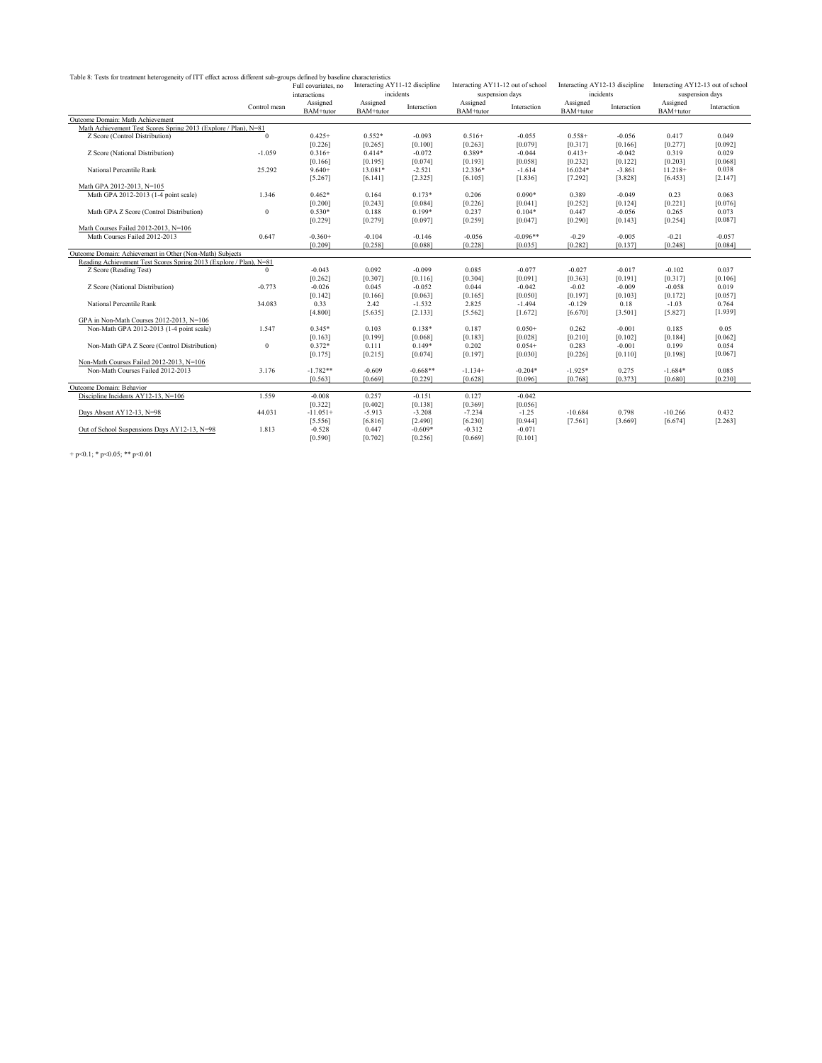Table 8: Tests for treatment heterogeneity of ITT effect across different sub-groups defined by baseline characteristics

| | Control mean | Full covariates, no interactions | Interacting AY11-12 discipline incidents | | Interacting AY11-12 out of school suspension days | | Interacting AY12-13 discipline incidents | | Interacting AY12-13 out of school suspension days | |
|---|---|---|---|---|---|---|---|---|---|---|
| | | Assigned BAM+tutor | Assigned BAM+tutor | Interaction | Assigned BAM+tutor | Interaction | Assigned BAM+tutor | Interaction | Assigned BAM+tutor | Interaction |
| Outcome Domain: Math Achievement | | | | | | | | | | |
| Math Achievement Test Scores Spring 2013 (Explore / Plan), N=81 | | | | | | | | | | |
| Z Score (Control Distribution) | 0 | 0.425+ | 0.552* | -0.093 | 0.516+ | -0.055 | 0.558+ | -0.056 | 0.417 | 0.049 |
| | | [0.226] | [0.265] | [0.100] | [0.263] | [0.079] | [0.317] | [0.166] | [0.277] | [0.092] |
| Z Score (National Distribution) | -1.059 | 0.316+ | 0.414* | -0.072 | 0.389* | -0.044 | 0.413+ | -0.042 | 0.319 | 0.029 |
| | | [0.166] | [0.195] | [0.074] | [0.193] | [0.058] | [0.232] | [0.122] | [0.203] | [0.068] |
| National Percentile Rank | 25.292 | 9.640+ | 13.081* | -2.521 | 12.336* | -1.614 | 16.024* | -3.861 | 11.218+ | 0.038 |
| | | [5.267] | [6.141] | [2.325] | [6.105] | [1.836] | [7.292] | [3.828] | [6.453] | [2.147] |
| Math GPA 2012-2013, N=105 | | | | | | | | | | |
| Math GPA 2012-2013 (1-4 point scale) | 1.346 | 0.462* | 0.164 | 0.173* | 0.206 | 0.090* | 0.389 | -0.049 | 0.23 | 0.063 |
| | | [0.200] | [0.243] | [0.084] | [0.226] | [0.041] | [0.252] | [0.124] | [0.221] | [0.076] |
| Math GPA Z Score (Control Distribution) | 0 | 0.530* | 0.188 | 0.199* | 0.237 | 0.104* | 0.447 | -0.056 | 0.265 | 0.073 |
| | | [0.229] | [0.279] | [0.097] | [0.259] | [0.047] | [0.290] | [0.143] | [0.254] | [0.087] |
| Math Courses Failed 2012-2013, N=106 | | | | | | | | | | |
| Math Courses Failed 2012-2013 | 0.647 | -0.360+ | -0.104 | -0.146 | -0.056 | -0.096** | -0.29 | -0.005 | -0.21 | -0.057 |
| | | [0.209] | [0.258] | [0.088] | [0.228] | [0.035] | [0.282] | [0.137] | [0.248] | [0.084] |
| Outcome Domain: Achievement in Other (Non-Math) Subjects | | | | | | | | | | |
| Reading Achievement Test Scores Spring 2013 (Explore / Plan), N=81 | | | | | | | | | | |
| Z Score (Reading Test) | 0 | -0.043 | 0.092 | -0.099 | 0.085 | -0.077 | -0.027 | -0.017 | -0.102 | 0.037 |
| | | [0.262] | [0.307] | [0.116] | [0.304] | [0.091] | [0.363] | [0.191] | [0.317] | [0.106] |
| Z Score (National Distribution) | -0.773 | -0.026 | 0.045 | -0.052 | 0.044 | -0.042 | -0.02 | -0.009 | -0.058 | 0.019 |
| | | [0.142] | [0.166] | [0.063] | [0.165] | [0.050] | [0.197] | [0.103] | [0.172] | [0.057] |
| National Percentile Rank | 34.083 | 0.33 | 2.42 | -1.532 | 2.825 | -1.494 | -0.129 | 0.18 | -1.03 | 0.764 |
| | | [4.800] | [5.635] | [2.133] | [5.562] | [1.672] | [6.670] | [3.501] | [5.827] | [1.939] |
| GPA in Non-Math Courses 2012-2013, N=106 | | | | | | | | | | |
| Non-Math GPA 2012-2013 (1-4 point scale) | 1.547 | 0.345* | 0.103 | 0.138* | 0.187 | 0.050+ | 0.262 | -0.001 | 0.185 | 0.05 |
| | | [0.163] | [0.199] | [0.068] | [0.183] | [0.028] | [0.210] | [0.102] | [0.184] | [0.062] |
| Non-Math GPA Z Score (Control Distribution) | 0 | 0.372* | 0.111 | 0.149* | 0.202 | 0.054+ | 0.283 | -0.001 | 0.199 | 0.054 |
| | | [0.175] | [0.215] | [0.074] | [0.197] | [0.030] | [0.226] | [0.110] | [0.198] | [0.067] |
| Non-Math Courses Failed 2012-2013, N=106 | | | | | | | | | | |
| Non-Math Courses Failed 2012-2013 | 3.176 | -1.782** | -0.609 | -0.668** | -1.134+ | -0.204* | -1.925* | 0.275 | -1.684* | 0.085 |
| | | [0.563] | [0.669] | [0.229] | [0.628] | [0.096] | [0.768] | [0.373] | [0.680] | [0.230] |
| Outcome Domain: Behavior | | | | | | | | | | |
| Discipline Incidents AY12-13, N=106 | 1.559 | -0.008 | 0.257 | -0.151 | 0.127 | -0.042 | | | | |
| | | [0.322] | [0.402] | [0.138] | [0.369] | [0.056] | | | | |
| Days Absent AY12-13, N=98 | 44.031 | -11.051+ | -5.913 | -3.208 | -7.234 | -1.25 | -10.684 | 0.798 | -10.266 | 0.432 |
| | | [5.556] | [6.816] | [2.490] | [6.230] | [0.944] | [7.561] | [3.669] | [6.674] | [2.263] |
| Out of School Suspensions Days AY12-13, N=98 | 1.813 | -0.528 | 0.447 | -0.609* | -0.312 | -0.071 | | | | |
| | | [0.590] | [0.702] | [0.256] | [0.669] | [0.101] | | | | |

+ p<0.1; * p<0.05; ** p<0.01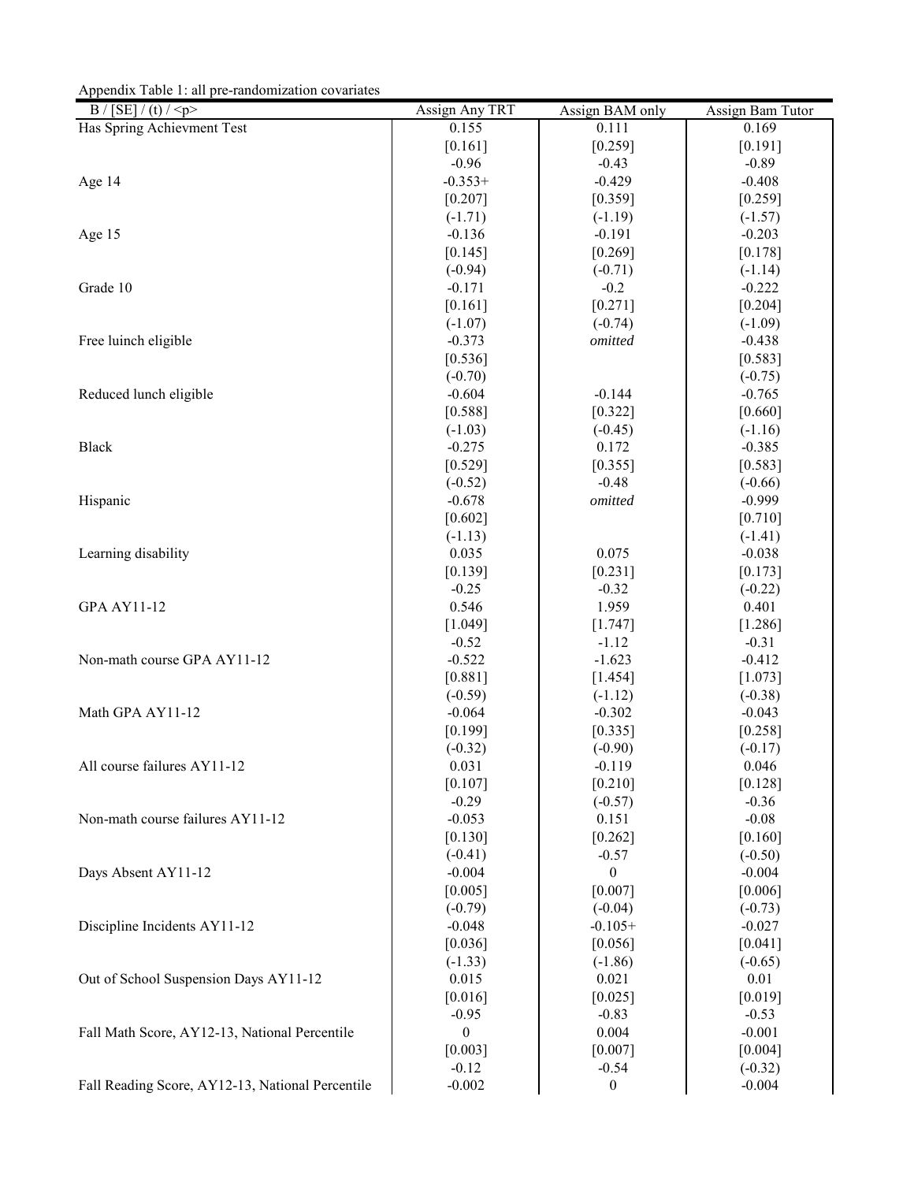Appendix Table 1: all pre-randomization covariates

| B / [SE] / (t) / <p> | Assign Any TRT | Assign BAM only | Assign Bam Tutor |
|---|---|---|---|
| Has Spring Achievment Test | 0.155 | 0.111 | 0.169 |
| | [0.161] | [0.259] | [0.191] |
| | -0.96 | -0.43 | -0.89 |
| Age 14 | -0.353+ | -0.429 | -0.408 |
| | [0.207] | [0.359] | [0.259] |
| | (-1.71) | (-1.19) | (-1.57) |
| Age 15 | -0.136 | -0.191 | -0.203 |
| | [0.145] | [0.269] | [0.178] |
| | (-0.94) | (-0.71) | (-1.14) |
| Grade 10 | -0.171 | -0.2 | -0.222 |
| | [0.161] | [0.271] | [0.204] |
| | (-1.07) | (-0.74) | (-1.09) |
| Free luinch eligible | -0.373 | *omitted* | -0.438 |
| | [0.536] | | [0.583] |
| | (-0.70) | | (-0.75) |
| Reduced lunch eligible | -0.604 | -0.144 | -0.765 |
| | [0.588] | [0.322] | [0.660] |
| | (-1.03) | (-0.45) | (-1.16) |
| Black | -0.275 | 0.172 | -0.385 |
| | [0.529] | [0.355] | [0.583] |
| | (-0.52) | -0.48 | (-0.66) |
| Hispanic | -0.678 | *omitted* | -0.999 |
| | [0.602] | | [0.710] |
| | (-1.13) | | (-1.41) |
| Learning disability | 0.035 | 0.075 | -0.038 |
| | [0.139] | [0.231] | [0.173] |
| | -0.25 | -0.32 | (-0.22) |
| GPA AY11-12 | 0.546 | 1.959 | 0.401 |
| | [1.049] | [1.747] | [1.286] |
| | -0.52 | -1.12 | -0.31 |
| Non-math course GPA AY11-12 | -0.522 | -1.623 | -0.412 |
| | [0.881] | [1.454] | [1.073] |
| | (-0.59) | (-1.12) | (-0.38) |
| Math GPA AY11-12 | -0.064 | -0.302 | -0.043 |
| | [0.199] | [0.335] | [0.258] |
| | (-0.32) | (-0.90) | (-0.17) |
| All course failures AY11-12 | 0.031 | -0.119 | 0.046 |
| | [0.107] | [0.210] | [0.128] |
| | -0.29 | (-0.57) | -0.36 |
| Non-math course failures AY11-12 | -0.053 | 0.151 | -0.08 |
| | [0.130] | [0.262] | [0.160] |
| | (-0.41) | -0.57 | (-0.50) |
| Days Absent AY11-12 | -0.004 | 0 | -0.004 |
| | [0.005] | [0.007] | [0.006] |
| | (-0.79) | (-0.04) | (-0.73) |
| Discipline Incidents AY11-12 | -0.048 | -0.105+ | -0.027 |
| | [0.036] | [0.056] | [0.041] |
| | (-1.33) | (-1.86) | (-0.65) |
| Out of School Suspension Days AY11-12 | 0.015 | 0.021 | 0.01 |
| | [0.016] | [0.025] | [0.019] |
| | -0.95 | -0.83 | -0.53 |
| Fall Math Score, AY12-13, National Percentile | 0 | 0.004 | -0.001 |
| | [0.003] | [0.007] | [0.004] |
| | -0.12 | -0.54 | (-0.32) |
| Fall Reading Score, AY12-13, National Percentile | -0.002 | 0 | -0.004 |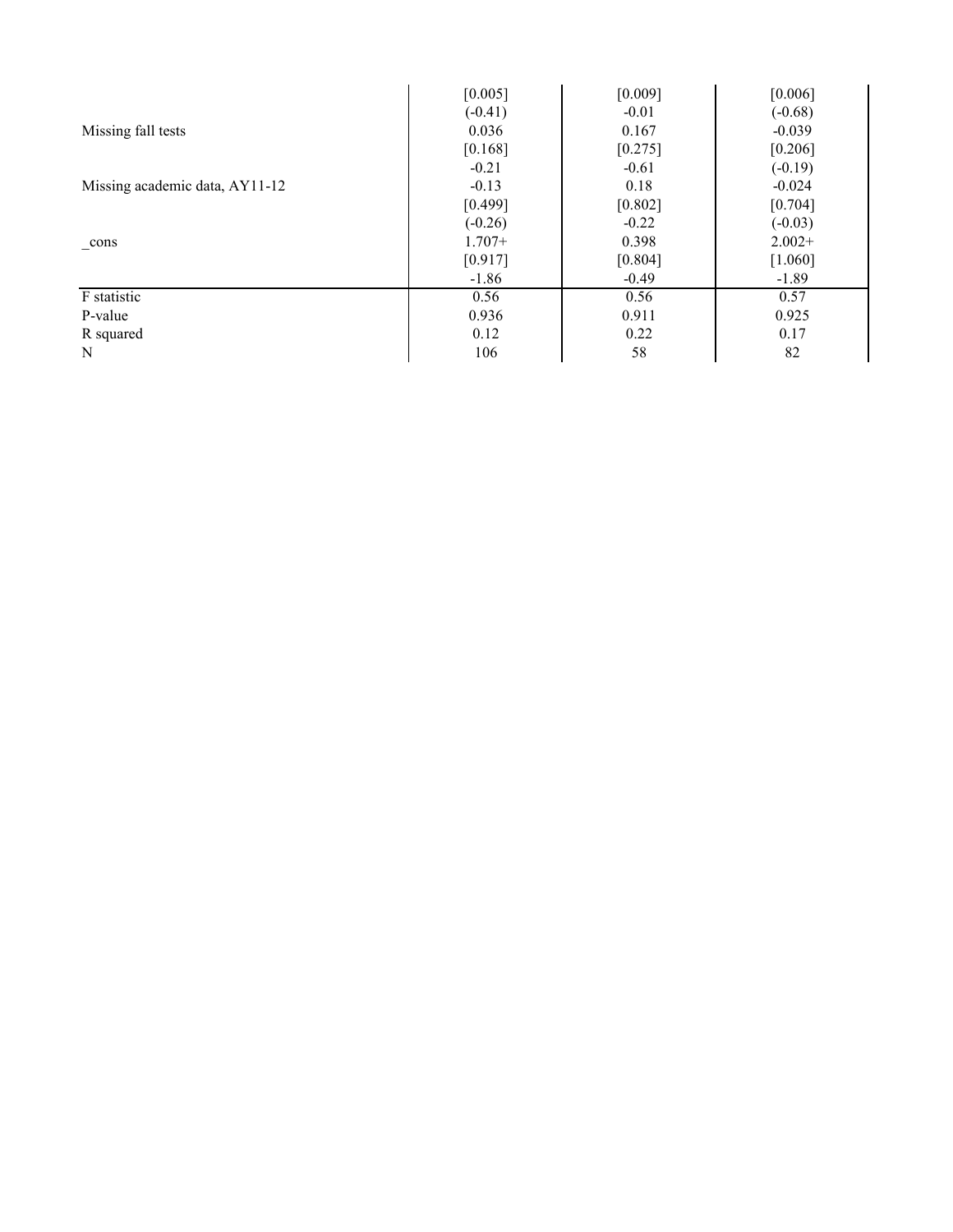| | | | |
|---|---|---|---|
| | [0.005] | [0.009] | [0.006] |
| | (-0.41) | -0.01 | (-0.68) |
| Missing fall tests | 0.036 | 0.167 | -0.039 |
| | [0.168] | [0.275] | [0.206] |
| | -0.21 | -0.61 | (-0.19) |
| Missing academic data, AY11-12 | -0.13 | 0.18 | -0.024 |
| | [0.499] | [0.802] | [0.704] |
| | (-0.26) | -0.22 | (-0.03) |
| _cons | 1.707+ | 0.398 | 2.002+ |
| | [0.917] | [0.804] | [1.060] |
| | -1.86 | -0.49 | -1.89 |
| F statistic | 0.56 | 0.56 | 0.57 |
| P-value | 0.936 | 0.911 | 0.925 |
| R squared | 0.12 | 0.22 | 0.17 |
| N | 106 | 58 | 82 |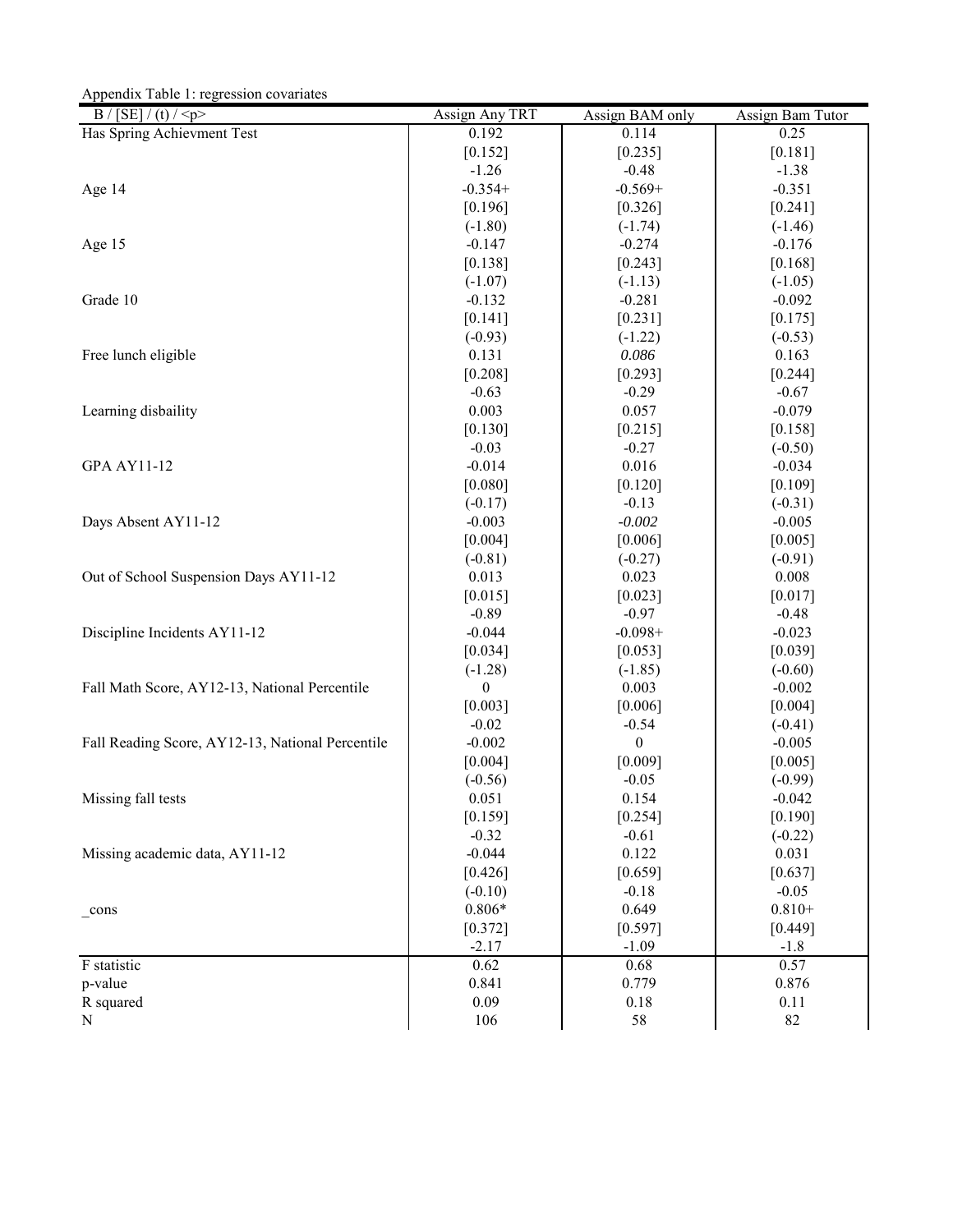Appendix Table 1: regression covariates

| B / [SE] / (t) / <p> | Assign Any TRT | Assign BAM only | Assign Bam Tutor |
|---|---|---|---|
| Has Spring Achievment Test | 0.192 | 0.114 | 0.25 |
| | [0.152] | [0.235] | [0.181] |
| | -1.26 | -0.48 | -1.38 |
| Age 14 | -0.354+ | -0.569+ | -0.351 |
| | [0.196] | [0.326] | [0.241] |
| | (-1.80) | (-1.74) | (-1.46) |
| Age 15 | -0.147 | -0.274 | -0.176 |
| | [0.138] | [0.243] | [0.168] |
| | (-1.07) | (-1.13) | (-1.05) |
| Grade 10 | -0.132 | -0.281 | -0.092 |
| | [0.141] | [0.231] | [0.175] |
| | (-0.93) | (-1.22) | (-0.53) |
| Free lunch eligible | 0.131 | *0.086* | 0.163 |
| | [0.208] | [0.293] | [0.244] |
| | -0.63 | -0.29 | -0.67 |
| Learning disbaility | 0.003 | 0.057 | -0.079 |
| | [0.130] | [0.215] | [0.158] |
| | -0.03 | -0.27 | (-0.50) |
| GPA AY11-12 | -0.014 | 0.016 | -0.034 |
| | [0.080] | [0.120] | [0.109] |
| | (-0.17) | -0.13 | (-0.31) |
| Days Absent AY11-12 | -0.003 | *-0.002* | -0.005 |
| | [0.004] | [0.006] | [0.005] |
| | (-0.81) | (-0.27) | (-0.91) |
| Out of School Suspension Days AY11-12 | 0.013 | 0.023 | 0.008 |
| | [0.015] | [0.023] | [0.017] |
| | -0.89 | -0.97 | -0.48 |
| Discipline Incidents AY11-12 | -0.044 | -0.098+ | -0.023 |
| | [0.034] | [0.053] | [0.039] |
| | (-1.28) | (-1.85) | (-0.60) |
| Fall Math Score, AY12-13, National Percentile | 0 | 0.003 | -0.002 |
| | [0.003] | [0.006] | [0.004] |
| | -0.02 | -0.54 | (-0.41) |
| Fall Reading Score, AY12-13, National Percentile | -0.002 | 0 | -0.005 |
| | [0.004] | [0.009] | [0.005] |
| | (-0.56) | -0.05 | (-0.99) |
| Missing fall tests | 0.051 | 0.154 | -0.042 |
| | [0.159] | [0.254] | [0.190] |
| | -0.32 | -0.61 | (-0.22) |
| Missing academic data, AY11-12 | -0.044 | 0.122 | 0.031 |
| | [0.426] | [0.659] | [0.637] |
| | (-0.10) | -0.18 | -0.05 |
| _cons | 0.806* | 0.649 | 0.810+ |
| | [0.372] | [0.597] | [0.449] |
| | -2.17 | -1.09 | -1.8 |
| F statistic | 0.62 | 0.68 | 0.57 |
| p-value | 0.841 | 0.779 | 0.876 |
| R squared | 0.09 | 0.18 | 0.11 |
| N | 106 | 58 | 82 |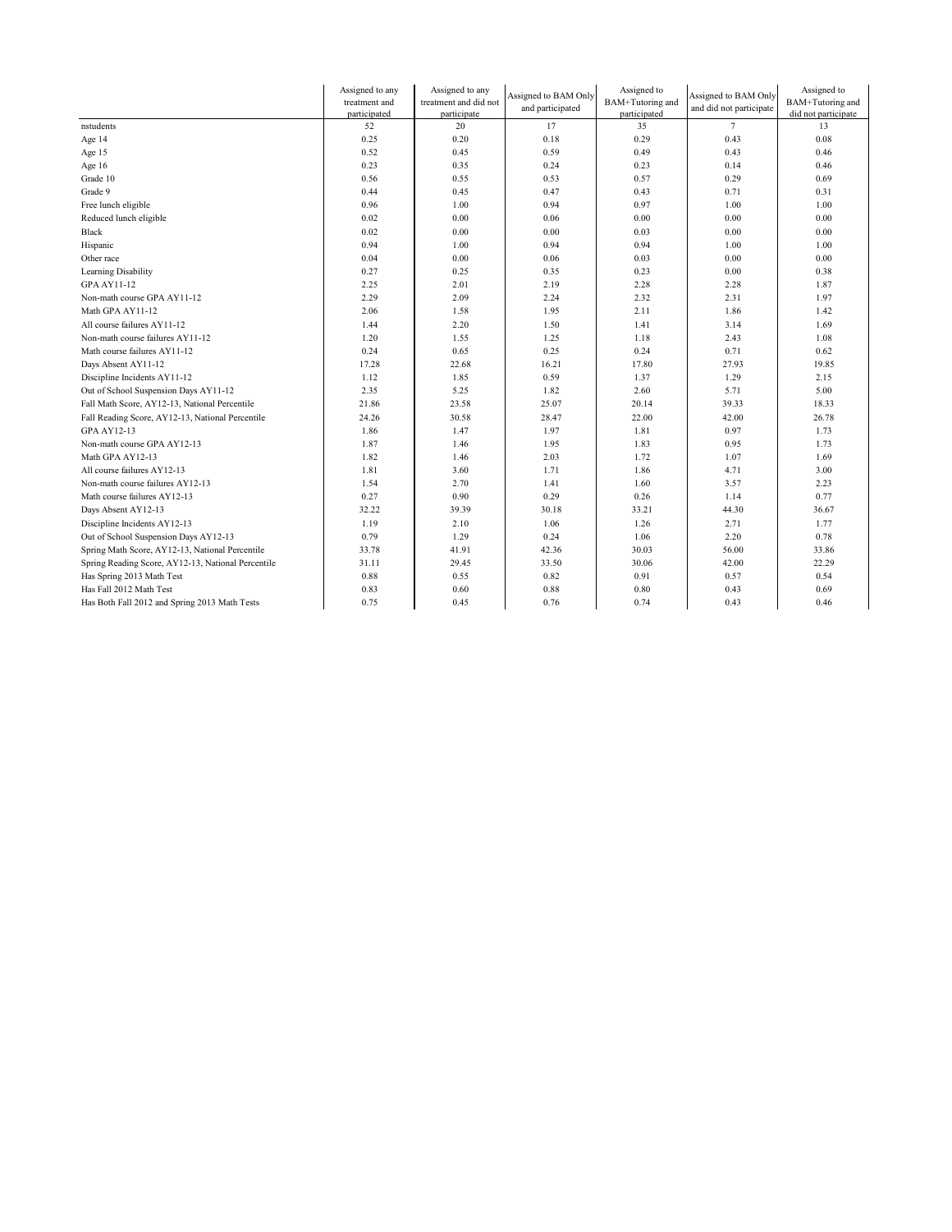| | Assigned to any treatment and participated | Assigned to any treatment and did not participate | Assigned to BAM Only and participated | Assigned to BAM+Tutoring and participated | Assigned to BAM Only and did not participate | Assigned to BAM+Tutoring and did not participate |
|---|---|---|---|---|---|---|
| nstudents | 52 | 20 | 17 | 35 | 7 | 13 |
| Age 14 | 0.25 | 0.20 | 0.18 | 0.29 | 0.43 | 0.08 |
| Age 15 | 0.52 | 0.45 | 0.59 | 0.49 | 0.43 | 0.46 |
| Age 16 | 0.23 | 0.35 | 0.24 | 0.23 | 0.14 | 0.46 |
| Grade 10 | 0.56 | 0.55 | 0.53 | 0.57 | 0.29 | 0.69 |
| Grade 9 | 0.44 | 0.45 | 0.47 | 0.43 | 0.71 | 0.31 |
| Free lunch eligible | 0.96 | 1.00 | 0.94 | 0.97 | 1.00 | 1.00 |
| Reduced lunch eligible | 0.02 | 0.00 | 0.06 | 0.00 | 0.00 | 0.00 |
| Black | 0.02 | 0.00 | 0.00 | 0.03 | 0.00 | 0.00 |
| Hispanic | 0.94 | 1.00 | 0.94 | 0.94 | 1.00 | 1.00 |
| Other race | 0.04 | 0.00 | 0.06 | 0.03 | 0.00 | 0.00 |
| Learning Disability | 0.27 | 0.25 | 0.35 | 0.23 | 0.00 | 0.38 |
| GPA AY11-12 | 2.25 | 2.01 | 2.19 | 2.28 | 2.28 | 1.87 |
| Non-math course GPA AY11-12 | 2.29 | 2.09 | 2.24 | 2.32 | 2.31 | 1.97 |
| Math GPA AY11-12 | 2.06 | 1.58 | 1.95 | 2.11 | 1.86 | 1.42 |
| All course failures AY11-12 | 1.44 | 2.20 | 1.50 | 1.41 | 3.14 | 1.69 |
| Non-math course failures AY11-12 | 1.20 | 1.55 | 1.25 | 1.18 | 2.43 | 1.08 |
| Math course failures AY11-12 | 0.24 | 0.65 | 0.25 | 0.24 | 0.71 | 0.62 |
| Days Absent AY11-12 | 17.28 | 22.68 | 16.21 | 17.80 | 27.93 | 19.85 |
| Discipline Incidents AY11-12 | 1.12 | 1.85 | 0.59 | 1.37 | 1.29 | 2.15 |
| Out of School Suspension Days AY11-12 | 2.35 | 5.25 | 1.82 | 2.60 | 5.71 | 5.00 |
| Fall Math Score, AY12-13, National Percentile | 21.86 | 23.58 | 25.07 | 20.14 | 39.33 | 18.33 |
| Fall Reading Score, AY12-13, National Percentile | 24.26 | 30.58 | 28.47 | 22.00 | 42.00 | 26.78 |
| GPA AY12-13 | 1.86 | 1.47 | 1.97 | 1.81 | 0.97 | 1.73 |
| Non-math course GPA AY12-13 | 1.87 | 1.46 | 1.95 | 1.83 | 0.95 | 1.73 |
| Math GPA AY12-13 | 1.82 | 1.46 | 2.03 | 1.72 | 1.07 | 1.69 |
| All course failures AY12-13 | 1.81 | 3.60 | 1.71 | 1.86 | 4.71 | 3.00 |
| Non-math course failures AY12-13 | 1.54 | 2.70 | 1.41 | 1.60 | 3.57 | 2.23 |
| Math course failures AY12-13 | 0.27 | 0.90 | 0.29 | 0.26 | 1.14 | 0.77 |
| Days Absent AY12-13 | 32.22 | 39.39 | 30.18 | 33.21 | 44.30 | 36.67 |
| Discipline Incidents AY12-13 | 1.19 | 2.10 | 1.06 | 1.26 | 2.71 | 1.77 |
| Out of School Suspension Days AY12-13 | 0.79 | 1.29 | 0.24 | 1.06 | 2.20 | 0.78 |
| Spring Math Score, AY12-13, National Percentile | 33.78 | 41.91 | 42.36 | 30.03 | 56.00 | 33.86 |
| Spring Reading Score, AY12-13, National Percentile | 31.11 | 29.45 | 33.50 | 30.06 | 42.00 | 22.29 |
| Has Spring 2013 Math Test | 0.88 | 0.55 | 0.82 | 0.91 | 0.57 | 0.54 |
| Has Fall 2012 Math Test | 0.83 | 0.60 | 0.88 | 0.80 | 0.43 | 0.69 |
| Has Both Fall 2012 and Spring 2013 Math Tests | 0.75 | 0.45 | 0.76 | 0.74 | 0.43 | 0.46 |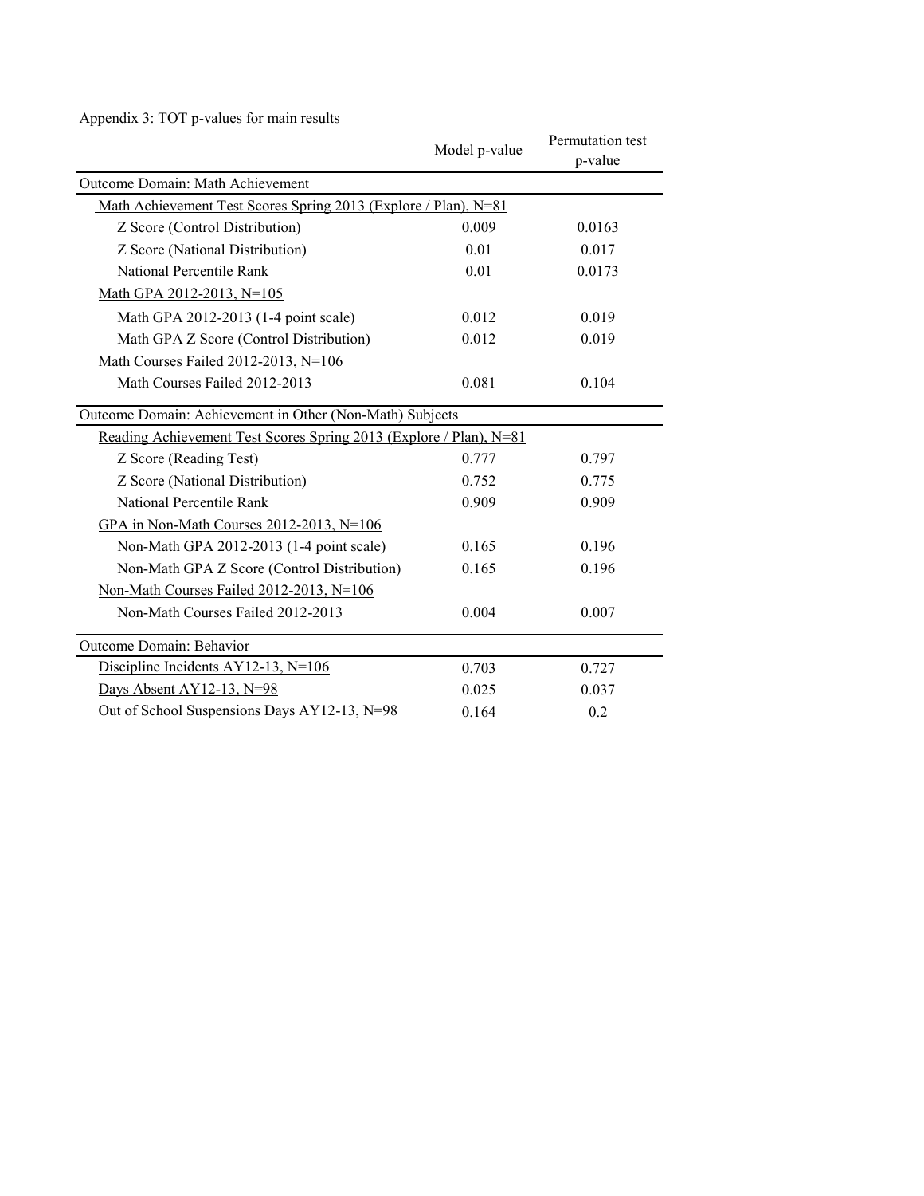Appendix 3: TOT p-values for main results

| | Model p-value | Permutation test p-value |
|---|---|---|
| Outcome Domain: Math Achievement | | |
| Math Achievement Test Scores Spring 2013 (Explore / Plan), N=81 | | |
| Z Score (Control Distribution) | 0.009 | 0.0163 |
| Z Score (National Distribution) | 0.01 | 0.017 |
| National Percentile Rank | 0.01 | 0.0173 |
| Math GPA 2012-2013, N=105 | | |
| Math GPA 2012-2013 (1-4 point scale) | 0.012 | 0.019 |
| Math GPA Z Score (Control Distribution) | 0.012 | 0.019 |
| Math Courses Failed 2012-2013, N=106 | | |
| Math Courses Failed 2012-2013 | 0.081 | 0.104 |
| Outcome Domain: Achievement in Other (Non-Math) Subjects | | |
| Reading Achievement Test Scores Spring 2013 (Explore / Plan), N=81 | | |
| Z Score (Reading Test) | 0.777 | 0.797 |
| Z Score (National Distribution) | 0.752 | 0.775 |
| National Percentile Rank | 0.909 | 0.909 |
| GPA in Non-Math Courses 2012-2013, N=106 | | |
| Non-Math GPA 2012-2013 (1-4 point scale) | 0.165 | 0.196 |
| Non-Math GPA Z Score (Control Distribution) | 0.165 | 0.196 |
| Non-Math Courses Failed 2012-2013, N=106 | | |
| Non-Math Courses Failed 2012-2013 | 0.004 | 0.007 |
| Outcome Domain: Behavior | | |
| Discipline Incidents AY12-13, N=106 | 0.703 | 0.727 |
| Days Absent AY12-13, N=98 | 0.025 | 0.037 |
| Out of School Suspensions Days AY12-13, N=98 | 0.164 | 0.2 |